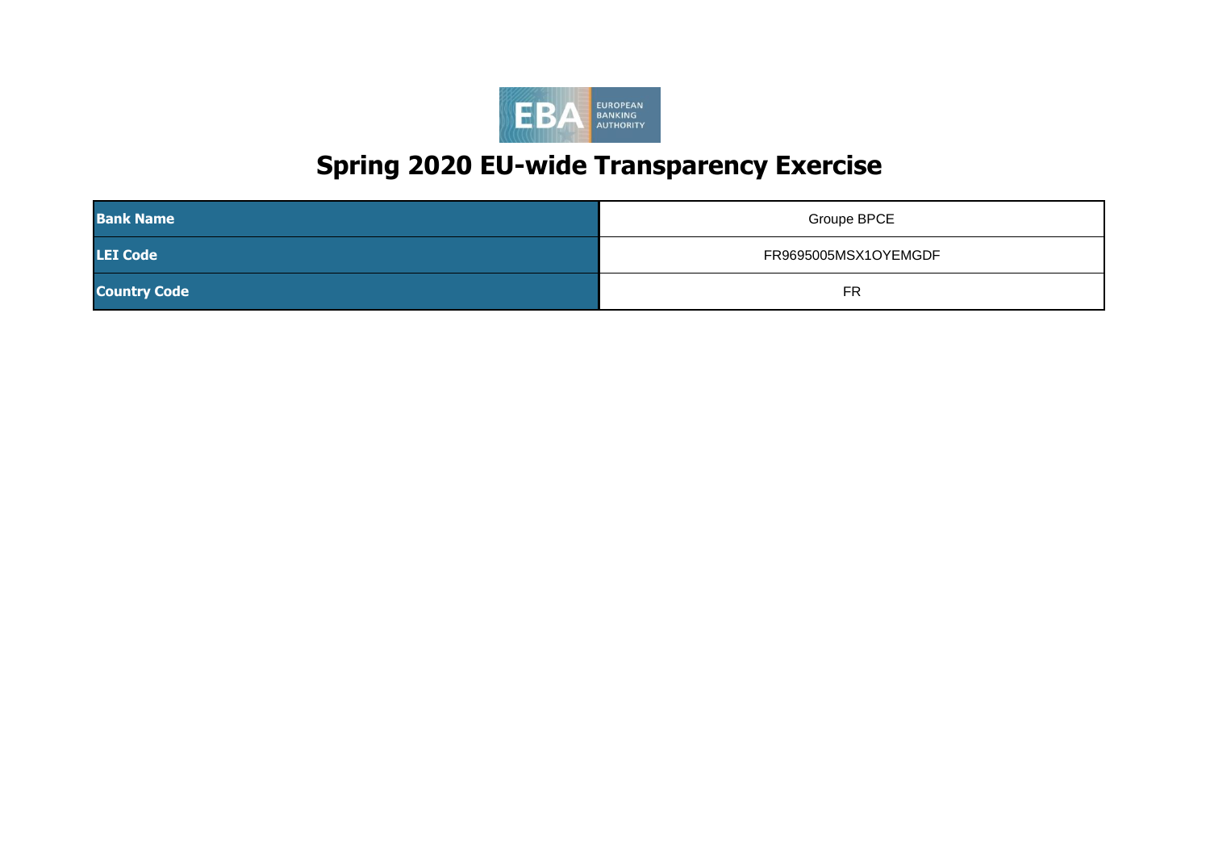# Spring 2020 EU-wide Transparency Exercise

| | |
|---|---|
| **Bank Name** | Groupe BPCE |
| **LEI Code** | FR9695005MSX1OYEMGDF |
| **Country Code** | FR |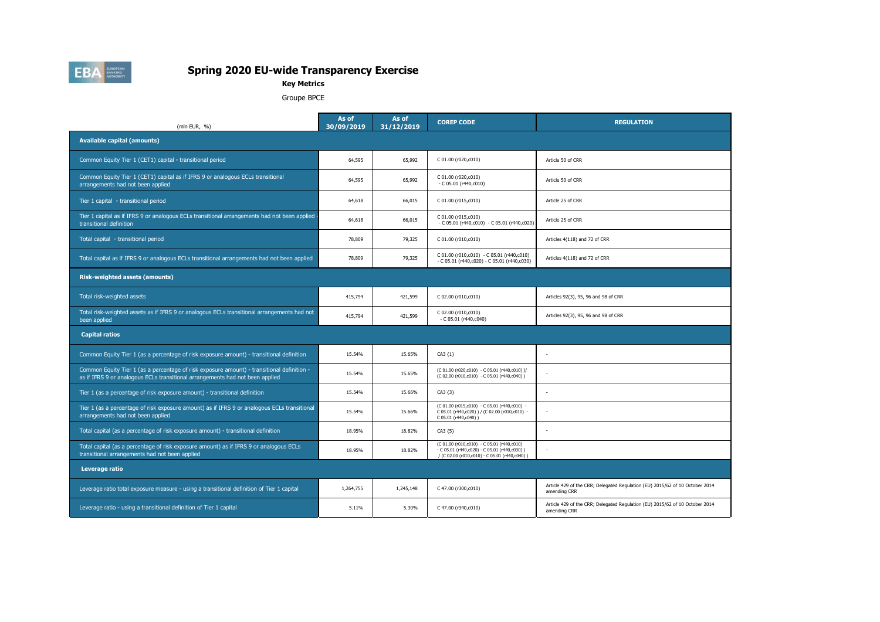# Spring 2020 EU-wide Transparency Exercise

**Key Metrics**

Groupe BPCE

| (mln EUR, %) | As of 30/09/2019 | As of 31/12/2019 | COREP CODE | REGULATION |
|---|---|---|---|---|
| **Available capital (amounts)** | | | | |
| Common Equity Tier 1 (CET1) capital - transitional period | 64,595 | 65,992 | C 01.00 (r020,c010) | Article 50 of CRR |
| Common Equity Tier 1 (CET1) capital as if IFRS 9 or analogous ECLs transitional arrangements had not been applied | 64,595 | 65,992 | C 01.00 (r020,c010) - C 05.01 (r440,c010) | Article 50 of CRR |
| Tier 1 capital - transitional period | 64,618 | 66,015 | C 01.00 (r015,c010) | Article 25 of CRR |
| Tier 1 capital as if IFRS 9 or analogous ECLs transitional arrangements had not been applied - transitional definition | 64,618 | 66,015 | C 01.00 (r015,c010) - C 05.01 (r440,c010) - C 05.01 (r440,c020) | Article 25 of CRR |
| Total capital - transitional period | 78,809 | 79,325 | C 01.00 (r010,c010) | Articles 4(118) and 72 of CRR |
| Total capital as if IFRS 9 or analogous ECLs transitional arrangements had not been applied | 78,809 | 79,325 | C 01.00 (r010,c010) - C 05.01 (r440,c010) - C 05.01 (r440,c020) - C 05.01 (r440,c030) | Articles 4(118) and 72 of CRR |
| **Risk-weighted assets (amounts)** | | | | |
| Total risk-weighted assets | 415,794 | 421,599 | C 02.00 (r010,c010) | Articles 92(3), 95, 96 and 98 of CRR |
| Total risk-weighted assets as if IFRS 9 or analogous ECLs transitional arrangements had not been applied | 415,794 | 421,599 | C 02.00 (r010,c010) - C 05.01 (r440,c040) | Articles 92(3), 95, 96 and 98 of CRR |
| **Capital ratios** | | | | |
| Common Equity Tier 1 (as a percentage of risk exposure amount) - transitional definition | 15.54% | 15.65% | CA3 {1} | - |
| Common Equity Tier 1 (as a percentage of risk exposure amount) - transitional definition - as if IFRS 9 or analogous ECLs transitional arrangements had not been applied | 15.54% | 15.65% | (C 01.00 (r020,c010) - C 05.01 (r440,c010) )/ (C 02.00 (r010,c010) - C 05.01 (r440,c040) ) | - |
| Tier 1 (as a percentage of risk exposure amount) - transitional definition | 15.54% | 15.66% | CA3 {3} | - |
| Tier 1 (as a percentage of risk exposure amount) as if IFRS 9 or analogous ECLs transitional arrangements had not been applied | 15.54% | 15.66% | (C 01.00 (r015,c010) - C 05.01 (r440,c010) - C 05.01 (r440,c020) ) / (C 02.00 (r010,c010) - C 05.01 (r440,c040) ) | - |
| Total capital (as a percentage of risk exposure amount) - transitional definition | 18.95% | 18.82% | CA3 {5} | - |
| Total capital (as a percentage of risk exposure amount) as if IFRS 9 or analogous ECLs transitional arrangements had not been applied | 18.95% | 18.82% | (C 01.00 (r010,c010) - C 05.01 (r440,c010) - C 05.01 (r440,c020) - C 05.01 (r440,c030) ) / (C 02.00 (r010,c010) - C 05.01 (r440,c040) ) | - |
| **Leverage ratio** | | | | |
| Leverage ratio total exposure measure - using a transitional definition of Tier 1 capital | 1,264,755 | 1,245,148 | C 47.00 (r300,c010) | Article 429 of the CRR; Delegated Regulation (EU) 2015/62 of 10 October 2014 amending CRR |
| Leverage ratio - using a transitional definition of Tier 1 capital | 5.11% | 5.30% | C 47.00 (r340,c010) | Article 429 of the CRR; Delegated Regulation (EU) 2015/62 of 10 October 2014 amending CRR |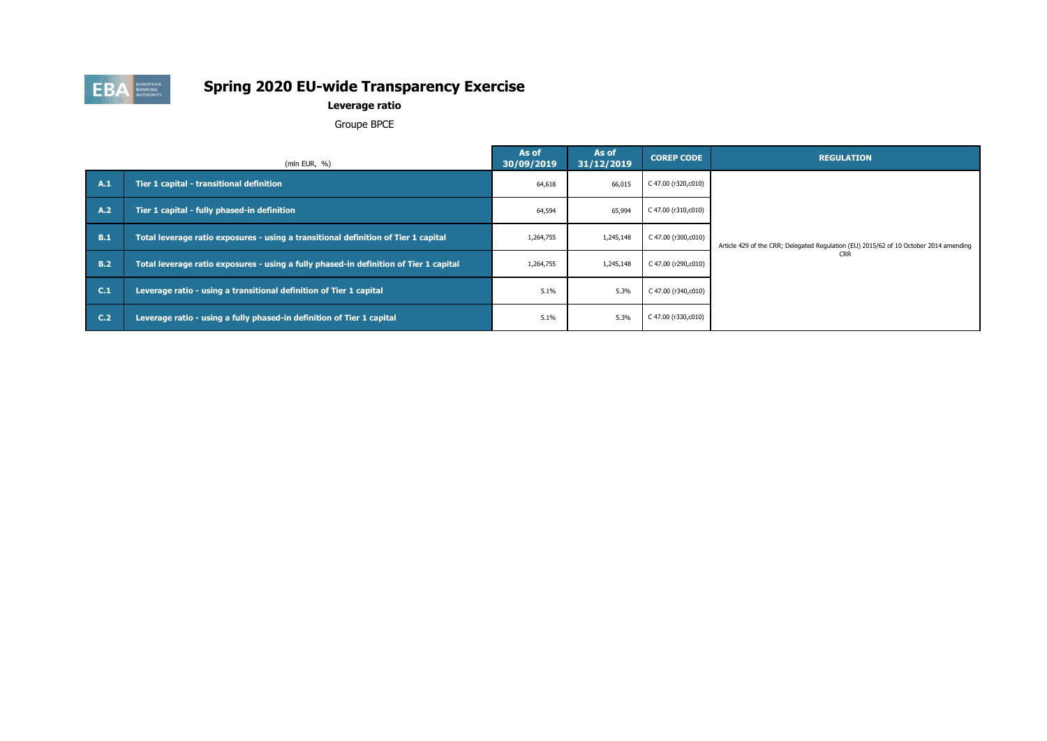# Spring 2020 EU-wide Transparency Exercise

**Leverage ratio**

Groupe BPCE

| | (mln EUR, %) | As of 30/09/2019 | As of 31/12/2019 | COREP CODE | REGULATION |
|---|---|---|---|---|---|
| **A.1** | **Tier 1 capital - transitional definition** | 64,618 | 66,015 | C 47.00 (r320,c010) | Article 429 of the CRR; Delegated Regulation (EU) 2015/62 of 10 October 2014 amending CRR |
| **A.2** | **Tier 1 capital - fully phased-in definition** | 64,594 | 65,994 | C 47.00 (r310,c010) | |
| **B.1** | **Total leverage ratio exposures - using a transitional definition of Tier 1 capital** | 1,264,755 | 1,245,148 | C 47.00 (r300,c010) | |
| **B.2** | **Total leverage ratio exposures - using a fully phased-in definition of Tier 1 capital** | 1,264,755 | 1,245,148 | C 47.00 (r290,c010) | |
| **C.1** | **Leverage ratio - using a transitional definition of Tier 1 capital** | 5.1% | 5.3% | C 47.00 (r340,c010) | |
| **C.2** | **Leverage ratio - using a fully phased-in definition of Tier 1 capital** | 5.1% | 5.3% | C 47.00 (r330,c010) | |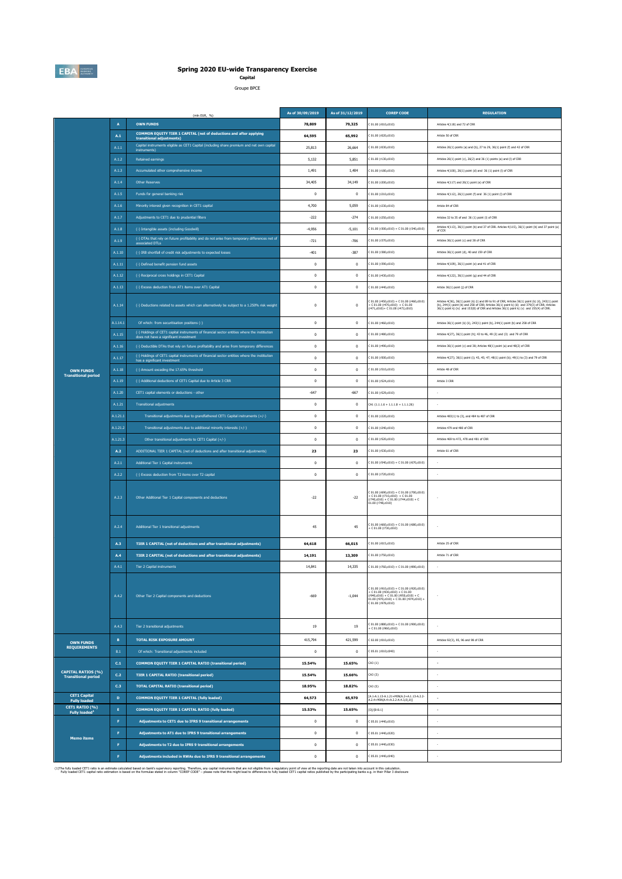# Spring 2020 EU-wide Transparency Exercise

**Capital**

Groupe BPCE

| | | (mln EUR, %) | As of 30/09/2019 | As of 31/12/2019 | COREP CODE | REGULATION |
|---|---|---|---|---|---|---|
| OWN FUNDS Transitional period | A | **OWN FUNDS** | **78,809** | **79,325** | C 01.00 (r010,c010) | Articles 4(118) and 72 of CRR |
| | A.1 | **COMMON EQUITY TIER 1 CAPITAL (net of deductions and after applying transitional adjustments)** | **64,595** | **65,992** | C 01.00 (r020,c010) | Article 50 of CRR |
| | A.1.1 | Capital instruments eligible as CET1 Capital (including share premium and net own capital instruments) | 25,813 | 26,664 | C 01.00 (r030,c010) | Articles 26(1) points (a) and (b), 27 to 29, 36(1) point (f) and 42 of CRR |
| | A.1.2 | Retained earnings | 5,132 | 5,851 | C 01.00 (r130,c010) | Articles 26(1) point (c), 26(2) and 36 (1) points (a) and (l) of CRR |
| | A.1.3 | Accumulated other comprehensive income | 1,491 | 1,404 | C 01.00 (r180,c010) | Articles 4(100), 26(1) point (d) and 36 (1) point (l) of CRR |
| | A.1.4 | Other Reserves | 34,405 | 34,149 | C 01.00 (r200,c010) | Articles 4(117) and 26(1) point (e) of CRR |
| | A.1.5 | Funds for general banking risk | 0 | 0 | C 01.00 (r210,c010) | Articles 4(112), 26(1) point (f) and 36 (1) point (l) of CRR |
| | A.1.6 | Minority interest given recognition in CET1 capital | 4,700 | 5,059 | C 01.00 (r230,c010) | Article 84 of CRR |
| | A.1.7 | Adjustments to CET1 due to prudential filters | -222 | -274 | C 01.00 (r250,c010) | Articles 32 to 35 of and 36 (1) point (l) of CRR |
| | A.1.8 | (-) Intangible assets (including Goodwill) | -4,956 | -5,101 | C 01.00 (r300,c010) + C 01.00 (r340,c010) | Articles 4(113), 36(1) point (b) and 37 of CRR. Articles 4(115), 36(1) point (b) and 37 point (a) of CCR |
| | A.1.9 | (-) DTAs that rely on future profitability and do not arise from temporary differences net of associated DTLs | -721 | -706 | C 01.00 (r370,c010) | Articles 36(1) point (c) and 38 of CRR |
| | A.1.10 | (-) IRB shortfall of credit risk adjustments to expected losses | -401 | -387 | C 01.00 (r380,c010) | Articles 36(1) point (d), 40 and 159 of CRR |
| | A.1.11 | (-) Defined benefit pension fund assets | 0 | 0 | C 01.00 (r390,c010) | Articles 4(109), 36(1) point (e) and 41 of CRR |
| | A.1.12 | (-) Reciprocal cross holdings in CET1 Capital | 0 | 0 | C 01.00 (r430,c010) | Articles 4(122), 36(1) point (g) and 44 of CRR |
| | A.1.13 | (-) Excess deduction from AT1 items over AT1 Capital | 0 | 0 | C 01.00 (r440,c010) | Article 36(1) point (j) of CRR |
| | A.1.14 | (-) Deductions related to assets which can alternatively be subject to a 1.250% risk weight | 0 | 0 | C 01.00 (r450,c010) + C 01.00 (r460,c010) + C 01.00 (r470,c010) + C 01.00 (r471,c010)+ C 01.00 (r472,c010) | Articles 4(36), 36(1) point (k) (i) and 89 to 91 of CRR; Articles 36(1) point (k) (ii), 243(1) point (b), 244(1) point (b) and 258 of CRR; Articles 36(1) point k) (iii) and 379(3) of CRR; Articles 36(1) point k) (iv) and 153(8) of CRR and Articles 36(1) point k) (v) and 155(4) of CRR. |
| | A.1.14.1 | Of which: from securitisation positions (-) | 0 | 0 | C 01.00 (r460,c010) | Articles 36(1) point (k) (ii), 243(1) point (b), 244(1) point (b) and 258 of CRR |
| | A.1.15 | (-) Holdings of CET1 capital instruments of financial sector entities where the institution does not have a significant investment | 0 | 0 | C 01.00 (r480,c010) | Articles 4(27), 36(1) point (h); 43 to 46, 49 (2) and (3) and 79 of CRR |
| | A.1.16 | (-) Deductible DTAs that rely on future profitability and arise from temporary differences | 0 | 0 | C 01.00 (r490,c010) | Articles 36(1) point (c) and 38; Articles 48(1) point (a) and 48(2) of CRR |
| | A.1.17 | (-) Holdings of CET1 capital instruments of financial sector entities where the institution has a significant investment | 0 | 0 | C 01.00 (r500,c010) | Articles 4(27); 36(1) point (i); 43, 45; 47; 48(1) point (b); 49(1) to (3) and 79 of CRR |
| | A.1.18 | (-) Amount exceding the 17.65% threshold | 0 | 0 | C 01.00 (r510,c010) | Article 48 of CRR |
| | A.1.19 | (-) Additional deductions of CET1 Capital due to Article 3 CRR | 0 | 0 | C 01.00 (r524,c010) | Article 3 CRR |
| | A.1.20 | CET1 capital elements or deductions - other | -647 | -667 | C 01.00 (r529,c010) | - |
| | A.1.21 | Transitional adjustments | 0 | 0 | CA1 {1.1.1.6 + 1.1.1.8 + 1.1.1.26} | - |
| | A.1.21.1 | Transitional adjustments due to grandfathered CET1 Capital instruments (+/-) | 0 | 0 | C 01.00 (r220,c010) | Articles 483(1) to (3), and 484 to 487 of CRR |
| | A.1.21.2 | Transitional adjustments due to additional minority interests (+/-) | 0 | 0 | C 01.00 (r240,c010) | Articles 479 and 480 of CRR |
| | A.1.21.3 | Other transitional adjustments to CET1 Capital (+/-) | 0 | 0 | C 01.00 (r520,c010) | Articles 469 to 472, 478 and 481 of CRR |
| | A.2 | ADDITIONAL TIER 1 CAPITAL (net of deductions and after transitional adjustments) | **23** | **23** | C 01.00 (r530,c010) | Article 61 of CRR |
| | A.2.1 | Additional Tier 1 Capital instruments | 0 | 0 | C 01.00 (r540,c010) + C 01.00 (r670,c010) | - |
| | A.2.2 | (-) Excess deduction from T2 items over T2 capital | 0 | 0 | C 01.00 (r720,c010) | - |
| | A.2.3 | Other Additional Tier 1 Capital components and deductions | -22 | -22 | C 01.00 (r690,c010) + C 01.00 (r700,c010) + C 01.00 (r710,c010) + C 01.00 (r740,c010) + C 01.00 (r744,c010) + C 01.00 (r748,c010) | - |
| | A.2.4 | Additional Tier 1 transitional adjustments | 45 | 45 | C 01.00 (r660,c010) + C 01.00 (r680,c010) + C 01.00 (r730,c010) | - |
| | A.3 | **TIER 1 CAPITAL (net of deductions and after transitional adjustments)** | **64,618** | **66,015** | C 01.00 (r015,c010) | Article 25 of CRR |
| | A.4 | **TIER 2 CAPITAL (net of deductions and after transitional adjustments)** | **14,191** | **13,309** | C 01.00 (r750,c010) | Article 71 of CRR |
| | A.4.1 | Tier 2 Capital instruments | 14,841 | 14,335 | C 01.00 (r760,c010) + C 01.00 (r890,c010) | - |
| | A.4.2 | Other Tier 2 Capital components and deductions | -669 | -1,044 | C 01.00 (r910,c010) + C 01.00 (r920,c010) + C 01.00 (r930,c010) + C 01.00 (r940,c010) + C 01.00 (r950,c010) + C 01.00 (r970,c010) + C 01.00 (r974,c010) + C 01.00 (r978,c010) | - |
| | A.4.3 | Tier 2 transitional adjustments | 19 | 19 | C 01.00 (r880,c010) + C 01.00 (r900,c010) + C 01.00 (r960,c010) | - |
| OWN FUNDS REQUIREMENTS | B | **TOTAL RISK EXPOSURE AMOUNT** | **415,794** | **421,599** | C 02.00 (r010,c010) | Articles 92(3), 95, 96 and 98 of CRR |
| | B.1 | Of which: Transitional adjustments included | 0 | 0 | C 05.01 (r010;c040) | - |
| CAPITAL RATIOS (%) Transitional period | C.1 | **COMMON EQUITY TIER 1 CAPITAL RATIO (transitional period)** | **15.54%** | **15.65%** | CA3 {1} | - |
| | C.2 | **TIER 1 CAPITAL RATIO (transitional period)** | **15.54%** | **15.66%** | CA3 {3} | - |
| | C.3 | **TOTAL CAPITAL RATIO (transitional period)** | **18.95%** | **18.82%** | CA3 {5} | - |
| CET1 Capital Fully loaded | D | **COMMON EQUITY TIER 1 CAPITAL (fully loaded)** | **64,573** | **65,970** | [A.1-A.1.13-A.1.21+MIN(A.2+A.1.13-A.2.2-A.2.4+MIN(A.4+A.2.2-A.4.3,0),0)] | - |
| CET1 RATIO (%) Fully loaded[1] | E | **COMMON EQUITY TIER 1 CAPITAL RATIO (fully loaded)** | **15.53%** | **15.65%** | [D]/[B-B.1] | - |
| Memo items | F | **Adjustments to CET1 due to IFRS 9 transitional arrangements** | 0 | 0 | C 05.01 (r440,c010) | - |
| | F | **Adjustments to AT1 due to IFRS 9 transitional arrangements** | 0 | 0 | C 05.01 (r440,c020) | - |
| | F | **Adjustments to T2 due to IFRS 9 transitional arrangements** | 0 | 0 | C 05.01 (r440,c030) | - |
| | F | **Adjustments included in RWAs due to IFRS 9 transitional arrangements** | 0 | 0 | C 05.01 (r440,c040) | - |

(1)The fully loaded CET1 ratio is an estimate calculated based on bank's supervisory reporting. Therefore, any capital instruments that are not eligible from a regulatory point of view at the reporting date are not taken into account in this calculation.
Fully loaded CET1 capital ratio estimation is based on the formulae stated in column "COREP CODE" – please note that this might lead to differences to fully loaded CET1 capital ratios published by the participating banks e.g. in their Pillar 3 disclosure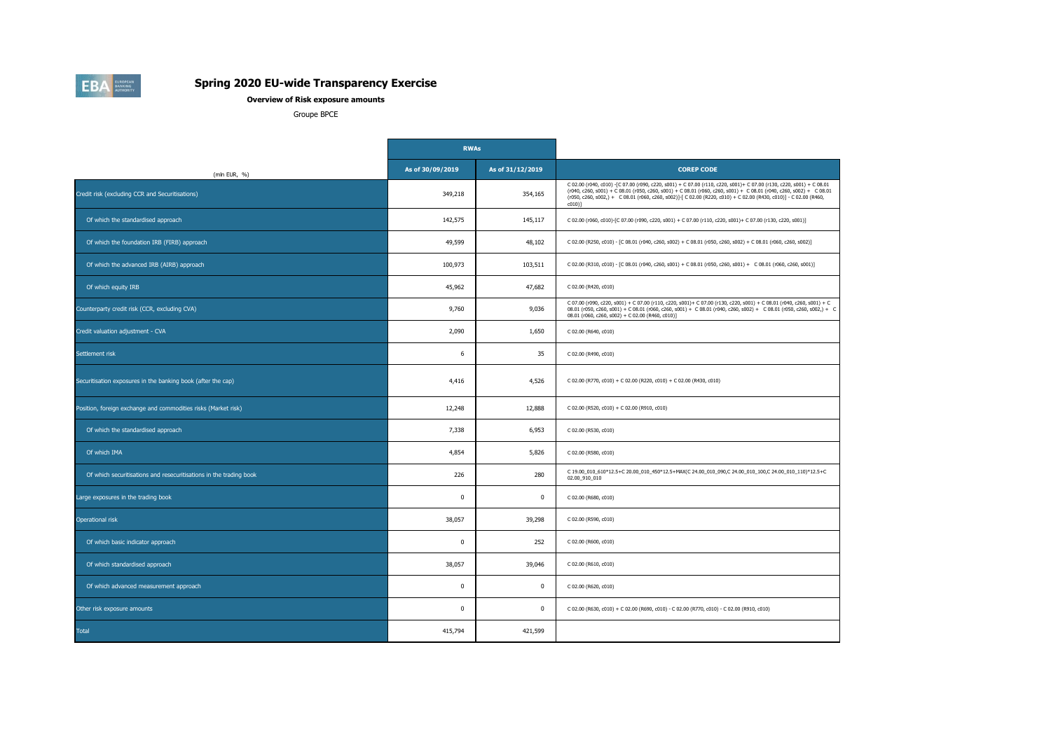# Spring 2020 EU-wide Transparency Exercise

**Overview of Risk exposure amounts**

Groupe BPCE

| (mln EUR, %) | RWAs | | COREP CODE |
|---|---|---|---|
| | As of 30/09/2019 | As of 31/12/2019 | |
| Credit risk (excluding CCR and Securitisations) | 349,218 | 354,165 | C 02.00 (r040, c010) -[C 07.00 (r090, c220, s001) + C 07.00 (r110, c220, s001)+ C 07.00 (r130, c220, s001) + C 08.01 (r040, c260, s001) + C 08.01 (r050, c260, s001) + C 08.01 (r060, c260, s001) + C 08.01 (r040, c260, s002) + C 08.01 (r050, c260, s002,) + C 08.01 (r060, c260, s002)]-[ C 02.00 (R220, c010) + C 02.00 (R430, c010)] - C 02.00 (R460, c010)] |
| Of which the standardised approach | 142,575 | 145,117 | C 02.00 (r060, c010)-[C 07.00 (r090, c220, s001) + C 07.00 (r110, c220, s001)+ C 07.00 (r130, c220, s001)] |
| Of which the foundation IRB (FIRB) approach | 49,599 | 48,102 | C 02.00 (R250, c010) - [C 08.01 (r040, c260, s002) + C 08.01 (r050, c260, s002) + C 08.01 (r060, c260, s002)] |
| Of which the advanced IRB (AIRB) approach | 100,973 | 103,511 | C 02.00 (R310, c010) - [C 08.01 (r040, c260, s001) + C 08.01 (r050, c260, s001) + C 08.01 (r060, c260, s001)] |
| Of which equity IRB | 45,962 | 47,682 | C 02.00 (R420, c010) |
| Counterparty credit risk (CCR, excluding CVA) | 9,760 | 9,036 | C 07.00 (r090, c220, s001) + C 07.00 (r110, c220, s001)+ C 07.00 (r130, c220, s001) + C 08.01 (r040, c260, s001) + C 08.01 (r050, c260, s001) + C 08.01 (r060, c260, s001) + C 08.01 (r040, c260, s002) + C 08.01 (r050, c260, s002,) + C 08.01 (r060, c260, s002) + C 02.00 (R460, c010)] |
| Credit valuation adjustment - CVA | 2,090 | 1,650 | C 02.00 (R640, c010) |
| Settlement risk | 6 | 35 | C 02.00 (R490, c010) |
| Securitisation exposures in the banking book (after the cap) | 4,416 | 4,526 | C 02.00 (R770, c010) + C 02.00 (R220, c010) + C 02.00 (R430, c010) |
| Position, foreign exchange and commodities risks (Market risk) | 12,248 | 12,888 | C 02.00 (R520, c010) + C 02.00 (R910, c010) |
| Of which the standardised approach | 7,338 | 6,953 | C 02.00 (R530, c010) |
| Of which IMA | 4,854 | 5,826 | C 02.00 (R580, c010) |
| Of which securitisations and resecuritisations in the trading book | 226 | 280 | C 19.00_010_610*12.5+C 20.00_010_450*12.5+MAX(C 24.00_010_090,C 24.00_010_100,C 24.00_010_110)*12.5+C 02.00_910_010 |
| Large exposures in the trading book | 0 | 0 | C 02.00 (R680, c010) |
| Operational risk | 38,057 | 39,298 | C 02.00 (R590, c010) |
| Of which basic indicator approach | 0 | 252 | C 02.00 (R600, c010) |
| Of which standardised approach | 38,057 | 39,046 | C 02.00 (R610, c010) |
| Of which advanced measurement approach | 0 | 0 | C 02.00 (R620, c010) |
| Other risk exposure amounts | 0 | 0 | C 02.00 (R630, c010) + C 02.00 (R690, c010) - C 02.00 (R770, c010) - C 02.00 (R910, c010) |
| Total | 415,794 | 421,599 | |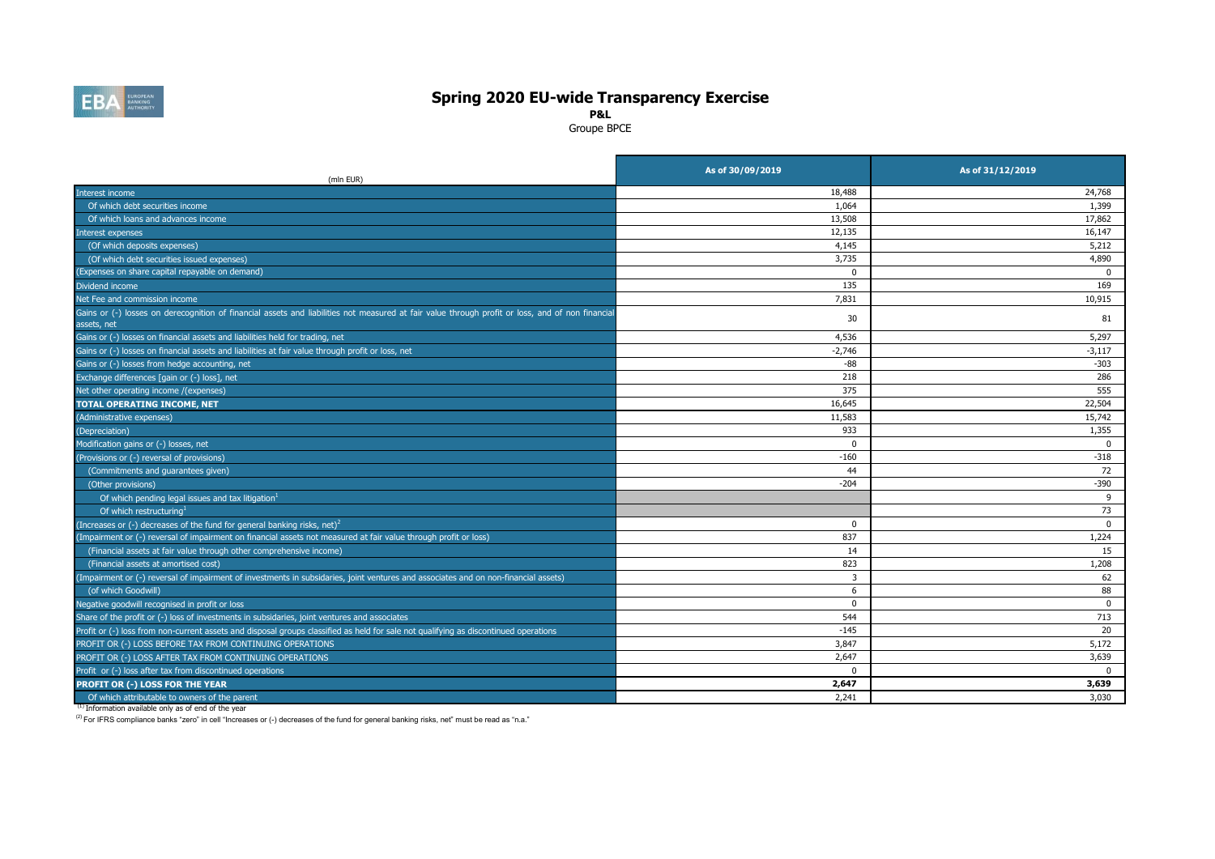# Spring 2020 EU-wide Transparency Exercise

**P&L**

Groupe BPCE

| (mln EUR) | As of 30/09/2019 | As of 31/12/2019 |
|---|---|---|
| Interest income | 18,488 | 24,768 |
| Of which debt securities income | 1,064 | 1,399 |
| Of which loans and advances income | 13,508 | 17,862 |
| Interest expenses | 12,135 | 16,147 |
| (Of which deposits expenses) | 4,145 | 5,212 |
| (Of which debt securities issued expenses) | 3,735 | 4,890 |
| (Expenses on share capital repayable on demand) | 0 | 0 |
| Dividend income | 135 | 169 |
| Net Fee and commission income | 7,831 | 10,915 |
| Gains or (-) losses on derecognition of financial assets and liabilities not measured at fair value through profit or loss, and of non financial assets, net | 30 | 81 |
| Gains or (-) losses on financial assets and liabilities held for trading, net | 4,536 | 5,297 |
| Gains or (-) losses on financial assets and liabilities at fair value through profit or loss, net | -2,746 | -3,117 |
| Gains or (-) losses from hedge accounting, net | -88 | -303 |
| Exchange differences [gain or (-) loss], net | 218 | 286 |
| Net other operating income /(expenses) | 375 | 555 |
| **TOTAL OPERATING INCOME, NET** | 16,645 | 22,504 |
| (Administrative expenses) | 11,583 | 15,742 |
| (Depreciation) | 933 | 1,355 |
| Modification gains or (-) losses, net | 0 | 0 |
| (Provisions or (-) reversal of provisions) | -160 | -318 |
| (Commitments and guarantees given) | 44 | 72 |
| (Other provisions) | -204 | -390 |
| Of which pending legal issues and tax litigation[1] | | 9 |
| Of which restructuring[1] | | 73 |
| (Increases or (-) decreases of the fund for general banking risks, net)[2] | 0 | 0 |
| (Impairment or (-) reversal of impairment on financial assets not measured at fair value through profit or loss) | 837 | 1,224 |
| (Financial assets at fair value through other comprehensive income) | 14 | 15 |
| (Financial assets at amortised cost) | 823 | 1,208 |
| (Impairment or (-) reversal of impairment of investments in subsidaries, joint ventures and associates and on non-financial assets) | 3 | 62 |
| (of which Goodwill) | 6 | 88 |
| Negative goodwill recognised in profit or loss | 0 | 0 |
| Share of the profit or (-) loss of investments in subsidaries, joint ventures and associates | 544 | 713 |
| Profit or (-) loss from non-current assets and disposal groups classified as held for sale not qualifying as discontinued operations | -145 | 20 |
| PROFIT OR (-) LOSS BEFORE TAX FROM CONTINUING OPERATIONS | 3,847 | 5,172 |
| PROFIT OR (-) LOSS AFTER TAX FROM CONTINUING OPERATIONS | 2,647 | 3,639 |
| Profit or (-) loss after tax from discontinued operations | 0 | 0 |
| **PROFIT OR (-) LOSS FOR THE YEAR** | **2,647** | **3,639** |
| Of which attributable to owners of the parent | 2,241 | 3,030 |

[1] Information available only as of end of the year

[2] For IFRS compliance banks "zero" in cell "Increases or (-) decreases of the fund for general banking risks, net" must be read as "n.a."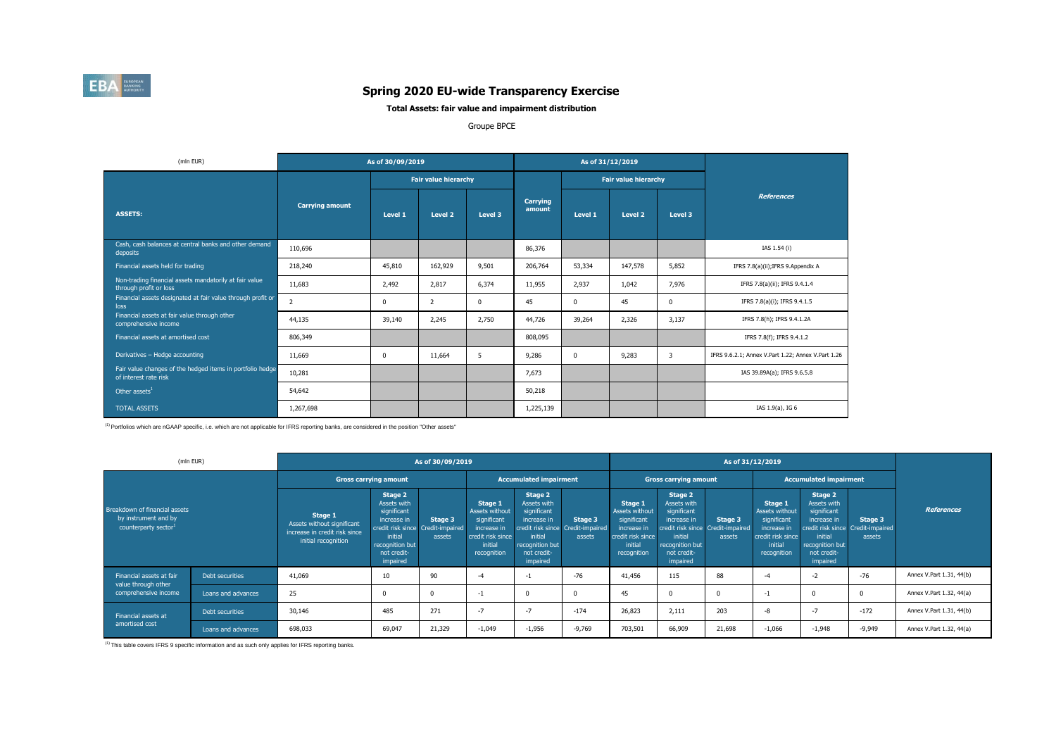# Spring 2020 EU-wide Transparency Exercise

**Total Assets: fair value and impairment distribution**

Groupe BPCE

| (mln EUR) | As of 30/09/2019 | | | | As of 31/12/2019 | | | | References |
|---|---|---|---|---|---|---|---|---|---|
| | | Fair value hierarchy | | | | Fair value hierarchy | | | |
| ASSETS: | Carrying amount | Level 1 | Level 2 | Level 3 | Carrying amount | Level 1 | Level 2 | Level 3 | |
| Cash, cash balances at central banks and other demand deposits | 110,696 | | | | 86,376 | | | | IAS 1.54 (i) |
| Financial assets held for trading | 218,240 | 45,810 | 162,929 | 9,501 | 206,764 | 53,334 | 147,578 | 5,852 | IFRS 7.8(a)(ii);IFRS 9.Appendix A |
| Non-trading financial assets mandatorily at fair value through profit or loss | 11,683 | 2,492 | 2,817 | 6,374 | 11,955 | 2,937 | 1,042 | 7,976 | IFRS 7.8(a)(ii); IFRS 9.4.1.4 |
| Financial assets designated at fair value through profit or loss | 2 | 0 | 2 | 0 | 45 | 0 | 45 | 0 | IFRS 7.8(a)(i); IFRS 9.4.1.5 |
| Financial assets at fair value through other comprehensive income | 44,135 | 39,140 | 2,245 | 2,750 | 44,726 | 39,264 | 2,326 | 3,137 | IFRS 7.8(h); IFRS 9.4.1.2A |
| Financial assets at amortised cost | 806,349 | | | | 808,095 | | | | IFRS 7.8(f); IFRS 9.4.1.2 |
| Derivatives – Hedge accounting | 11,669 | 0 | 11,664 | 5 | 9,286 | 0 | 9,283 | 3 | IFRS 9.6.2.1; Annex V.Part 1.22; Annex V.Part 1.26 |
| Fair value changes of the hedged items in portfolio hedge of interest rate risk | 10,281 | | | | 7,673 | | | | IAS 39.89A(a); IFRS 9.6.5.8 |
| Other assets[1] | 54,642 | | | | 50,218 | | | | |
| TOTAL ASSETS | 1,267,698 | | | | 1,225,139 | | | | IAS 1.9(a), IG 6 |

[1] Portfolios which are nGAAP specific, i.e. which are not applicable for IFRS reporting banks, are considered in the position "Other assets"

| (mln EUR) | | As of 30/09/2019 | | | | | | As of 31/12/2019 | | | | | | References |
|---|---|---|---|---|---|---|---|---|---|---|---|---|---|---|
| | | Gross carrying amount | | | Accumulated impairment | | | Gross carrying amount | | | Accumulated impairment | | | |
| Breakdown of financial assets by instrument and by counterparty sector[1] | | Stage 1 Assets without significant increase in credit risk since initial recognition | Stage 2 Assets with significant increase in credit risk since initial recognition but not credit-impaired | Stage 3 Credit-impaired assets | Stage 1 Assets without significant increase in credit risk since initial recognition | Stage 2 Assets with significant increase in credit risk since initial recognition but not credit-impaired | Stage 3 Credit-impaired assets | Stage 1 Assets without significant increase in credit risk since initial recognition | Stage 2 Assets with significant increase in credit risk since initial recognition but not credit-impaired | Stage 3 Credit-impaired assets | Stage 1 Assets without significant increase in credit risk since initial recognition | Stage 2 Assets with significant increase in credit risk since initial recognition but not credit-impaired | Stage 3 Credit-impaired assets | |
| Financial assets at fair value through other comprehensive income | Debt securities | 41,069 | 10 | 90 | -4 | -1 | -76 | 41,456 | 115 | 88 | -4 | -2 | -76 | Annex V.Part 1.31, 44(b) |
| | Loans and advances | 25 | 0 | 0 | -1 | 0 | 0 | 45 | 0 | 0 | -1 | 0 | 0 | Annex V.Part 1.32, 44(a) |
| Financial assets at amortised cost | Debt securities | 30,146 | 485 | 271 | -7 | -7 | -174 | 26,823 | 2,111 | 203 | -8 | -7 | -172 | Annex V.Part 1.31, 44(b) |
| | Loans and advances | 698,033 | 69,047 | 21,329 | -1,049 | -1,956 | -9,769 | 703,501 | 66,909 | 21,698 | -1,066 | -1,948 | -9,949 | Annex V.Part 1.32, 44(a) |

[1] This table covers IFRS 9 specific information and as such only applies for IFRS reporting banks.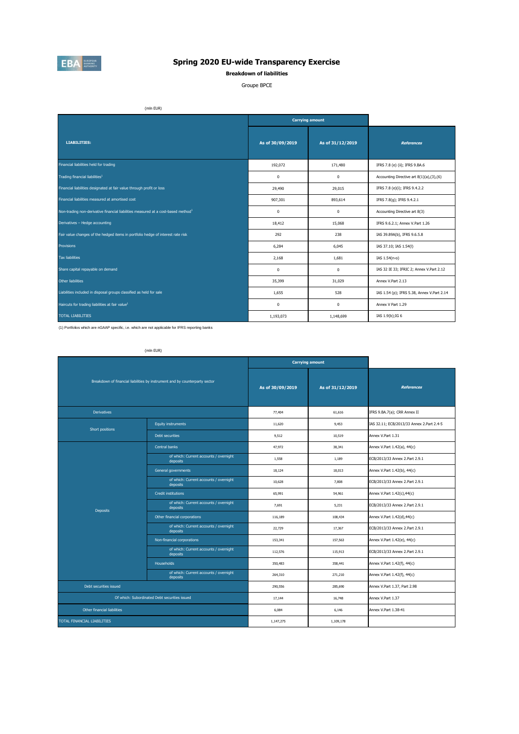# Spring 2020 EU-wide Transparency Exercise

**Breakdown of liabilities**

Groupe BPCE

(mln EUR)

| LIABILITIES: | Carrying amount | | References |
|---|---|---|---|
| | As of 30/09/2019 | As of 31/12/2019 | |
| Financial liabilities held for trading | 192,072 | 171,480 | IFRS 7.8 (e) (ii); IFRS 9.BA.6 |
| Trading financial liabilities[1] | 0 | 0 | Accounting Directive art 8(1)(a),(3),(6) |
| Financial liabilities designated at fair value through profit or loss | 29,490 | 29,015 | IFRS 7.8 (e)(i); IFRS 9.4.2.2 |
| Financial liabilities measured at amortised cost | 907,301 | 893,614 | IFRS 7.8(g); IFRS 9.4.2.1 |
| Non-trading non-derivative financial liabilities measured at a cost-based method[1] | 0 | 0 | Accounting Directive art 8(3) |
| Derivatives – Hedge accounting | 18,412 | 15,068 | IFRS 9.6.2.1; Annex V.Part 1.26 |
| Fair value changes of the hedged items in portfolio hedge of interest rate risk | 292 | 238 | IAS 39.89A(b), IFRS 9.6.5.8 |
| Provisions | 6,284 | 6,045 | IAS 37.10; IAS 1.54(l) |
| Tax liabilities | 2,168 | 1,681 | IAS 1.54(n-o) |
| Share capital repayable on demand | 0 | 0 | IAS 32 IE 33; IFRIC 2; Annex V.Part 2.12 |
| Other liabilities | 35,399 | 31,029 | Annex V.Part 2.13 |
| Liabilities included in disposal groups classified as held for sale | 1,655 | 528 | IAS 1.54 (p); IFRS 5.38, Annex V.Part 2.14 |
| Haircuts for trading liabilities at fair value[1] | 0 | 0 | Annex V Part 1.29 |
| TOTAL LIABILITIES | 1,193,073 | 1,148,699 | IAS 1.9(b);IG 6 |

(1) Portfolios which are nGAAP specific, i.e. which are not applicable for IFRS reporting banks

(mln EUR)

| Breakdown of financial liabilities by instrument and by counterparty sector | | Carrying amount | | References |
|---|---|---|---|---|
| | | As of 30/09/2019 | As of 31/12/2019 | |
| Derivatives | | 77,404 | 61,616 | IFRS 9.BA.7(a); CRR Annex II |
| Short positions | Equity instruments | 11,620 | 9,453 | IAS 32.11; ECB/2013/33 Annex 2.Part 2.4-5 |
| | Debt securities | 9,512 | 10,519 | Annex V.Part 1.31 |
| Deposits | Central banks | 47,972 | 38,341 | Annex V.Part 1.42(a), 44(c) |
| | of which: Current accounts / overnight deposits | 1,558 | 1,189 | ECB/2013/33 Annex 2.Part 2.9.1 |
| | General governments | 18,124 | 18,013 | Annex V.Part 1.42(b), 44(c) |
| | of which: Current accounts / overnight deposits | 10,628 | 7,808 | ECB/2013/33 Annex 2.Part 2.9.1 |
| | Credit institutions | 65,991 | 54,961 | Annex V.Part 1.42(c),44(c) |
| | of which: Current accounts / overnight deposits | 7,691 | 5,231 | ECB/2013/33 Annex 2.Part 2.9.1 |
| | Other financial corporations | 116,189 | 108,434 | Annex V.Part 1.42(d),44(c) |
| | of which: Current accounts / overnight deposits | 22,729 | 17,367 | ECB/2013/33 Annex 2.Part 2.9.1 |
| | Non-financial corporations | 153,341 | 157,563 | Annex V.Part 1.42(e), 44(c) |
| | of which: Current accounts / overnight deposits | 112,576 | 115,913 | ECB/2013/33 Annex 2.Part 2.9.1 |
| | Households | 350,483 | 358,441 | Annex V.Part 1.42(f), 44(c) |
| | of which: Current accounts / overnight deposits | 264,310 | 271,210 | Annex V.Part 1.42(f), 44(c) |
| Debt securities issued | | 290,556 | 285,690 | Annex V.Part 1.37, Part 2.98 |
| Of which: Subordinated Debt securities issued | | 17,144 | 16,748 | Annex V.Part 1.37 |
| Other financial liabilities | | 6,084 | 6,146 | Annex V.Part 1.38-41 |
| TOTAL FINANCIAL LIABILITIES | | 1,147,275 | 1,109,178 | |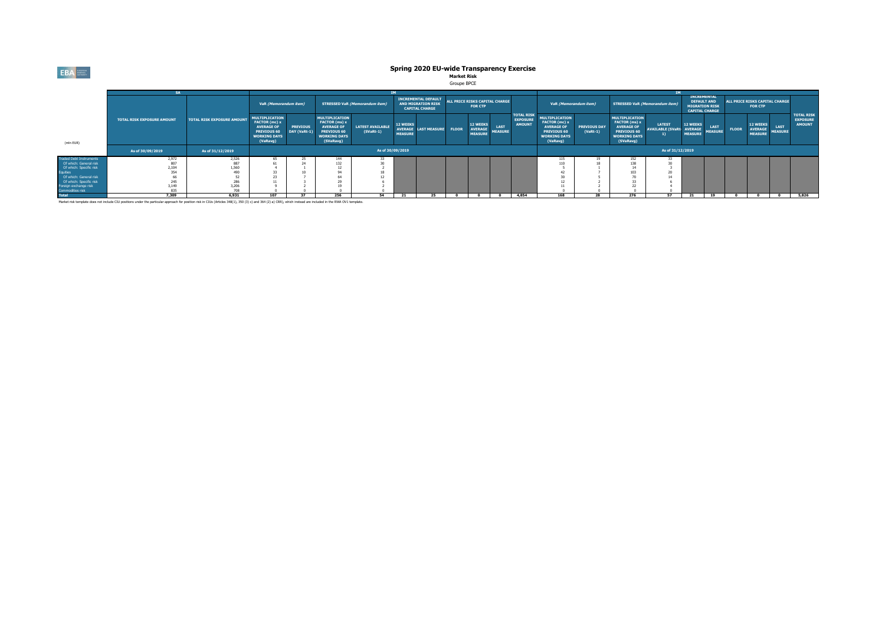# Spring 2020 EU-wide Transparency Exercise

**Market Risk**

Groupe BPCE

| (mln EUR) | SA | | IM | | | | | | | | | | | IM | | | | | | | | | |
|---|---|---|---|---|---|---|---|---|---|---|---|---|---|---|---|---|---|---|---|---|---|---|---|
| | | | VaR (Memorandum item) | | STRESSED VaR (Memorandum item) | | INCREMENTAL DEFAULT AND MIGRATION RISK CAPITAL CHARGE | | ALL PRICE RISKS CAPITAL CHARGE FOR CTP | | | TOTAL RISK EXPOSURE AMOUNT | VaR (Memorandum item) | | STRESSED VaR (Memorandum item) | | INCREMENTAL DEFAULT AND MIGRATION RISK CAPITAL CHARGE | | ALL PRICE RISKS CAPITAL CHARGE FOR CTP | | | TOTAL RISK EXPOSURE AMOUNT |
| | TOTAL RISK EXPOSURE AMOUNT | TOTAL RISK EXPOSURE AMOUNT | MULTIPLICATION FACTOR (mc) x AVERAGE OF PREVIOUS 60 WORKING DAYS (VaRavg) | PREVIOUS DAY (VaRt-1) | MULTIPLICATION FACTOR (ms) x AVERAGE OF PREVIOUS 60 WORKING DAYS (SVaRavg) | LATEST AVAILABLE (SVaRt-1) | 12 WEEKS AVERAGE MEASURE | LAST MEASURE | FLOOR | 12 WEEKS AVERAGE MEASURE | LAST MEASURE | | MULTIPLICATION FACTOR (mc) x AVERAGE OF PREVIOUS 60 WORKING DAYS (VaRavg) | PREVIOUS DAY (VaRt-1) | MULTIPLICATION FACTOR (ms) x AVERAGE OF PREVIOUS 60 WORKING DAYS (SVaRavg) | LATEST AVAILABLE (SVaRt-1) | 12 WEEKS AVERAGE MEASURE | LAST MEASURE | FLOOR | 12 WEEKS AVERAGE MEASURE | LAST MEASURE | |
| | As of 30/09/2019 | As of 31/12/2019 | As of 30/09/2019 | | | | | | | | | | As of 31/12/2019 | | | | | | | | | |
| Traded Debt Instruments | 2,972 | 2,526 | 65 | 25 | 144 | 33 | | | | | | | 115 | 19 | 152 | 33 | | | | | | |
| Of which: General risk | 807 | 887 | 61 | 24 | 132 | 30 | | | | | | | 110 | 18 | 138 | 30 | | | | | | |
| Of which: Specific risk | 2,104 | 1,560 | 4 | 1 | 12 | 2 | | | | | | | 5 | 1 | 14 | 3 | | | | | | |
| Equities | 354 | 490 | 33 | 10 | 94 | 18 | | | | | | | 42 | 7 | 103 | 20 | | | | | | |
| Of which: General risk | 66 | 52 | 23 | 7 | 64 | 12 | | | | | | | 30 | 5 | 70 | 14 | | | | | | |
| Of which: Specific risk | 245 | 286 | 11 | 3 | 29 | 6 | | | | | | | 12 | 2 | 33 | 6 | | | | | | |
| Foreign exchange risk | 3,149 | 3,206 | 9 | 2 | 19 | 2 | | | | | | | 11 | 2 | 22 | 4 | | | | | | |
| Commodities risk | 835 | 708 | 0 | 0 | 0 | 0 | | | | | | | 0 | 0 | 0 | 0 | | | | | | |
| **Total** | **7,309** | **6,931** | **107** | **37** | **256** | **54** | **21** | **25** | **0** | **0** | **0** | **4,854** | **168** | **28** | **276** | **57** | **21** | **19** | **0** | **0** | **0** | **5,826** |

Market risk template does not include CIU positions under the particular approach for position risk in CIUs (Articles 348(1), 350 (3) c) and 364 (2) a) CRR), which instead are included in the RWA OV1 template.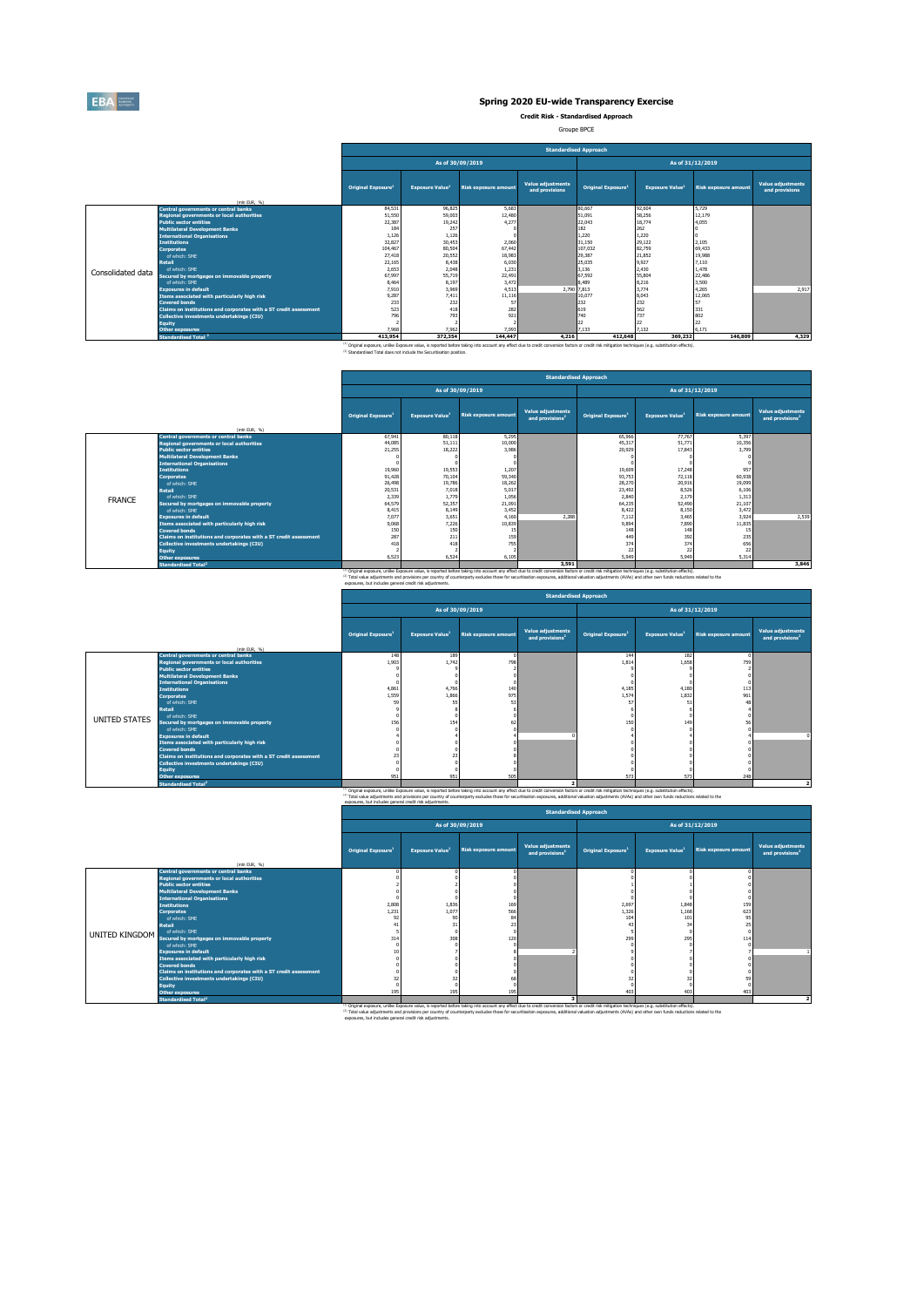# Spring 2020 EU-wide Transparency Exercise

**Credit Risk - Standardised Approach**

Groupe BPCE

| | (mln EUR, %) | Standardised Approach | | | | | | | |
|---|---|---|---|---|---|---|---|---|---|
| | | As of 30/09/2019 | | | | As of 31/12/2019 | | | |
| | | Original Exposure[1] | Exposure Value[1] | Risk exposure amount | Value adjustments and provisions | Original Exposure[1] | Exposure Value[1] | Risk exposure amount | Value adjustments and provisions |
| Consolidated data | Central governments or central banks | 84,531 | 96,825 | 5,683 | | 80,667 | 92,604 | 5,729 | |
| | Regional governments or local authorities | 51,550 | 59,003 | 12,480 | | 51,091 | 58,256 | 12,179 | |
| | Public sector entities | 22,387 | 19,242 | 4,277 | | 22,043 | 18,774 | 4,055 | |
| | Multilateral Development Banks | 184 | 257 | 0 | | 182 | 262 | 0 | |
| | International Organisations | 1,126 | 1,126 | 0 | | 1,220 | 1,220 | 0 | |
| | Institutions | 32,827 | 30,453 | 2,060 | | 31,150 | 29,122 | 2,105 | |
| | Corporates | 104,467 | 80,504 | 67,442 | | 107,032 | 82,759 | 69,433 | |
| | of which: SME | 27,418 | 20,552 | 18,983 | | 29,387 | 21,852 | 19,988 | |
| | Retail | 22,165 | 8,438 | 6,030 | | 25,035 | 9,927 | 7,110 | |
| | of which: SME | 2,653 | 2,048 | 1,231 | | 3,136 | 2,430 | 1,478 | |
| | Secured by mortgages on immovable property | 67,997 | 55,719 | 22,491 | | 67,592 | 55,804 | 22,486 | |
| | of which: SME | 8,464 | 8,197 | 3,472 | | 8,489 | 8,216 | 3,500 | |
| | Exposures in default | 7,910 | 3,969 | 4,513 | 2,790 | 7,813 | 3,774 | 4,265 | 2,917 |
| | Items associated with particularly high risk | 9,287 | 7,411 | 11,116 | | 10,077 | 8,043 | 12,065 | |
| | Covered bonds | 233 | 232 | 57 | | 232 | 232 | 57 | |
| | Claims on institutions and corporates with a ST credit assessment | 523 | 418 | 282 | | 619 | 562 | 331 | |
| | Collective investments undertakings (CIU) | 796 | 793 | 921 | | 740 | 737 | 802 | |
| | Equity | 2 | 2 | 2 | | 22 | 22 | 22 | |
| | Other exposures | 7,968 | 7,963 | 7,093 | | 7,133 | 7,132 | 6,171 | |
| | Standardised Total[2] | 413,954 | 372,354 | 144,447 | 4,216 | 412,648 | 369,232 | 146,809 | 4,329 |

[1] Original exposure, unlike Exposure value, is reported before taking into account any effect due to credit conversion factors or credit risk mitigation techniques (e.g. substitution effects).
[2] Standardised Total does not include the Securitisation position.

| | (mln EUR, %) | Standardised Approach | | | | | | | |
|---|---|---|---|---|---|---|---|---|---|
| | | As of 30/09/2019 | | | | As of 31/12/2019 | | | |
| | | Original Exposure[1] | Exposure Value[1] | Risk exposure amount | Value adjustments and provisions[2] | Original Exposure[1] | Exposure Value[1] | Risk exposure amount | Value adjustments and provisions[2] |
| FRANCE | Central governments or central banks | 67,941 | 80,118 | 5,295 | | 65,966 | 77,767 | 5,397 | |
| | Regional governments or local authorities | 44,085 | 51,111 | 10,000 | | 45,317 | 51,771 | 10,356 | |
| | Public sector entities | 21,255 | 18,222 | 3,986 | | 20,929 | 17,843 | 3,799 | |
| | Multilateral Development Banks | 0 | 0 | 0 | | 0 | 0 | 0 | |
| | International Organisations | 0 | 0 | 0 | | 0 | 0 | 0 | |
| | Institutions | 19,960 | 19,553 | 1,207 | | 19,609 | 17,248 | 957 | |
| | Corporates | 91,428 | 70,104 | 59,340 | | 93,753 | 72,118 | 60,938 | |
| | of which: SME | 26,498 | 19,786 | 18,262 | | 28,270 | 20,916 | 19,099 | |
| | Retail | 20,531 | 7,018 | 5,017 | | 23,492 | 8,526 | 6,106 | |
| | of which: SME | 2,339 | 1,779 | 1,056 | | 2,840 | 2,179 | 1,313 | |
| | Secured by mortgages on immovable property | 64,579 | 52,357 | 21,091 | | 64,235 | 52,490 | 21,107 | |
| | of which: SME | 8,415 | 8,149 | 3,452 | | 8,422 | 8,150 | 3,472 | |
| | Exposures in default | 7,077 | 3,651 | 4,160 | 2,288 | 7,112 | 3,465 | 3,924 | 2,539 |
| | Items associated with particularly high risk | 9,068 | 7,226 | 10,839 | | 9,894 | 7,890 | 11,835 | |
| | Covered bonds | 150 | 150 | 15 | | 148 | 148 | 15 | |
| | Claims on institutions and corporates with a ST credit assessment | 287 | 211 | 159 | | 449 | 392 | 235 | |
| | Collective investments undertakings (CIU) | 418 | 418 | 755 | | 374 | 374 | 656 | |
| | Equity | 2 | 2 | 2 | | 22 | 22 | 22 | |
| | Other exposures | 6,523 | 6,524 | 6,108 | | 5,949 | 5,949 | 5,314 | |
| | Standardised Total[2] | | | | 3,591 | | | | 3,846 |

[1] Original exposure, unlike Exposure value, is reported before taking into account any effect due to credit conversion factors or credit risk mitigation techniques (e.g. substitution effects).
[2] Total value adjustments and provisions per country of counterparty excludes those for securitisation exposures, additional valuation adjustments (AVAs) and other own funds reductions related to the exposures, but includes general credit risk adjustments.

| | (mln EUR, %) | Standardised Approach | | | | | | | |
|---|---|---|---|---|---|---|---|---|---|
| | | As of 30/09/2019 | | | | As of 31/12/2019 | | | |
| | | Original Exposure[1] | Exposure Value[1] | Risk exposure amount | Value adjustments and provisions[2] | Original Exposure[1] | Exposure Value[1] | Risk exposure amount | Value adjustments and provisions[2] |
| UNITED STATES | Central governments or central banks | 148 | 189 | 0 | | 144 | 182 | 0 | |
| | Regional governments or local authorities | 1,903 | 1,742 | 798 | | 1,814 | 1,658 | 759 | |
| | Public sector entities | 9 | 9 | 2 | | 9 | 9 | 2 | |
| | Multilateral Development Banks | 0 | 0 | 0 | | 0 | 0 | 0 | |
| | International Organisations | 0 | 0 | 0 | | 0 | 0 | 0 | |
| | Institutions | 4,861 | 4,766 | 140 | | 4,185 | 4,180 | 113 | |
| | Corporates | 1,559 | 1,866 | 975 | | 1,574 | 1,832 | 961 | |
| | of which: SME | 59 | 55 | 53 | | 57 | 51 | 48 | |
| | Retail | 9 | 8 | 6 | | 6 | 6 | 4 | |
| | of which: SME | 0 | 0 | 0 | | 0 | 0 | 0 | |
| | Secured by mortgages on immovable property | 156 | 154 | 62 | | 150 | 149 | 56 | |
| | of which: SME | 0 | 0 | 0 | | 0 | 0 | 0 | |
| | Exposures in default | 4 | 4 | 4 | 0 | 4 | 4 | 4 | 0 |
| | Items associated with particularly high risk | 0 | 0 | 0 | | 0 | 0 | 0 | |
| | Covered bonds | 0 | 0 | 0 | | 0 | 0 | 0 | |
| | Claims on institutions and corporates with a ST credit assessment | 23 | 23 | 8 | | 0 | 0 | 0 | |
| | Collective investments undertakings (CIU) | 0 | 0 | 0 | | 0 | 0 | 0 | |
| | Equity | 0 | 0 | 0 | | 0 | 0 | 0 | |
| | Other exposures | 951 | 951 | 505 | | 573 | 573 | 248 | |
| | Standardised Total[2] | | | | 2 | | | | 2 |

[1] Original exposure, unlike Exposure value, is reported before taking into account any effect due to credit conversion factors or credit risk mitigation techniques (e.g. substitution effects).
[2] Total value adjustments and provisions per country of counterparty excludes those for securitisation exposures, additional valuation adjustments (AVAs) and other own funds reductions related to the exposures, but includes general credit risk adjustments.

| | (mln EUR, %) | Standardised Approach | | | | | | | |
|---|---|---|---|---|---|---|---|---|---|
| | | As of 30/09/2019 | | | | As of 31/12/2019 | | | |
| | | Original Exposure[1] | Exposure Value[1] | Risk exposure amount | Value adjustments and provisions[2] | Original Exposure[1] | Exposure Value[1] | Risk exposure amount | Value adjustments and provisions[2] |
| UNITED KINGDOM | Central governments or central banks | 0 | 0 | 0 | | 0 | 0 | 0 | |
| | Regional governments or local authorities | 0 | 0 | 0 | | 0 | 0 | 0 | |
| | Public sector entities | 2 | 2 | 0 | | 1 | 1 | 0 | |
| | Multilateral Development Banks | 0 | 0 | 0 | | 0 | 0 | 0 | |
| | International Organisations | 0 | 0 | 0 | | 0 | 0 | 0 | |
| | Institutions | 2,808 | 1,836 | 169 | | 2,697 | 1,848 | 159 | |
| | Corporates | 1,231 | 1,077 | 566 | | 1,326 | 1,168 | 623 | |
| | of which: SME | 92 | 90 | 84 | | 104 | 101 | 95 | |
| | Retail | 41 | 31 | 23 | | 43 | 34 | 25 | |
| | of which: SME | 5 | 0 | 0 | | 5 | 0 | 0 | |
| | Secured by mortgages on immovable property | 314 | 308 | 120 | | 299 | 295 | 114 | |
| | of which: SME | 0 | 0 | 0 | | 0 | 0 | 0 | |
| | Exposures in default | 10 | 7 | 8 | 2 | 9 | 7 | 7 | 1 |
| | Items associated with particularly high risk | 0 | 0 | 0 | | 0 | 0 | 0 | |
| | Covered bonds | 0 | 0 | 0 | | 0 | 0 | 0 | |
| | Claims on institutions and corporates with a ST credit assessment | 0 | 0 | 0 | | 0 | 0 | 0 | |
| | Collective investments undertakings (CIU) | 32 | 32 | 68 | | 32 | 32 | 59 | |
| | Equity | 0 | 0 | 0 | | 0 | 0 | 0 | |
| | Other exposures | 195 | 195 | 195 | | 403 | 403 | 403 | |
| | Standardised Total[2] | | | | 3 | | | | 2 |

[1] Original exposure, unlike Exposure value, is reported before taking into account any effect due to credit conversion factors or credit risk mitigation techniques (e.g. substitution effects).
[2] Total value adjustments and provisions per country of counterparty excludes those for securitisation exposures, additional valuation adjustments (AVAs) and other own funds reductions related to the exposures, but includes general credit risk adjustments.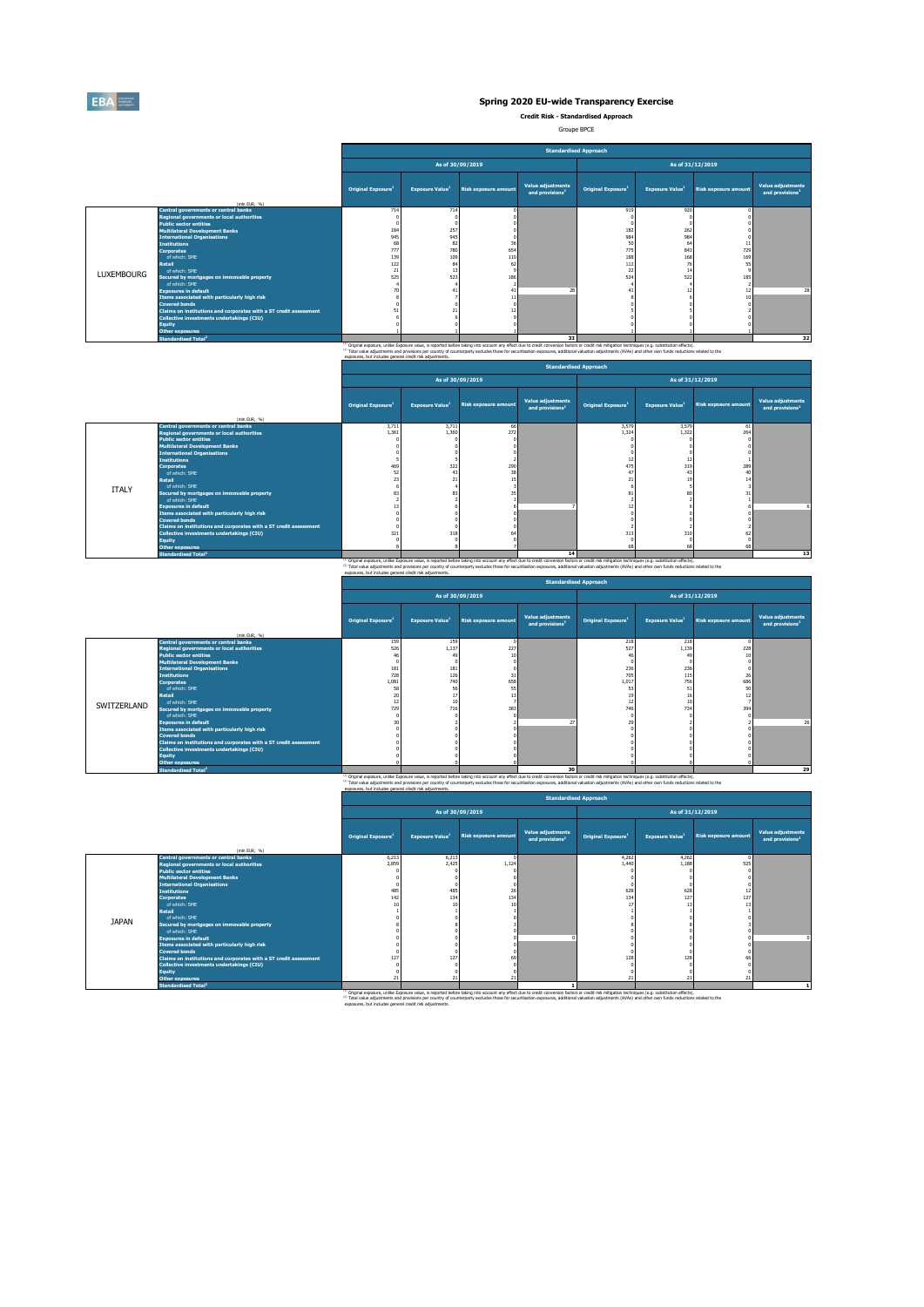## Spring 2020 EU-wide Transparency Exercise

**Credit Risk - Standardised Approach**

Groupe BPCE

### LUXEMBOURG

| | (mln EUR, %) | As of 30/09/2019 | | | | As of 31/12/2019 | | | |
|---|---|---|---|---|---|---|---|---|---|
| | | Original Exposure[1] | Exposure Value[1] | Risk exposure amount | Value adjustments and provisions[2] | Original Exposure[1] | Exposure Value[1] | Risk exposure amount | Value adjustments and provisions[2] |
| LUXEMBOURG | Central governments or central banks | 714 | 714 | 0 | | 919 | 920 | 0 | |
| | Regional governments or local authorities | 0 | 0 | 0 | | 0 | 0 | 0 | |
| | Public sector entities | 0 | 0 | 0 | | 0 | 0 | 0 | |
| | Multilateral Development Banks | 184 | 257 | 0 | | 182 | 262 | 0 | |
| | International Organisations | 945 | 945 | 0 | | 984 | 984 | 0 | |
| | Institutions | 68 | 82 | 36 | | 50 | 64 | 11 | |
| | Corporates | 777 | 780 | 654 | | 775 | 843 | 729 | |
| | of which: SME | 139 | 109 | 110 | | 188 | 168 | 169 | |
| | Retail | 122 | 84 | 62 | | 112 | 76 | 55 | |
| | of which: SME | 21 | 13 | 9 | | 22 | 14 | 9 | |
| | Secured by mortgages on immovable property | 525 | 523 | 186 | | 524 | 522 | 185 | |
| | of which: SME | 4 | 4 | 2 | | 4 | 4 | 2 | |
| | Exposures in default | 70 | 41 | 41 | 28 | 41 | 12 | 12 | 28 |
| | Items associated with particularly high risk | 8 | 7 | 11 | | 8 | 6 | 10 | |
| | Covered bonds | 0 | 0 | 0 | | 0 | 0 | 0 | |
| | Claims on institutions and corporates with a ST credit assessment | 51 | 21 | 12 | | 5 | 5 | 2 | |
| | Collective investments undertakings (CIU) | 6 | 6 | 9 | | 0 | 0 | 0 | |
| | Equity | 0 | 0 | 0 | | 0 | 0 | 0 | |
| | Other exposures | 1 | 1 | 1 | | 1 | 1 | 1 | |
| | Standardised Total[2] | | | | 33 | | | | 32 |

[1] Original exposure, unlike Exposure value, is reported before taking into account any effect due to credit conversion factors or credit risk mitigation techniques (e.g. substitution effects).
[2] Total value adjustments and provisions per country of counterparty excludes those for securitisation exposures, additional valuation adjustments (AVAs) and other own funds reductions related to the exposures, but includes general credit risk adjustments.

### ITALY

| | (mln EUR, %) | As of 30/09/2019 | | | | As of 31/12/2019 | | | |
|---|---|---|---|---|---|---|---|---|---|
| | | Original Exposure[1] | Exposure Value[1] | Risk exposure amount | Value adjustments and provisions[2] | Original Exposure[1] | Exposure Value[1] | Risk exposure amount | Value adjustments and provisions[2] |
| ITALY | Central governments or central banks | 3,711 | 3,711 | 66 | | 3,579 | 3,579 | 61 | |
| | Regional governments or local authorities | 1,361 | 1,360 | 272 | | 1,324 | 1,322 | 264 | |
| | Public sector entities | 0 | 0 | 0 | | 0 | 0 | 0 | |
| | Multilateral Development Banks | 0 | 0 | 0 | | 0 | 0 | 0 | |
| | International Organisations | 0 | 0 | 0 | | 0 | 0 | 0 | |
| | Institutions | 5 | 5 | 2 | | 12 | 12 | 1 | |
| | Corporates | 469 | 322 | 290 | | 475 | 319 | 289 | |
| | of which: SME | 52 | 43 | 38 | | 47 | 43 | 40 | |
| | Retail | 23 | 21 | 15 | | 21 | 19 | 14 | |
| | of which: SME | 6 | 4 | 3 | | 6 | 5 | 3 | |
| | Secured by mortgages on immovable property | 83 | 83 | 35 | | 81 | 80 | 31 | |
| | of which: SME | 2 | 2 | 1 | | 2 | 2 | 1 | |
| | Exposures in default | 13 | 6 | 6 | 7 | 12 | 6 | 6 | 6 |
| | Items associated with particularly high risk | 0 | 0 | 0 | | 0 | 0 | 0 | |
| | Covered bonds | 0 | 0 | 0 | | 0 | 0 | 0 | |
| | Claims on institutions and corporates with a ST credit assessment | 0 | 0 | 0 | | 2 | 2 | 2 | |
| | Collective investments undertakings (CIU) | 321 | 318 | 64 | | 313 | 310 | 62 | |
| | Equity | 0 | 0 | 0 | | 0 | 0 | 0 | |
| | Other exposures | 8 | 8 | 7 | | 68 | 68 | 68 | |
| | Standardised Total[2] | | | | 14 | | | | 13 |

[1] Original exposure, unlike Exposure value, is reported before taking into account any effect due to credit conversion factors or credit risk mitigation techniques (e.g. substitution effects).
[2] Total value adjustments and provisions per country of counterparty excludes those for securitisation exposures, additional valuation adjustments (AVAs) and other own funds reductions related to the exposures, but includes general credit risk adjustments.

### SWITZERLAND

| | (mln EUR, %) | As of 30/09/2019 | | | | As of 31/12/2019 | | | |
|---|---|---|---|---|---|---|---|---|---|
| | | Original Exposure[1] | Exposure Value[1] | Risk exposure amount | Value adjustments and provisions[2] | Original Exposure[1] | Exposure Value[1] | Risk exposure amount | Value adjustments and provisions[2] |
| SWITZERLAND | Central governments or central banks | 159 | 159 | 0 | | 218 | 218 | 0 | |
| | Regional governments or local authorities | 526 | 1,137 | 227 | | 527 | 1,139 | 228 | |
| | Public sector entities | 46 | 49 | 10 | | 46 | 49 | 10 | |
| | Multilateral Development Banks | 0 | 0 | 0 | | 0 | 0 | 0 | |
| | International Organisations | 181 | 181 | 0 | | 236 | 236 | 0 | |
| | Institutions | 728 | 126 | 31 | | 705 | 115 | 26 | |
| | Corporates | 1,081 | 740 | 658 | | 1,017 | 756 | 686 | |
| | of which: SME | 58 | 56 | 55 | | 53 | 51 | 50 | |
| | Retail | 20 | 17 | 13 | | 19 | 16 | 12 | |
| | of which: SME | 12 | 10 | 7 | | 12 | 10 | 7 | |
| | Secured by mortgages on immovable property | 729 | 716 | 383 | | 746 | 734 | 394 | |
| | of which: SME | 0 | 0 | 0 | | 0 | 0 | 0 | |
| | Exposures in default | 30 | 2 | 2 | 27 | 29 | 2 | 2 | 26 |
| | Items associated with particularly high risk | 0 | 0 | 0 | | 0 | 0 | 0 | |
| | Covered bonds | 0 | 0 | 0 | | 0 | 0 | 0 | |
| | Claims on institutions and corporates with a ST credit assessment | 0 | 0 | 0 | | 0 | 0 | 0 | |
| | Collective investments undertakings (CIU) | 0 | 0 | 0 | | 0 | 0 | 0 | |
| | Equity | 0 | 0 | 0 | | 0 | 0 | 0 | |
| | Other exposures | 0 | 0 | 0 | | 0 | 0 | 0 | |
| | Standardised Total[2] | | | | 30 | | | | 29 |

[1] Original exposure, unlike Exposure value, is reported before taking into account any effect due to credit conversion factors or credit risk mitigation techniques (e.g. substitution effects).
[2] Total value adjustments and provisions per country of counterparty excludes those for securitisation exposures, additional valuation adjustments (AVAs) and other own funds reductions related to the exposures, but includes general credit risk adjustments.

### JAPAN

| | (mln EUR, %) | As of 30/09/2019 | | | | As of 31/12/2019 | | | |
|---|---|---|---|---|---|---|---|---|---|
| | | Original Exposure[1] | Exposure Value[1] | Risk exposure amount | Value adjustments and provisions[2] | Original Exposure[1] | Exposure Value[1] | Risk exposure amount | Value adjustments and provisions[2] |
| JAPAN | Central governments or central banks | 6,213 | 6,213 | 0 | | 4,262 | 4,262 | 0 | |
| | Regional governments or local authorities | 2,859 | 2,425 | 1,124 | | 1,440 | 1,188 | 525 | |
| | Public sector entities | 0 | 0 | 0 | | 0 | 0 | 0 | |
| | Multilateral Development Banks | 0 | 0 | 0 | | 0 | 0 | 0 | |
| | International Organisations | 0 | 0 | 0 | | 0 | 0 | 0 | |
| | Institutions | 485 | 485 | 26 | | 628 | 628 | 12 | |
| | Corporates | 142 | 134 | 134 | | 134 | 127 | 127 | |
| | of which: SME | 10 | 10 | 10 | | 17 | 13 | 13 | |
| | Retail | 1 | 1 | 1 | | 1 | 1 | 1 | |
| | of which: SME | 0 | 0 | 0 | | 0 | 0 | 0 | |
| | Secured by mortgages on immovable property | 8 | 8 | 3 | | 8 | 8 | 3 | |
| | of which: SME | 0 | 0 | 0 | | 0 | 0 | 0 | |
| | Exposures in default | 0 | 0 | 0 | 0 | 0 | 0 | 0 | 0 |
| | Items associated with particularly high risk | 0 | 0 | 0 | | 0 | 0 | 0 | |
| | Covered bonds | 0 | 0 | 0 | | 0 | 0 | 0 | |
| | Claims on institutions and corporates with a ST credit assessment | 127 | 127 | 69 | | 128 | 128 | 66 | |
| | Collective investments undertakings (CIU) | 0 | 0 | 0 | | 0 | 0 | 0 | |
| | Equity | 0 | 0 | 0 | | 0 | 0 | 0 | |
| | Other exposures | 21 | 21 | 21 | | 21 | 21 | 21 | |
| | Standardised Total[2] | | | | 1 | | | | 1 |

[1] Original exposure, unlike Exposure value, is reported before taking into account any effect due to credit conversion factors or credit risk mitigation techniques (e.g. substitution effects).
[2] Total value adjustments and provisions per country of counterparty excludes those for securitisation exposures, additional valuation adjustments (AVAs) and other own funds reductions related to the exposures, but includes general credit risk adjustments.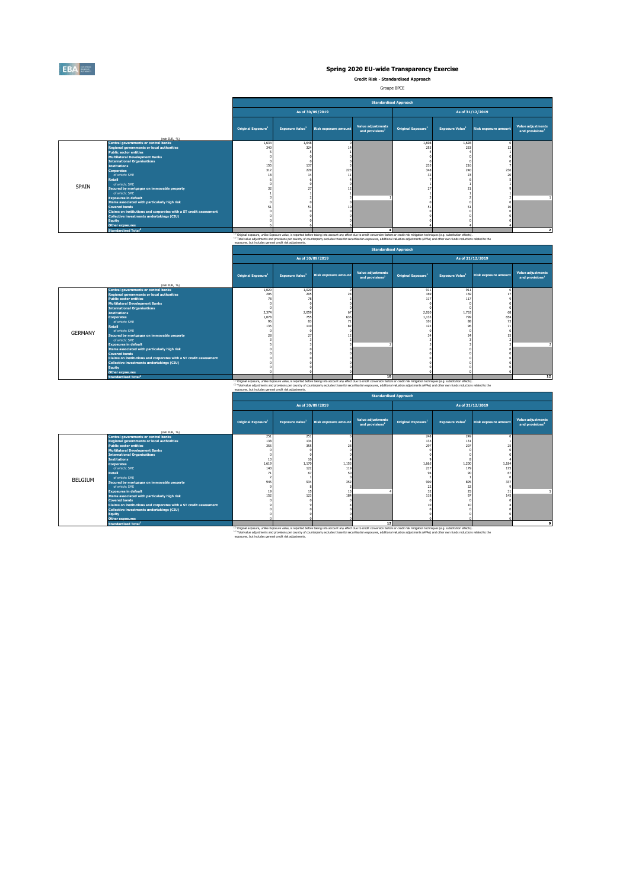# Spring 2020 EU-wide Transparency Exercise

**Credit Risk - Standardised Approach**

Groupe BPCE

| | (mln EUR, %) | Standardised Approach | | | | | | | |
|---|---|---|---|---|---|---|---|---|---|
| | | As of 30/09/2019 | | | | As of 31/12/2019 | | | |
| | | Original Exposure[1] | Exposure Value[1] | Risk exposure amount | Value adjustments and provisions[2] | Original Exposure[1] | Exposure Value[1] | Risk exposure amount | Value adjustments and provisions[2] |
| SPAIN | Central governments or central banks | 1,634 | 1,648 | 0 | | 1,608 | 1,628 | 0 | |
| | Regional governments or local authorities | 340 | 324 | 14 | | 255 | 233 | 12 | |
| | Public sector entities | 5 | 5 | 1 | | 4 | 4 | 1 | |
| | Multilateral Development Banks | 0 | 0 | 0 | | 0 | 0 | 0 | |
| | International Organisations | 0 | 0 | 0 | | 0 | 0 | 0 | |
| | Institutions | 155 | 137 | 5 | | 235 | 216 | 7 | |
| | Corporates | 312 | 229 | 223 | | 348 | 240 | 236 | |
| | of which: SME | 18 | 14 | 11 | | 32 | 23 | 20 | |
| | Retail | 6 | 6 | 4 | | 7 | 6 | 5 | |
| | of which: SME | 0 | 0 | 0 | | 1 | 1 | 1 | |
| | Secured by mortgages on immovable property | 32 | 27 | 12 | | 27 | 21 | 9 | |
| | of which: SME | 1 | 1 | 1 | | 1 | 1 | 1 | |
| | Exposures in default | 3 | 2 | 3 | 1 | 3 | 2 | 2 | 1 |
| | Items associated with particularly high risk | 0 | 0 | 0 | | 0 | 0 | 0 | |
| | Covered bonds | 51 | 51 | 10 | | 51 | 51 | 10 | |
| | Claims on institutions and corporates with a ST credit assessment | 0 | 0 | 0 | | 0 | 0 | 0 | |
| | Collective investments undertakings (CIU) | 0 | 0 | 0 | | 0 | 0 | 0 | |
| | Equity | 0 | 0 | 0 | | 0 | 0 | 0 | |
| | Other exposures | 6 | 6 | 6 | | 4 | 4 | 4 | |
| | Standardised Total[2] | | | | 4 | | | | 2 |

[1] Original exposure, unlike Exposure value, is reported before taking into account any effect due to credit conversion factors or credit risk mitigation techniques (e.g. substitution effects).
[2] Total value adjustments and provisions per country of counterparty excludes those for securitisation exposures, additional valuation adjustments (AVAs) and other own funds reductions related to the exposures, but includes general credit risk adjustments.

| | (mln EUR, %) | Standardised Approach | | | | | | | |
|---|---|---|---|---|---|---|---|---|---|
| | | As of 30/09/2019 | | | | As of 31/12/2019 | | | |
| | | Original Exposure[1] | Exposure Value[1] | Risk exposure amount | Value adjustments and provisions[2] | Original Exposure[1] | Exposure Value[1] | Risk exposure amount | Value adjustments and provisions[2] |
| GERMANY | Central governments or central banks | 1,020 | 1,020 | 0 | | 911 | 911 | 0 | |
| | Regional governments or local authorities | 205 | 205 | 24 | | 169 | 169 | 17 | |
| | Public sector entities | 78 | 78 | 2 | | 117 | 117 | 9 | |
| | Multilateral Development Banks | 0 | 0 | 0 | | 0 | 0 | 0 | |
| | International Organisations | 0 | 0 | 0 | | 0 | 0 | 0 | |
| | Institutions | 2,374 | 2,059 | 67 | | 2,020 | 1,763 | 68 | |
| | Corporates | 1,078 | 755 | 635 | | 1,133 | 799 | 654 | |
| | of which: SME | 96 | 83 | 71 | | 101 | 88 | 73 | |
| | Retail | 135 | 110 | 82 | | 122 | 96 | 71 | |
| | of which: SME | 0 | 0 | 0 | | 0 | 0 | 0 | |
| | Secured by mortgages on immovable property | 28 | 27 | 12 | | 34 | 34 | 15 | |
| | of which: SME | 3 | 3 | 2 | | 3 | 3 | 2 | |
| | Exposures in default | 5 | 3 | 3 | 2 | 5 | 3 | 3 | 2 |
| | Items associated with particularly high risk | 0 | 0 | 0 | | 0 | 0 | 0 | |
| | Covered bonds | 0 | 0 | 0 | | 0 | 0 | 0 | |
| | Claims on institutions and corporates with a ST credit assessment | 0 | 0 | 0 | | 0 | 0 | 0 | |
| | Collective investments undertakings (CIU) | 0 | 0 | 0 | | 0 | 0 | 0 | |
| | Equity | 0 | 0 | 0 | | 0 | 0 | 0 | |
| | Other exposures | 0 | 0 | 0 | | 0 | 0 | 0 | |
| | Standardised Total[2] | | | | 10 | | | | 12 |

[1] Original exposure, unlike Exposure value, is reported before taking into account any effect due to credit conversion factors or credit risk mitigation techniques (e.g. substitution effects).
[2] Total value adjustments and provisions per country of counterparty excludes those for securitisation exposures, additional valuation adjustments (AVAs) and other own funds reductions related to the exposures, but includes general credit risk adjustments.

| | (mln EUR, %) | Standardised Approach | | | | | | | |
|---|---|---|---|---|---|---|---|---|---|
| | | As of 30/09/2019 | | | | As of 31/12/2019 | | | |
| | | Original Exposure[1] | Exposure Value[1] | Risk exposure amount | Value adjustments and provisions[2] | Original Exposure[1] | Exposure Value[1] | Risk exposure amount | Value adjustments and provisions[2] |
| BELGIUM | Central governments or central banks | 251 | 251 | 0 | | 248 | 249 | 0 | |
| | Regional governments or local authorities | 138 | 134 | 1 | | 135 | 131 | 1 | |
| | Public sector entities | 355 | 355 | 28 | | 297 | 297 | 25 | |
| | Multilateral Development Banks | 0 | 0 | 0 | | 0 | 0 | 0 | |
| | International Organisations | 0 | 0 | 0 | | 0 | 0 | 0 | |
| | Institutions | 13 | 10 | 4 | | 9 | 8 | 4 | |
| | Corporates | 1,619 | 1,170 | 1,155 | | 1,665 | 1,200 | 1,184 | |
| | of which: SME | 140 | 122 | 119 | | 217 | 179 | 175 | |
| | Retail | 71 | 67 | 50 | | 94 | 90 | 67 | |
| | of which: SME | 2 | 1 | 0 | | 2 | 1 | 0 | |
| | Secured by mortgages on immovable property | 945 | 934 | 352 | | 900 | 895 | 337 | |
| | of which: SME | 9 | 8 | 3 | | 22 | 22 | 9 | |
| | Exposures in default | 19 | 15 | 15 | 4 | 32 | 25 | 31 | 5 |
| | Items associated with particularly high risk | 152 | 123 | 184 | | 118 | 97 | 145 | |
| | Covered bonds | 0 | 0 | 0 | | 0 | 0 | 0 | |
| | Claims on institutions and corporates with a ST credit assessment | 9 | 9 | 4 | | 10 | 10 | 4 | |
| | Collective investments undertakings (CIU) | 0 | 0 | 0 | | 0 | 0 | 0 | |
| | Equity | 0 | 0 | 0 | | 0 | 0 | 0 | |
| | Other exposures | 0 | 0 | 0 | | 0 | 0 | 0 | |
| | Standardised Total[2] | | | | 12 | | | | 9 |

[1] Original exposure, unlike Exposure value, is reported before taking into account any effect due to credit conversion factors or credit risk mitigation techniques (e.g. substitution effects).
[2] Total value adjustments and provisions per country of counterparty excludes those for securitisation exposures, additional valuation adjustments (AVAs) and other own funds reductions related to the exposures, but includes general credit risk adjustments.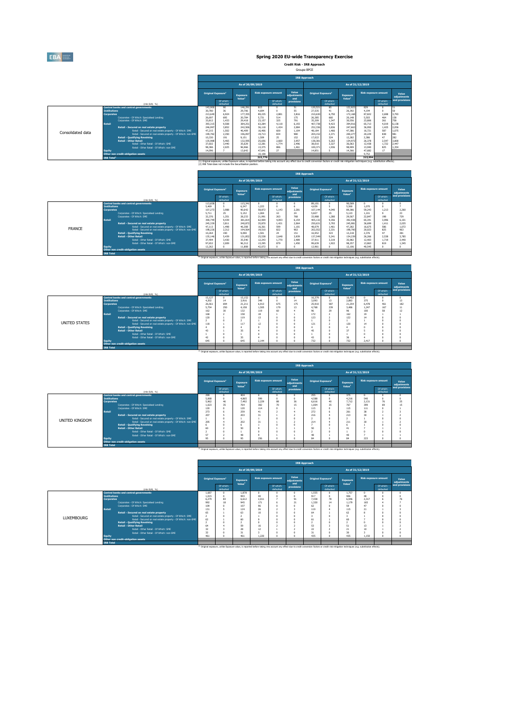# Spring 2020 EU-wide Transparency Exercise

**Credit Risk - IRB Approach**

Groupe BPCE

## Consolidated data

| (mln EUR, %) | As of 30/09/2019 Original Exposure[1] | Of which: defaulted | Exposure Value[1] | Risk exposure amount | Of which: defaulted | Value adjustments and provisions | As of 31/12/2019 Original Exposure[1] | Of which: defaulted | Exposure Value[1] | Risk exposure amount | Of which: defaulted | Value adjustments and provisions |
|---|---|---|---|---|---|---|---|---|---|---|---|---|
| Central banks and central governments | 143,000 | 80 | 146,291 | 815 | 0 | 51 | 120,521 | 85 | 122,823 | 829 | 0 | 51 |
| Institutions | 30,780 | 36 | 29,706 | 4,694 | 0 | 55 | 27,535 | 41 | 26,382 | 4,194 | 0 | 56 |
| Corporates | 213,648 | 6,924 | 177,355 | 89,235 | 2,881 | 3,816 | 210,630 | 6,793 | 172,168 | 87,822 | 2,688 | 3,793 |
| Corporates - Of Which: Specialised Lending | 26,697 | 695 | 20,784 | 5,731 | 514 | 175 | 26,385 | 660 | 20,148 | 5,502 | 464 | 138 |
| Corporates - Of Which: SME | 33,812 | 1,433 | 29,418 | 23,157 | 325 | 791 | 35,209 | 1,347 | 30,558 | 23,886 | 261 | 758 |
| Retail | 393,315 | 9,508 | 384,251 | 63,284 | 4,118 | 6,193 | 407,738 | 9,423 | 394,916 | 65,713 | 4,019 | 6,138 |
| Retail - Secured on real estate property | 246,997 | 3,852 | 242,506 | 36,118 | 1,434 | 2,084 | 252,336 | 3,836 | 247,663 | 36,950 | 1,425 | 2,056 |
| Retail - Secured on real estate property - Of Which: SME | 47,215 | 1,502 | 46,409 | 16,406 | 600 | 1,104 | 48,184 | 1,466 | 47,386 | 16,721 | 587 | 1,075 |
| Retail - Secured on real estate property - Of Which: non-SME | 199,782 | 2,350 | 196,097 | 19,713 | 834 | 980 | 204,152 | 2,371 | 200,277 | 20,229 | 838 | 981 |
| Retail - Qualifying Revolving | 10,330 | 191 | 9,151 | 1,509 | 25 | 152 | 17,022 | 324 | 12,282 | 2,386 | 47 | 282 |
| Retail - Other Retail | 135,988 | 5,465 | 132,595 | 25,656 | 2,660 | 3,957 | 138,381 | 5,263 | 134,972 | 26,378 | 2,547 | 3,800 |
| Retail - Other Retail - Of Which: SME | 37,602 | 3,440 | 35,629 | 12,281 | 1,774 | 2,496 | 38,010 | 3,327 | 36,063 | 12,438 | 1,722 | 2,447 |
| Retail - Other Retail - Of Which: non-SME | 98,386 | 2,025 | 96,966 | 13,375 | 886 | 1,461 | 100,371 | 1,936 | 98,909 | 13,940 | 825 | 1,354 |
| Equity | 14,096 | 7 | 13,642 | 47,641 | 27 | | 14,851 | 5 | 14,366 | 47,682 | 17 | |
| Other non credit-obligation assets | | | | 10,108 | | | | | | 9,752 | | |
| IRB Total[2] | | | | 215,776 | | | | | | 215,994 | | |

(1) Original exposure, unlike Exposure value, is reported before taking into account any effect due to credit conversion factors or credit risk mitigation techniques (e.g. substitution effects).
(2) IRB Total does not include the Securitisation position.

## FRANCE

| (mln EUR, %) | As of 30/09/2019 Original Exposure[1] | Of which: defaulted | Exposure Value[1] | Risk exposure amount | Of which: defaulted | Value adjustments and provisions | As of 31/12/2019 Original Exposure[1] | Of which: defaulted | Exposure Value[1] | Risk exposure amount | Of which: defaulted | Value adjustments and provisions |
|---|---|---|---|---|---|---|---|---|---|---|---|---|
| Central banks and central governments | 113,658 | 0 | 115,341 | 0 | 0 | 0 | 99,101 | 0 | 98,569 | 0 | 0 | 0 |
| Institutions | 5,469 | 5 | 6,247 | 1,223 | 0 | 6 | 4,639 | 5 | 5,560 | 1,070 | 0 | 7 |
| Corporates | 107,273 | 3,988 | 90,642 | 58,872 | 1,143 | 2,281 | 107,144 | 4,046 | 89,386 | 59,243 | 1,213 | 2,260 |
| Corporates - Of Which: Specialised Lending | 5,711 | 25 | 5,152 | 1,064 | 10 | 24 | 5,827 | 25 | 5,123 | 1,101 | 9 | 23 |
| Corporates - Of Which: SME | 32,376 | 1,351 | 28,233 | 21,991 | 263 | 768 | 33,988 | 1,280 | 29,567 | 22,847 | 198 | 729 |
| Retail | 390,749 | 9,439 | 381,814 | 62,809 | 4,093 | 6,154 | 405,132 | 9,356 | 392,438 | 65,341 | 3,996 | 6,101 |
| Retail - Secured on real estate property | 245,338 | 3,811 | 240,872 | 35,870 | 1,421 | 2,064 | 250,631 | 3,793 | 245,981 | 36,699 | 1,411 | 2,035 |
| Retail - Secured on real estate property - Of Which: SME | 47,113 | 1,498 | 46,308 | 16,361 | 599 | 1,101 | 48,079 | 1,461 | 47,282 | 16,675 | 586 | 1,072 |
| Retail - Secured on real estate property - Of Which: non-SME | 198,226 | 2,312 | 194,564 | 19,510 | 822 | 963 | 202,552 | 2,331 | 198,700 | 20,023 | 825 | 963 |
| Retail - Qualifying Revolving | 10,264 | 190 | 9,090 | 1,501 | 24 | 151 | 16,952 | 323 | 12,218 | 2,376 | 47 | 281 |
| Retail - Other Retail | 135,146 | 5,439 | 131,852 | 25,438 | 2,648 | 3,939 | 137,549 | 5,241 | 134,239 | 26,266 | 2,538 | 3,785 |
| Retail - Other Retail - Of Which: SME | 37,494 | 3,430 | 35,540 | 12,243 | 1,770 | 2,489 | 37,911 | 3,319 | 35,982 | 12,403 | 1,719 | 2,440 |
| Retail - Other Retail - Of Which: non-SME | 97,652 | 2,009 | 96,312 | 13,195 | 879 | 1,450 | 99,639 | 1,922 | 98,257 | 13,863 | 819 | 1,345 |
| Equity | 12,262 | 0 | 11,808 | 42,072 | 0 | 0 | 12,961 | 0 | 12,106 | 40,545 | 0 | 0 |
| Other non credit-obligation assets | | | | | | | | | | | | |
| IRB Total | | | | | | | | | | | | |

(1) Original exposure, unlike Exposure value, is reported before taking into account any effect due to credit conversion factors or credit risk mitigation techniques (e.g. substitution effects).

## UNITED STATES

| (mln EUR, %) | As of 30/09/2019 Original Exposure[1] | Of which: defaulted | Exposure Value[1] | Risk exposure amount | Of which: defaulted | Value adjustments and provisions | As of 31/12/2019 Original Exposure[1] | Of which: defaulted | Exposure Value[1] | Risk exposure amount | Of which: defaulted | Value adjustments and provisions |
|---|---|---|---|---|---|---|---|---|---|---|---|---|
| Central banks and central governments | 15,127 | 0 | 15,152 | 0 | 0 | 0 | 16,379 | 0 | 16,402 | 0 | 0 | 0 |
| Institutions | 4,202 | 14 | 3,916 | 348 | 0 | 14 | 3,093 | 13 | 2,803 | 375 | 0 | 13 |
| Corporates | 26,561 | 694 | 21,211 | 6,913 | 675 | 175 | 25,910 | 587 | 21,254 | 6,478 | 461 | 182 |
| Corporates - Of Which: Specialised Lending | 5,754 | 250 | 4,159 | 1,505 | 179 | 13 | 4,768 | 239 | 3,486 | 1,247 | 167 | 11 |
| Corporates - Of Which: SME | 162 | 30 | 132 | 119 | 60 | 4 | 96 | 29 | 96 | 100 | 58 | 12 |
| Retail | 168 | 2 | 158 | 18 | 1 | 1 | 172 | 2 | 162 | 19 | 1 | 1 |
| Retail - Secured on real estate property | 120 | 1 | 119 | 13 | 0 | 0 | 123 | 2 | 122 | 14 | 0 | 0 |
| Retail - Secured on real estate property - Of Which: SME | 2 | 0 | 2 | 1 | 0 | 0 | 1 | 0 | 1 | 1 | 0 | 0 |
| Retail - Secured on real estate property - Of Which: non-SME | 118 | 1 | 117 | 12 | 0 | 0 | 121 | 2 | 120 | 14 | 0 | 0 |
| Retail - Qualifying Revolving | 4 | 0 | 4 | 0 | 0 | 0 | 4 | 0 | 4 | 0 | 0 | 0 |
| Retail - Other Retail | 43 | 1 | 35 | 4 | 0 | 0 | 45 | 0 | 37 | 5 | 0 | 0 |
| Retail - Other Retail - Of Which: SME | 1 | 0 | 1 | 0 | 0 | 0 | 1 | 0 | 1 | 0 | 0 | 0 |
| Retail - Other Retail - Of Which: non-SME | 42 | 0 | 35 | 4 | 0 | 0 | 43 | 0 | 36 | 4 | 0 | 0 |
| Equity | 645 | 0 | 645 | 2,144 | 0 | 0 | 732 | 0 | 732 | 2,417 | 0 | 0 |
| Other non credit-obligation assets | | | | | | | | | | | | |
| IRB Total | | | | | | | | | | | | |

(1) Original exposure, unlike Exposure value, is reported before taking into account any effect due to credit conversion factors or credit risk mitigation techniques (e.g. substitution effects).

## UNITED KINGDOM

| (mln EUR, %) | As of 30/09/2019 Original Exposure[1] | Of which: defaulted | Exposure Value[1] | Risk exposure amount | Of which: defaulted | Value adjustments and provisions | As of 31/12/2019 Original Exposure[1] | Of which: defaulted | Exposure Value[1] | Risk exposure amount | Of which: defaulted | Value adjustments and provisions |
|---|---|---|---|---|---|---|---|---|---|---|---|---|
| Central banks and central governments | 298 | 0 | 404 | 0 | 0 | 0 | 255 | 0 | 375 | 0 | 0 | 0 |
| Institutions | 5,968 | 0 | 4,865 | 599 | 0 | 0 | 4,588 | 0 | 4,216 | 540 | 0 | 0 |
| Corporates | 9,962 | 46 | 7,492 | 2,229 | 88 | 36 | 6,616 | 40 | 7,712 | 2,131 | 76 | 25 |
| Corporates - Of Which: Specialised Lending | 1,023 | 35 | 764 | 382 | 70 | 15 | 1,004 | 35 | 767 | 399 | 69 | 15 |
| Corporates - Of Which: SME | 120 | 0 | 120 | 114 | 0 | 1 | 115 | 0 | 115 | 111 | 0 | 1 |
| Retail | 273 | 6 | 259 | 41 | 2 | 4 | 272 | 6 | 261 | 38 | 2 | 3 |
| Retail - Secured on real estate property | 207 | 5 | 203 | 31 | 1 | 2 | 216 | 4 | 213 | 30 | 1 | 2 |
| Retail - Secured on real estate property - Of Which: SME | 1 | 0 | 1 | 1 | 0 | 0 | 2 | 0 | 2 | 1 | 0 | 0 |
| Retail - Secured on real estate property - Of Which: non-SME | 205 | 4 | 202 | 31 | 1 | 2 | 214 | 4 | 211 | 30 | 1 | 2 |
| Retail - Qualifying Revolving | 6 | 0 | 6 | 1 | 0 | 0 | 7 | 0 | 6 | 1 | 0 | 0 |
| Retail - Other Retail | 60 | 2 | 50 | 9 | 1 | 1 | 50 | 1 | 41 | 7 | 1 | 1 |
| Retail - Other Retail - Of Which: SME | 2 | 0 | 1 | 0 | 0 | 0 | 2 | 0 | 1 | 0 | 0 | 0 |
| Retail - Other Retail - Of Which: non-SME | 57 | 2 | 48 | 9 | 1 | 1 | 48 | 1 | 40 | 7 | 1 | 1 |
| Equity | 95 | 0 | 95 | 256 | 0 | 0 | 84 | 0 | 84 | 223 | 0 | 0 |
| Other non credit-obligation assets | | | | | | | | | | | | |
| IRB Total | | | | | | | | | | | | |

(1) Original exposure, unlike Exposure value, is reported before taking into account any effect due to credit conversion factors or credit risk mitigation techniques (e.g. substitution effects).

## LUXEMBOURG

| (mln EUR, %) | As of 30/09/2019 Original Exposure[1] | Of which: defaulted | Exposure Value[1] | Risk exposure amount | Of which: defaulted | Value adjustments and provisions | As of 31/12/2019 Original Exposure[1] | Of which: defaulted | Exposure Value[1] | Risk exposure amount | Of which: defaulted | Value adjustments and provisions |
|---|---|---|---|---|---|---|---|---|---|---|---|---|
| Central banks and central governments | 1,687 | 0 | 1,878 | 0 | 0 | 0 | 1,555 | 0 | 1,757 | 0 | 0 | 0 |
| Institutions | 1,015 | 0 | 993 | 48 | 0 | 0 | 917 | 0 | 986 | 48 | 0 | 0 |
| Corporates | 6,279 | 83 | 6,812 | 2,031 | 7 | 91 | 7,438 | 78 | 6,946 | 2,317 | 6 | 76 |
| Corporates - Of Which: Specialised Lending | 992 | 18 | 945 | 171 | 6 | 21 | 1,320 | 14 | 1,178 | 165 | 4 | 7 |
| Corporates - Of Which: SME | 109 | 0 | 107 | 96 | 0 | 0 | 62 | 0 | 59 | 47 | 0 | 0 |
| Retail | 131 | 5 | 124 | 26 | 2 | 3 | 119 | 4 | 115 | 21 | 1 | 2 |
| Retail - Secured on real estate property | 65 | 1 | 63 | 10 | 0 | 0 | 64 | 1 | 62 | 8 | 0 | 0 |
| Retail - Secured on real estate property - Of Which: SME | 2 | 0 | 2 | 1 | 0 | 0 | 3 | 0 | 3 | 1 | 0 | 0 |
| Retail - Secured on real estate property - Of Which: non-SME | 62 | 1 | 60 | 9 | 0 | 0 | 61 | 1 | 60 | 7 | 0 | 0 |
| Retail - Qualifying Revolving | 2 | 0 | 2 | 0 | 0 | 0 | 2 | 0 | 2 | 0 | 0 | 0 |
| Retail - Other Retail | 64 | 4 | 59 | 16 | 2 | 2 | 53 | 3 | 51 | 13 | 1 | 2 |
| Retail - Other Retail - Of Which: SME | 32 | 3 | 28 | 12 | 1 | 2 | 22 | 2 | 21 | 10 | 1 | 2 |
| Retail - Other Retail - Of Which: non-SME | 32 | 0 | 31 | 3 | 0 | 0 | 31 | 0 | 30 | 3 | 0 | 0 |
| Equity | 463 | 0 | 464 | 1,220 | 0 | 0 | 435 | 0 | 435 | 1,158 | 0 | 0 |
| Other non credit-obligation assets | | | | | | | | | | | | |
| IRB Total | | | | | | | | | | | | |

(1) Original exposure, unlike Exposure value, is reported before taking into account any effect due to credit conversion factors or credit risk mitigation techniques (e.g. substitution effects).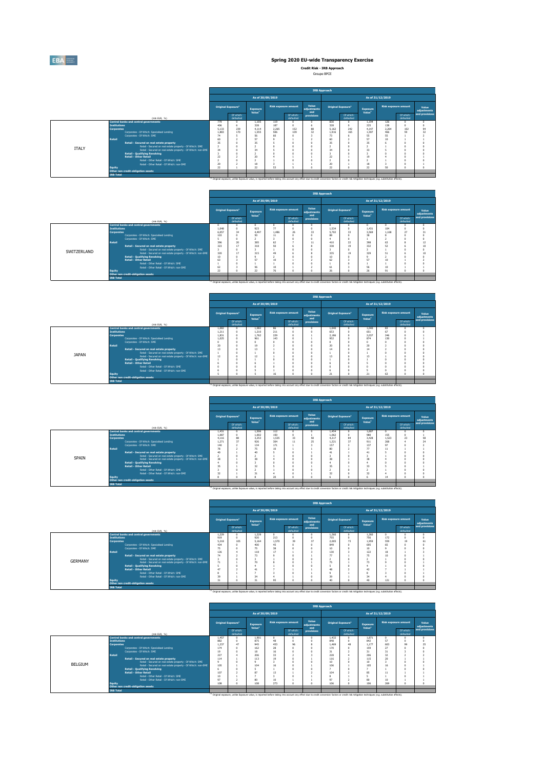# Spring 2020 EU-wide Transparency Exercise

**Credit Risk - IRB Approach**

Groupe BPCE

## ITALY

| (mln EUR, %) | As of 30/09/2019 Original Exposure[1] | Of which: defaulted | Exposure Value[1] | Risk exposure amount | Of which: defaulted | Value adjustments and provisions | As of 31/12/2019 Original Exposure[1] | Of which: defaulted | Exposure Value[1] | Risk exposure amount | Of which: defaulted | Value adjustments and provisions |
|---|---|---|---|---|---|---|---|---|---|---|---|---|
| Central banks and central governments | 779 | 0 | 1,105 | 119 | 0 | 0 | 830 | 0 | 1,154 | 126 | 0 | 0 |
| Institutions | 406 | 6 | 328 | 187 | 0 | 6 | 328 | 0 | 225 | 138 | 0 | 0 |
| Corporates | 5,133 | 239 | 4,114 | 2,265 | 152 | 88 | 5,162 | 242 | 4,147 | 2,264 | 182 | 94 |
| Corporates - Of Which: Specialised Lending | 1,883 | 170 | 1,555 | 506 | 109 | 32 | 1,916 | 165 | 1,597 | 466 | 59 | 32 |
| Corporates - Of Which: SME | 74 | 5 | 56 | 60 | 0 | 3 | 73 | 6 | 55 | 55 | 1 | 2 |
| Retail | 60 | 2 | 57 | 9 | 1 | 2 | 60 | 2 | 57 | 10 | 1 | 1 |
| Retail - Secured on real estate property | 35 | 0 | 35 | 5 | 0 | 0 | 35 | 0 | 35 | 6 | 0 | 0 |
| Retail - Secured on real estate property - Of Which: SME | 2 | 0 | 2 | 0 | 0 | 0 | 2 | 0 | 2 | 1 | 0 | 0 |
| Retail - Secured on real estate property - Of Which: non-SME | 34 | 0 | 34 | 5 | 0 | 0 | 34 | 0 | 33 | 5 | 0 | 0 |
| Retail - Qualifying Revolving | 3 | 0 | 2 | 0 | 0 | 0 | 3 | 0 | 3 | 0 | 0 | 0 |
| Retail - Other Retail | 22 | 2 | 20 | 4 | 1 | 1 | 22 | 1 | 19 | 4 | 0 | 1 |
| Retail - Other Retail - Of Which: SME | 2 | 0 | 2 | 1 | 0 | 0 | 2 | 0 | 2 | 1 | 0 | 0 |
| Retail - Other Retail - Of Which: non-SME | 20 | 2 | 18 | 3 | 1 | 1 | 20 | 1 | 18 | 3 | 0 | 1 |
| Equity | 22 | 1 | 22 | 53 | 5 | 0 | 22 | 0 | 22 | 50 | 0 | 0 |
| Other non credit-obligation assets | | | | | | | | | | | | |
| IRB Total | | | | | | | | | | | | |

[1] Original exposure, unlike Exposure value, is reported before taking into account any effect due to credit conversion factors or credit risk mitigation techniques (e.g. substitution effects).

## SWITZERLAND

| (mln EUR, %) | As of 30/09/2019 Original Exposure[1] | Of which: defaulted | Exposure Value[1] | Risk exposure amount | Of which: defaulted | Value adjustments and provisions | As of 31/12/2019 Original Exposure[1] | Of which: defaulted | Exposure Value[1] | Risk exposure amount | Of which: defaulted | Value adjustments and provisions |
|---|---|---|---|---|---|---|---|---|---|---|---|---|
| Central banks and central governments | 0 | 0 | 0 | 0 | 0 | 0 | 0 | 0 | 0 | 0 | 0 | 0 |
| Institutions | 1,048 | 0 | 923 | 77 | 0 | 0 | 1,534 | 0 | 1,431 | 104 | 0 | 0 |
| Corporates | 6,057 | 34 | 4,497 | 1,496 | 26 | 33 | 5,702 | 33 | 3,569 | 1,168 | 27 | 31 |
| Corporates - Of Which: Specialised Lending | 103 | 0 | 50 | 11 | 0 | 0 | 88 | 0 | 38 | 8 | 0 | 0 |
| Corporates - Of Which: SME | 5 | 0 | 2 | 3 | 0 | 0 | 4 | 0 | 1 | 2 | 0 | 0 |
| Retail | 396 | 20 | 385 | 62 | 7 | 11 | 410 | 22 | 398 | 63 | 8 | 12 |
| Retail - Secured on real estate property | 323 | 17 | 318 | 50 | 6 | 8 | 338 | 19 | 332 | 52 | 6 | 10 |
| Retail - Secured on real estate property - Of Which: SME | 3 | 0 | 3 | 1 | 0 | 0 | 3 | 0 | 3 | 1 | 0 | 0 |
| Retail - Secured on real estate property - Of Which: non-SME | 320 | 17 | 315 | 49 | 6 | 8 | 335 | 19 | 329 | 51 | 6 | 10 |
| Retail - Qualifying Revolving | 10 | 0 | 9 | 2 | 0 | 0 | 10 | 0 | 9 | 2 | 0 | 0 |
| Retail - Other Retail | 63 | 3 | 57 | 10 | 1 | 2 | 62 | 3 | 57 | 10 | 1 | 2 |
| Retail - Other Retail - Of Which: SME | 1 | 0 | 1 | 1 | 0 | 0 | 1 | 0 | 1 | 1 | 0 | 0 |
| Retail - Other Retail - Of Which: non-SME | 62 | 3 | 56 | 10 | 1 | 2 | 61 | 3 | 56 | 10 | 1 | 1 |
| Equity | 22 | 0 | 22 | 76 | 0 | 0 | 26 | 0 | 26 | 91 | 0 | 0 |
| Other non credit-obligation assets | | | | | | | | | | | | |
| IRB Total | | | | | | | | | | | | |

[1] Original exposure, unlike Exposure value, is reported before taking into account any effect due to credit conversion factors or credit risk mitigation techniques (e.g. substitution effects).

## JAPAN

| (mln EUR, %) | As of 30/09/2019 Original Exposure[1] | Of which: defaulted | Exposure Value[1] | Risk exposure amount | Of which: defaulted | Value adjustments and provisions | As of 31/12/2019 Original Exposure[1] | Of which: defaulted | Exposure Value[1] | Risk exposure amount | Of which: defaulted | Value adjustments and provisions |
|---|---|---|---|---|---|---|---|---|---|---|---|---|
| Central banks and central governments | 1,882 | 0 | 1,882 | 86 | 0 | 0 | 1,040 | 0 | 1,040 | 83 | 0 | 0 |
| Institutions | 1,211 | 0 | 1,210 | 211 | 0 | 0 | 653 | 0 | 651 | 67 | 0 | 0 |
| Corporates | 1,831 | 0 | 1,762 | 229 | 0 | 1 | 2,186 | 0 | 2,037 | 246 | 0 | 1 |
| Corporates - Of Which: Specialised Lending | 1,025 | 0 | 961 | 143 | 0 | 1 | 952 | 0 | 874 | 130 | 0 | 1 |
| Corporates - Of Which: SME | 0 | 0 | 0 | 0 | 0 | 0 | 0 | 0 | 0 | 0 | 0 | 0 |
| Retail | 20 | 0 | 19 | 2 | 0 | 0 | 20 | 0 | 20 | 2 | 0 | 0 |
| Retail - Secured on real estate property | 13 | 0 | 13 | 1 | 0 | 0 | 14 | 0 | 14 | 2 | 0 | 0 |
| Retail - Secured on real estate property - Of Which: SME | 1 | 0 | 1 | 0 | 0 | 0 | 1 | 0 | 1 | 0 | 0 | 0 |
| Retail - Secured on real estate property - Of Which: non-SME | 12 | 0 | 12 | 1 | 0 | 0 | 13 | 0 | 13 | 1 | 0 | 0 |
| Retail - Qualifying Revolving | 1 | 0 | 1 | 0 | 0 | 0 | 1 | 0 | 1 | 0 | 0 | 0 |
| Retail - Other Retail | 6 | 0 | 6 | 1 | 0 | 0 | 6 | 0 | 5 | 0 | 0 | 0 |
| Retail - Other Retail - Of Which: SME | 0 | 0 | 0 | 0 | 0 | 0 | 0 | 0 | 0 | 0 | 0 | 0 |
| Retail - Other Retail - Of Which: non-SME | 6 | 0 | 5 | 1 | 0 | 0 | 6 | 0 | 5 | 0 | 0 | 0 |
| Equity | 5 | 0 | 5 | 16 | 0 | 0 | 21 | 0 | 21 | 63 | 0 | 0 |
| Other non credit-obligation assets | | | | | | | | | | | | |
| IRB Total | | | | | | | | | | | | |

[1] Original exposure, unlike Exposure value, is reported before taking into account any effect due to credit conversion factors or credit risk mitigation techniques (e.g. substitution effects).

## SPAIN

| (mln EUR, %) | As of 30/09/2019 Original Exposure[1] | Of which: defaulted | Exposure Value[1] | Risk exposure amount | Of which: defaulted | Value adjustments and provisions | As of 31/12/2019 Original Exposure[1] | Of which: defaulted | Exposure Value[1] | Risk exposure amount | Of which: defaulted | Value adjustments and provisions |
|---|---|---|---|---|---|---|---|---|---|---|---|---|
| Central banks and central governments | 1,431 | 0 | 1,506 | 112 | 0 | 0 | 1,454 | 0 | 1,607 | 0 | 0 | 0 |
| Institutions | 1,007 | 0 | 1,002 | 150 | 0 | 1 | 1,062 | 0 | 980 | 155 | 0 | 3 |
| Corporates | 4,116 | 88 | 3,253 | 1,535 | 33 | 58 | 4,217 | 94 | 3,428 | 1,523 | 23 | 58 |
| Corporates - Of Which: Specialised Lending | 1,271 | 37 | 926 | 304 | 11 | 25 | 1,221 | 37 | 911 | 268 | 4 | 24 |
| Corporates - Of Which: SME | 140 | 2 | 134 | 171 | 1 | 3 | 157 | 2 | 137 | 97 | 0 | 2 |
| Retail | 78 | 2 | 75 | 10 | 1 | 1 | 80 | 2 | 77 | 11 | 1 | 1 |
| Retail - Secured on real estate property | 40 | 1 | 40 | 5 | 0 | 1 | 41 | 1 | 41 | 5 | 0 | 0 |
| Retail - Secured on real estate property - Of Which: SME | 2 | 0 | 2 | 1 | 0 | 0 | 3 | 0 | 3 | 1 | 0 | 0 |
| Retail - Secured on real estate property - Of Which: non-SME | 38 | 1 | 38 | 4 | 0 | 0 | 38 | 1 | 38 | 4 | 0 | 0 |
| Retail - Qualifying Revolving | 4 | 0 | 3 | 0 | 0 | 0 | 4 | 0 | 4 | 0 | 0 | 0 |
| Retail - Other Retail | 35 | 1 | 32 | 5 | 0 | 1 | 35 | 1 | 33 | 5 | 0 | 1 |
| Retail - Other Retail - Of Which: SME | 3 | 0 | 2 | 1 | 0 | 0 | 2 | 0 | 2 | 1 | 0 | 0 |
| Retail - Other Retail - Of Which: non-SME | 32 | 1 | 31 | 4 | 0 | 1 | 32 | 0 | 32 | 4 | 0 | 0 |
| Equity | 8 | 0 | 8 | 20 | 0 | 0 | 6 | 0 | 6 | 14 | 0 | 0 |
| Other non credit-obligation assets | | | | | | | | | | | | |
| IRB Total | | | | | | | | | | | | |

[1] Original exposure, unlike Exposure value, is reported before taking into account any effect due to credit conversion factors or credit risk mitigation techniques (e.g. substitution effects).

## GERMANY

| (mln EUR, %) | As of 30/09/2019 Original Exposure[1] | Of which: defaulted | Exposure Value[1] | Risk exposure amount | Of which: defaulted | Value adjustments and provisions | As of 31/12/2019 Original Exposure[1] | Of which: defaulted | Exposure Value[1] | Risk exposure amount | Of which: defaulted | Value adjustments and provisions |
|---|---|---|---|---|---|---|---|---|---|---|---|---|
| Central banks and central governments | 1,229 | 0 | 1,229 | 0 | 0 | 0 | 1,260 | 0 | 1,260 | 0 | 0 | 0 |
| Institutions | 919 | 0 | 920 | 213 | 0 | 0 | 755 | 0 | 756 | 172 | 0 | 0 |
| Corporates | 5,218 | 105 | 5,164 | 1,570 | 39 | 37 | 2,065 | 73 | 1,959 | 559 | 19 | 61 |
| Corporates - Of Which: Specialised Lending | 434 | 0 | 400 | 45 | 0 | 0 | 849 | 0 | 685 | 65 | 0 | 0 |
| Corporates - Of Which: SME | 75 | 0 | 75 | 38 | 0 | 0 | 10 | 0 | 10 | 9 | 0 | 0 |
| Retail | 126 | 4 | 118 | 17 | 1 | 3 | 130 | 3 | 122 | 18 | 1 | 3 |
| Retail - Secured on real estate property | 74 | 2 | 73 | 9 | 0 | 1 | 77 | 1 | 75 | 10 | 0 | 1 |
| Retail - Secured on real estate property - Of Which: SME | 3 | 0 | 3 | 1 | 0 | 0 | 2 | 0 | 2 | 1 | 0 | 0 |
| Retail - Secured on real estate property - Of Which: non-SME | 71 | 2 | 70 | 8 | 0 | 1 | 75 | 1 | 73 | 9 | 0 | 1 |
| Retail - Qualifying Revolving | 5 | 0 | 4 | 1 | 0 | 0 | 5 | 0 | 4 | 1 | 0 | 0 |
| Retail - Other Retail | 47 | 2 | 41 | 7 | 1 | 1 | 48 | 2 | 42 | 7 | 1 | 1 |
| Retail - Other Retail - Of Which: SME | 8 | 1 | 7 | 3 | 0 | 1 | 9 | 1 | 8 | 3 | 0 | 1 |
| Retail - Other Retail - Of Which: non-SME | 39 | 1 | 34 | 4 | 1 | 0 | 39 | 1 | 34 | 4 | 0 | 1 |
| Equity | 31 | 0 | 31 | 95 | 0 | 0 | 40 | 0 | 40 | 121 | 0 | 0 |
| Other non credit-obligation assets | | | | | | | | | | | | |
| IRB Total | | | | | | | | | | | | |

[1] Original exposure, unlike Exposure value, is reported before taking into account any effect due to credit conversion factors or credit risk mitigation techniques (e.g. substitution effects).

## BELGIUM

| (mln EUR, %) | As of 30/09/2019 Original Exposure[1] | Of which: defaulted | Exposure Value[1] | Risk exposure amount | Of which: defaulted | Value adjustments and provisions | As of 31/12/2019 Original Exposure[1] | Of which: defaulted | Exposure Value[1] | Risk exposure amount | Of which: defaulted | Value adjustments and provisions |
|---|---|---|---|---|---|---|---|---|---|---|---|---|
| Central banks and central governments | 1,457 | 0 | 1,901 | 0 | 0 | 0 | 1,432 | 0 | 1,871 | 0 | 0 | 0 |
| Institutions | 882 | 0 | 875 | 48 | 0 | 0 | 848 | 0 | 842 | 57 | 0 | 0 |
| Corporates | 1,237 | 47 | 945 | 453 | 96 | 8 | 1,469 | 48 | 1,177 | 603 | 99 | 25 |
| Corporates - Of Which: Specialised Lending | 174 | 0 | 162 | 28 | 0 | 0 | 170 | 0 | 159 | 27 | 0 | 0 |
| Corporates - Of Which: SME | 19 | 0 | 18 | 16 | 0 | 0 | 31 | 2 | 31 | 31 | 3 | 0 |
| Retail | 227 | 4 | 206 | 33 | 2 | 3 | 228 | 4 | 206 | 32 | 2 | 2 |
| Retail - Secured on real estate property | 114 | 1 | 113 | 19 | 0 | 1 | 116 | 2 | 115 | 20 | 1 | 1 |
| Retail - Secured on real estate property - Of Which: SME | 9 | 0 | 9 | 3 | 0 | 0 | 10 | 0 | 10 | 3 | 0 | 0 |
| Retail - Secured on real estate property - Of Which: non-SME | 105 | 1 | 104 | 16 | 0 | 1 | 106 | 1 | 105 | 16 | 0 | 1 |
| Retail - Qualifying Revolving | 6 | 0 | 5 | 1 | 0 | 0 | 7 | 0 | 7 | 1 | 0 | 0 |
| Retail - Other Retail | 107 | 2 | 87 | 13 | 1 | 2 | 104 | 2 | 85 | 11 | 1 | 1 |
| Retail - Other Retail - Of Which: SME | 10 | 1 | 7 | 3 | 0 | 1 | 8 | 1 | 5 | 1 | 0 | 1 |
| Retail - Other Retail - Of Which: non-SME | 97 | 2 | 80 | 10 | 1 | 1 | 97 | 2 | 80 | 10 | 1 | 1 |
| Equity | 108 | 0 | 108 | 273 | 0 | 0 | 106 | 0 | 106 | 269 | 0 | 0 |
| Other non credit-obligation assets | | | | | | | | | | | | |
| IRB Total | | | | | | | | | | | | |

[1] Original exposure, unlike Exposure value, is reported before taking into account any effect due to credit conversion factors or credit risk mitigation techniques (e.g. substitution effects).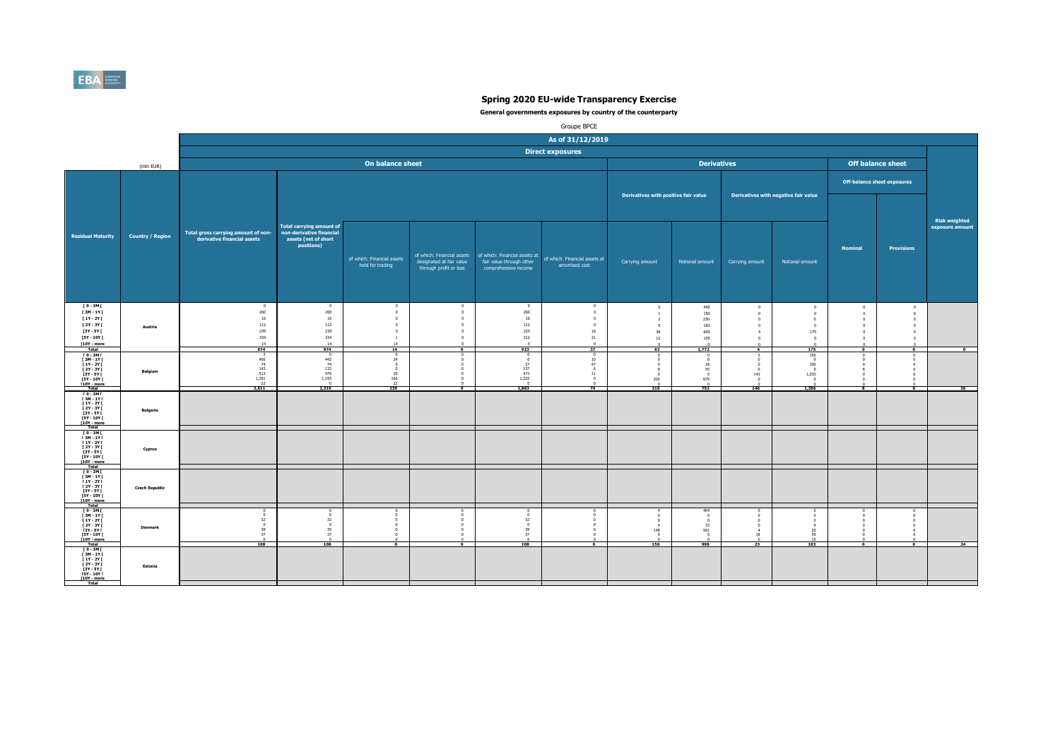# Spring 2020 EU-wide Transparency Exercise

**General governments exposures by country of the counterparty**

Groupe BPCE

As of 31/12/2019

Direct exposures

(mln EUR)

| Residual Maturity | Country / Region | Total gross carrying amount of non-derivative financial assets | Total carrying amount of non-derivative financial assets (net of short positions) | of which: Financial assets held for trading | of which: Financial assets designated at fair value through profit or loss | of which: Financial assets at fair value through other comprehensive income | of which: Financial assets at amortised cost | Derivatives with positive fair value - Carrying amount | Derivatives with positive fair value - Notional amount | Derivatives with negative fair value - Carrying amount | Derivatives with negative fair value - Notional amount | Off-balance sheet exposures - Nominal | Off-balance sheet exposures - Provisions | Risk weighted exposure amount |
|---|---|---|---|---|---|---|---|---|---|---|---|---|---|---|
| | | On balance sheet | | | | | | Derivatives | | | | Off balance sheet | | |
| [ 0 - 3M [ | Austria | 0 | 0 | 0 | 0 | 0 | 0 | 5 | 450 | 0 | 0 | 0 | 0 | |
| [ 3M - 1Y [ | | 260 | 260 | 0 | 0 | 260 | 0 | 1 | 150 | 0 | 0 | 0 | 0 | |
| [ 1Y - 2Y [ | | 16 | 16 | 0 | 0 | 16 | 0 | 2 | 230 | 0 | 0 | 0 | 0 | |
| [ 2Y - 3Y [ | | 112 | 112 | 0 | 0 | 112 | 0 | 5 | 183 | 0 | 0 | 0 | 0 | |
| [3Y - 5Y [ | | 239 | 239 | 0 | 0 | 223 | 16 | 38 | 609 | 4 | 175 | 0 | 0 | |
| [5Y - 10Y [ | | 334 | 334 | 1 | 0 | 312 | 21 | 12 | 150 | 0 | 0 | 0 | 0 | |
| [10Y - more | | 14 | 14 | 14 | 0 | 0 | 0 | 0 | 0 | 0 | 0 | 0 | 0 | |
| Total | | 974 | 974 | 14 | 0 | 923 | 37 | 62 | 1,772 | 4 | 175 | 0 | 0 | 0 |
| [ 0 - 3M [ | Belgium | 3 | 0 | 0 | 0 | 0 | 0 | 0 | 0 | 3 | 156 | 0 | 0 | |
| [ 3M - 1Y [ | | 466 | 442 | 24 | 0 | 0 | 10 | 0 | 0 | 0 | 0 | 0 | 0 | |
| [ 1Y - 2Y [ | | 74 | 74 | 0 | 0 | 27 | 47 | 0 | 18 | 0 | 100 | 0 | 0 | |
| [ 2Y - 3Y [ | | 143 | 133 | 0 | 0 | 137 | 6 | 8 | 55 | 0 | 0 | 8 | 0 | |
| [3Y - 5Y [ | | 513 | 476 | 29 | 0 | 473 | 11 | 0 | 0 | 143 | 1,030 | 0 | 0 | |
| [5Y - 10Y [ | | 1,391 | 1,193 | 166 | 0 | 1,225 | 0 | 202 | 679 | 0 | 0 | 0 | 0 | |
| [10Y - more | | 22 | 0 | 22 | 0 | 0 | 0 | 0 | 0 | 0 | 0 | 0 | 0 | |
| Total | | 2,611 | 2,319 | 239 | 0 | 1,863 | 74 | 210 | 752 | 146 | 1,286 | 8 | 0 | 26 |
| [ 0 - 3M [ | Bulgaria | | | | | | | | | | | | | |
| [ 3M - 1Y [ | | | | | | | | | | | | | | |
| [ 1Y - 2Y [ | | | | | | | | | | | | | | |
| [ 2Y - 3Y [ | | | | | | | | | | | | | | |
| [3Y - 5Y [ | | | | | | | | | | | | | | |
| [5Y - 10Y [ | | | | | | | | | | | | | | |
| [10Y - more | | | | | | | | | | | | | | |
| Total | | | | | | | | | | | | | | |
| [ 0 - 3M [ | Cyprus | | | | | | | | | | | | | |
| [ 3M - 1Y [ | | | | | | | | | | | | | | |
| [ 1Y - 2Y [ | | | | | | | | | | | | | | |
| [ 2Y - 3Y [ | | | | | | | | | | | | | | |
| [3Y - 5Y [ | | | | | | | | | | | | | | |
| [5Y - 10Y [ | | | | | | | | | | | | | | |
| [10Y - more | | | | | | | | | | | | | | |
| Total | | | | | | | | | | | | | | |
| [ 0 - 3M [ | Czech Republic | | | | | | | | | | | | | |
| [ 3M - 1Y [ | | | | | | | | | | | | | | |
| [ 1Y - 2Y [ | | | | | | | | | | | | | | |
| [ 2Y - 3Y [ | | | | | | | | | | | | | | |
| [3Y - 5Y [ | | | | | | | | | | | | | | |
| [5Y - 10Y [ | | | | | | | | | | | | | | |
| [10Y - more | | | | | | | | | | | | | | |
| Total | | | | | | | | | | | | | | |
| [ 0 - 3M [ | Denmark | 0 | 0 | 0 | 0 | 0 | 0 | 4 | 404 | 0 | 0 | 0 | 0 | |
| [ 3M - 1Y [ | | 0 | 0 | 0 | 0 | 0 | 0 | 0 | 0 | 0 | 0 | 0 | 0 | |
| [ 1Y - 2Y [ | | 32 | 32 | 0 | 0 | 32 | 0 | 0 | 0 | 0 | 0 | 0 | 0 | |
| [ 2Y - 3Y [ | | 0 | 0 | 0 | 0 | 0 | 0 | 4 | 33 | 0 | 9 | 0 | 0 | |
| [3Y - 5Y [ | | 39 | 39 | 0 | 0 | 39 | 0 | 148 | 561 | 4 | 20 | 0 | 0 | |
| [5Y - 10Y [ | | 37 | 37 | 0 | 0 | 37 | 0 | 0 | 0 | 18 | 59 | 0 | 0 | |
| [10Y - more | | 0 | 0 | 0 | 0 | 0 | 0 | 0 | 0 | 0 | 15 | 0 | 0 | |
| Total | | 108 | 108 | 0 | 0 | 108 | 0 | 156 | 998 | 23 | 103 | 0 | 0 | 24 |
| [ 0 - 3M [ | Estonia | | | | | | | | | | | | | |
| [ 3M - 1Y [ | | | | | | | | | | | | | | |
| [ 1Y - 2Y [ | | | | | | | | | | | | | | |
| [ 2Y - 3Y [ | | | | | | | | | | | | | | |
| [3Y - 5Y [ | | | | | | | | | | | | | | |
| [5Y - 10Y [ | | | | | | | | | | | | | | |
| [10Y - more | | | | | | | | | | | | | | |
| Total | | | | | | | | | | | | | | |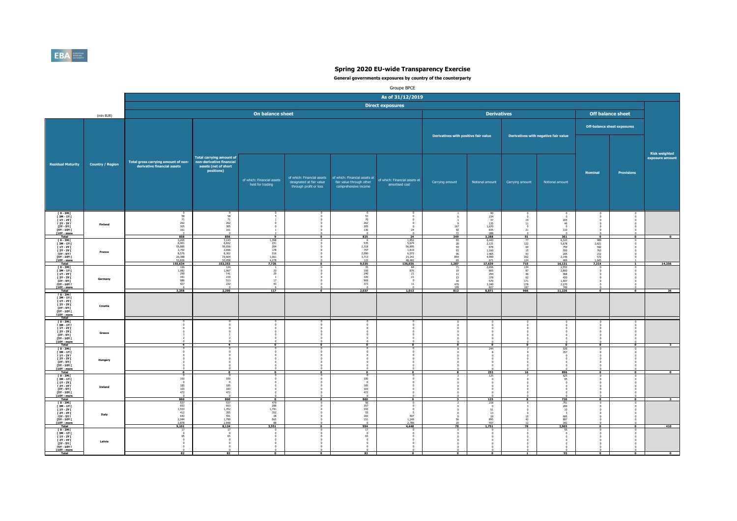# Spring 2020 EU-wide Transparency Exercise

**General governments exposures by country of the counterparty**

Groupe BPCE

| | | As of 31/12/2019 | | | | | | | | | | | | |
|---|---|---|---|---|---|---|---|---|---|---|---|---|---|---|
| | | Direct exposures | | | | | | | | | | | | |
| | (mln EUR) | On balance sheet | | | | | | Derivatives | | | | Off balance sheet | | |
| | | | | | | | | Derivatives with positive fair value | | Derivatives with negative fair value | | Off-balance sheet exposures | | |
| Residual Maturity | Country / Region | Total gross carrying amount of non-derivative financial assets | Total carrying amount of non-derivative financial assets (net of short positions) | of which: Financial assets held for trading | of which: Financial assets designated at fair value through profit or loss | of which: Financial assets at fair value through other comprehensive income | of which: Financial assets at amortised cost | Carrying amount | Notional amount | Carrying amount | Notional amount | Nominal | Provisions | Risk weighted exposure amount |
| [ 0 - 3M [ | Finland | 0 | 0 | 0 | 0 | 0 | 0 | 1 | 90 | 0 | 0 | 0 | 0 | |
| [ 3M - 1Y [ | | 58 | 58 | 5 | 0 | 53 | 0 | 6 | 234 | 0 | 0 | 0 | 0 | |
| [ 1Y - 2Y [ | | 71 | 71 | 1 | 0 | 70 | 0 | 1 | 37 | 19 | 205 | 0 | 0 | |
| [ 2Y - 3Y [ | | 262 | 262 | 0 | 0 | 262 | 0 | 9 | 135 | 11 | 46 | 0 | 0 | |
| [3Y - 5Y [ | | 305 | 305 | 0 | 0 | 305 | 0 | 167 | 1,670 | 0 | 0 | 0 | 0 | |
| [5Y - 10Y [ | | 161 | 161 | 1 | 0 | 136 | 24 | 92 | 835 | 21 | 110 | 0 | 0 | |
| [10Y - more | | 2 | 2 | 2 | 0 | 0 | 0 | 72 | 288 | 0 | 0 | 0 | 0 | |
| Total | | 858 | 856 | 9 | 0 | 825 | 24 | 349 | 3,288 | 51 | 361 | 0 | 0 | 0 |
| [ 0 - 3M [ | France | 3,165 | 3,143 | 1,398 | 0 | 0 | 1,852 | 93 | 6,443 | 77 | 6,321 | 909 | 0 | |
| [ 3M - 1Y [ | | 6,901 | 6,832 | 231 | 0 | 535 | 5,674 | 28 | 2,121 | 122 | 5,678 | 2,621 | 0 | |
| [ 1Y - 2Y [ | | 59,885 | 59,656 | 264 | 0 | 2,318 | 56,895 | 59 | 878 | 60 | 759 | 592 | 0 | |
| [ 2Y - 3Y [ | | 2,792 | 2,656 | 178 | 0 | 757 | 1,819 | 93 | 1,160 | 15 | 550 | 763 | 0 | |
| [3Y - 5Y [ | | 8,576 | 8,302 | 316 | 0 | 2,090 | 6,072 | 96 | 1,465 | 53 | 205 | 212 | 0 | |
| [5Y - 10Y [ | | 20,388 | 19,604 | 1,061 | 0 | 3,713 | 15,241 | 854 | 4,900 | 262 | 2,146 | 572 | 0 | |
| [10Y - more | | 53,826 | 53,058 | 4,278 | 0 | 122 | 48,482 | 65 | 671 | 124 | 469 | 1,645 | 1 | |
| Total | | 155,634 | 153,253 | 7,726 | 0 | 9,535 | 136,035 | 1,287 | 17,639 | 715 | 16,131 | 7,314 | 1 | 14,256 |
| [ 0 - 3M [ | Germany | 126 | 124 | 3 | 0 | 35 | 84 | 71 | 2,656 | 134 | 2,552 | 0 | 0 | |
| [ 3M - 1Y [ | | 1,082 | 1,067 | 20 | 0 | 100 | 876 | 19 | 805 | 87 | 2,860 | 0 | 0 | |
| [ 1Y - 2Y [ | | 290 | 141 | 29 | 0 | 240 | 21 | 11 | 294 | 46 | 968 | 0 | 0 | |
| [ 2Y - 3Y [ | | 341 | 219 | 1 | 0 | 320 | 21 | 13 | 378 | 62 | 420 | 0 | 0 | |
| [3Y - 5Y [ | | 986 | 513 | 17 | 0 | 969 | 0 | 30 | 570 | 171 | 1,407 | 0 | 0 | |
| [5Y - 10Y [ | | 427 | 232 | 43 | 0 | 373 | 11 | 470 | 3,340 | 278 | 2,270 | 0 | 0 | |
| [10Y - more | | 6 | 0 | 6 | 0 | 0 | 0 | 199 | 827 | 187 | 749 | 0 | 0 | |
| Total | | 3,258 | 2,295 | 117 | 0 | 2,037 | 1,013 | 812 | 8,871 | 966 | 11,226 | 0 | 0 | 26 |
| [ 0 - 3M [ | Croatia | | | | | | | | | | | | | |
| [ 3M - 1Y [ | | | | | | | | | | | | | | |
| [ 1Y - 2Y [ | | | | | | | | | | | | | | |
| [ 2Y - 3Y [ | | | | | | | | | | | | | | |
| [3Y - 5Y [ | | | | | | | | | | | | | | |
| [5Y - 10Y [ | | | | | | | | | | | | | | |
| [10Y - more | | | | | | | | | | | | | | |
| Total | | | | | | | | | | | | | | |
| [ 0 - 3M [ | Greece | 0 | 0 | 0 | 0 | 0 | 0 | 0 | 0 | 0 | 0 | 0 | 0 | |
| [ 3M - 1Y [ | | 0 | 0 | 0 | 0 | 0 | 0 | 0 | 0 | 0 | 0 | 0 | 0 | |
| [ 1Y - 2Y [ | | 0 | 0 | 0 | 0 | 0 | 0 | 0 | 0 | 0 | 0 | 0 | 0 | |
| [ 2Y - 3Y [ | | 0 | 0 | 0 | 0 | 0 | 0 | 0 | 0 | 0 | 0 | 0 | 0 | |
| [3Y - 5Y [ | | 1 | 1 | 0 | 0 | 0 | 0 | 0 | 0 | 0 | 0 | 0 | 0 | |
| [5Y - 10Y [ | | 2 | 2 | 0 | 0 | 0 | 0 | 0 | 0 | 0 | 0 | 0 | 0 | |
| [10Y - more | | 0 | 0 | 0 | 0 | 0 | 0 | 0 | 0 | 0 | 0 | 0 | 0 | |
| Total | | 4 | 4 | 0 | 0 | 0 | 0 | 0 | 0 | 0 | 0 | 0 | 0 | 3 |
| [ 0 - 3M [ | Hungary | 0 | 0 | 0 | 0 | 0 | 0 | 8 | 244 | 7 | 539 | 0 | 0 | |
| [ 3M - 1Y [ | | 0 | 0 | 0 | 0 | 0 | 0 | 0 | 8 | 9 | 357 | 0 | 0 | |
| [ 1Y - 2Y [ | | 0 | 0 | 0 | 0 | 0 | 0 | 0 | 0 | 0 | 0 | 0 | 0 | |
| [ 2Y - 3Y [ | | 0 | 0 | 0 | 0 | 0 | 0 | 0 | 0 | 0 | 0 | 0 | 0 | |
| [3Y - 5Y [ | | 0 | 0 | 0 | 0 | 0 | 0 | 0 | 0 | 0 | 0 | 0 | 0 | |
| [5Y - 10Y [ | | 0 | 0 | 0 | 0 | 0 | 0 | 0 | 0 | 0 | 0 | 0 | 0 | |
| [10Y - more | | 0 | 0 | 0 | 0 | 0 | 0 | 0 | 0 | 0 | 0 | 0 | 0 | |
| Total | | 0 | 0 | 0 | 0 | 0 | 0 | 8 | 252 | 16 | 896 | 0 | 0 | 0 |
| [ 0 - 3M [ | Ireland | 0 | 0 | 0 | 0 | 0 | 0 | 3 | 125 | 7 | 625 | 0 | 0 | |
| [ 3M - 1Y [ | | 100 | 100 | 0 | 0 | 100 | 0 | 0 | 0 | 0 | 95 | 0 | 0 | |
| [ 1Y - 2Y [ | | 0 | 0 | 0 | 0 | 0 | 0 | 0 | 0 | 0 | 0 | 0 | 0 | |
| [ 2Y - 3Y [ | | 185 | 185 | 0 | 0 | 185 | 0 | 0 | 0 | 0 | 0 | 0 | 0 | |
| [3Y - 5Y [ | | 103 | 103 | 0 | 0 | 103 | 0 | 0 | 0 | 0 | 0 | 0 | 0 | |
| [5Y - 10Y [ | | 472 | 472 | 0 | 0 | 472 | 0 | 0 | 0 | 0 | 0 | 0 | 0 | |
| [10Y - more | | 0 | 0 | 0 | 0 | 0 | 0 | 0 | 0 | 0 | 0 | 0 | 0 | |
| Total | | 860 | 860 | 0 | 0 | 860 | 0 | 3 | 125 | 8 | 720 | 0 | 0 | 3 |
| [ 0 - 3M [ | Italy | 537 | 537 | 479 | 0 | 56 | 0 | 2 | 218 | 6 | 751 | 0 | 0 | |
| [ 3M - 1Y [ | | 653 | 653 | 288 | 0 | 357 | 0 | 0 | 0 | 3 | 269 | 0 | 0 | |
| [ 1Y - 2Y [ | | 1,933 | 1,352 | 1,741 | 0 | 192 | 0 | 0 | 51 | 0 | 10 | 0 | 0 | |
| [ 2Y - 3Y [ | | 412 | 355 | 352 | 0 | 55 | 5 | 0 | 13 | 0 | 3 | 0 | 0 | |
| [3Y - 5Y [ | | 643 | 591 | 38 | 0 | 183 | 407 | 0 | 18 | 15 | 695 | 0 | 0 | |
| [5Y - 10Y [ | | 2,044 | 1,790 | 565 | 0 | 151 | 1,249 | 56 | 895 | 42 | 897 | 0 | 0 | |
| [10Y - more | | 2,878 | 2,846 | 88 | 0 | 0 | 2,786 | 20 | 557 | 12 | 342 | 0 | 0 | |
| Total | | 9,101 | 8,124 | 3,551 | 0 | 994 | 4,448 | 78 | 1,751 | 78 | 2,965 | 0 | 0 | 410 |
| [ 0 - 3M [ | Latvia | 17 | 17 | 0 | 0 | 17 | 0 | 0 | 0 | 1 | 55 | 0 | 0 | |
| [ 3M - 1Y [ | | 0 | 0 | 0 | 0 | 0 | 0 | 0 | 0 | 0 | 0 | 0 | 0 | |
| [ 1Y - 2Y [ | | 65 | 65 | 0 | 0 | 65 | 0 | 0 | 0 | 0 | 0 | 0 | 0 | |
| [ 2Y - 3Y [ | | 0 | 0 | 0 | 0 | 0 | 0 | 0 | 0 | 0 | 0 | 0 | 0 | |
| [3Y - 5Y [ | | 0 | 0 | 0 | 0 | 0 | 0 | 0 | 0 | 0 | 0 | 0 | 0 | |
| [5Y - 10Y [ | | 0 | 0 | 0 | 0 | 0 | 0 | 0 | 0 | 0 | 0 | 0 | 0 | |
| [10Y - more | | 0 | 0 | 0 | 0 | 0 | 0 | 0 | 0 | 0 | 0 | 0 | 0 | |
| Total | | 82 | 82 | 0 | 0 | 82 | 0 | 0 | 0 | 1 | 55 | 0 | 0 | 0 |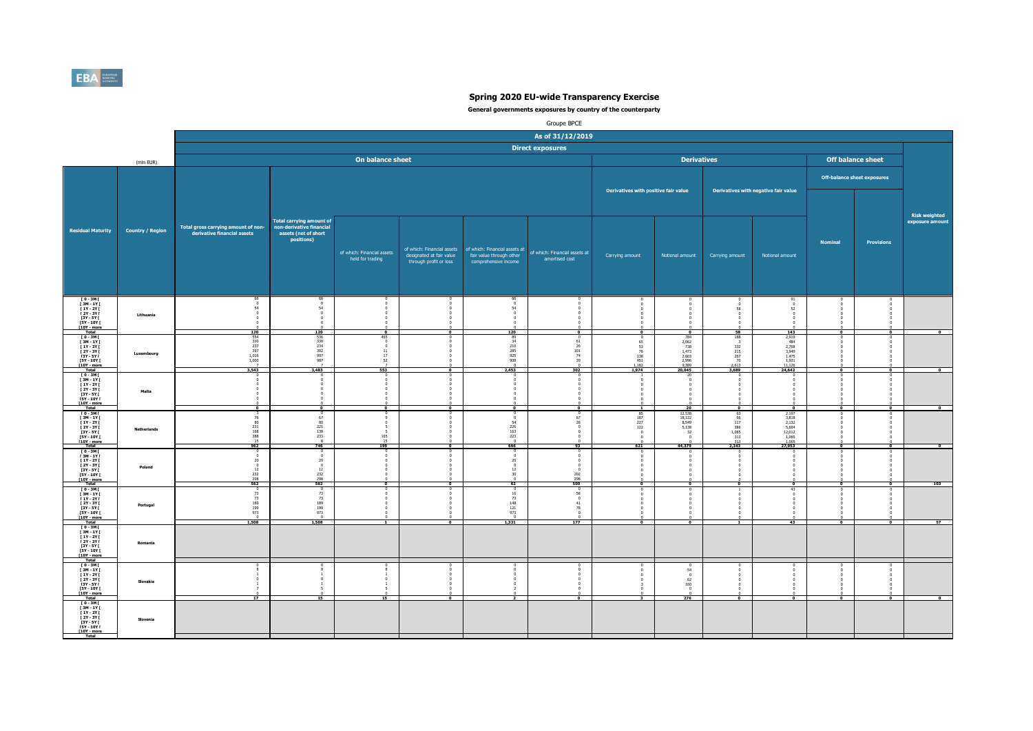# Spring 2020 EU-wide Transparency Exercise

**General governments exposures by country of the counterparty**

Groupe BPCE

| | | As of 31/12/2019 | | | | | | | | | | | | |
|---|---|---|---|---|---|---|---|---|---|---|---|---|---|---|
| | | Direct exposures | | | | | | | | | | | | |
| (mln EUR) | | On balance sheet | | | | | | Derivatives | | | | Off balance sheet | | |
| | | | | | | | | Derivatives with positive fair value | | Derivatives with negative fair value | | Off-balance sheet exposures | | |
| Residual Maturity | Country / Region | Total gross carrying amount of non-derivative financial assets | Total carrying amount of non-derivative financial assets (net of short positions) | of which: Financial assets held for trading | of which: Financial assets designated at fair value through profit or loss | of which: Financial assets at fair value through other comprehensive income | of which: Financial assets at amortised cost | Carrying amount | Notional amount | Carrying amount | Notional amount | Nominal | Provisions | Risk weighted exposure amount |
| [ 0 - 3M [ | Lithuania | 66 | 66 | 0 | 0 | 66 | 0 | 0 | 0 | 0 | 91 | 0 | 0 | |
| [ 3M - 1Y [ | | 0 | 0 | 0 | 0 | 0 | 0 | 0 | 0 | 0 | 0 | 0 | 0 | |
| [ 1Y - 2Y [ | | 54 | 54 | 0 | 0 | 54 | 0 | 0 | 0 | 58 | 52 | 0 | 0 | |
| [ 2Y - 3Y [ | | 0 | 0 | 0 | 0 | 0 | 0 | 0 | 0 | 0 | 0 | 0 | 0 | |
| [3Y - 5Y [ | | 0 | 0 | 0 | 0 | 0 | 0 | 0 | 0 | 0 | 0 | 0 | 0 | |
| [5Y - 10Y [ | | 0 | 0 | 0 | 0 | 0 | 0 | 0 | 0 | 0 | 0 | 0 | 0 | |
| [10Y - more | | 0 | 0 | 0 | 0 | 0 | 0 | 0 | 0 | 0 | 0 | 0 | 0 | |
| Total | | 120 | 120 | 0 | 0 | 120 | 0 | 0 | 0 | 58 | 143 | 0 | 0 | 0 |
| [ 0 - 3M [ | Luxembourg | 554 | 536 | 465 | 0 | 89 | 0 | 9 | 784 | 188 | 2,919 | 0 | 0 | |
| [ 3M - 1Y [ | | 330 | 330 | 0 | 0 | 34 | 61 | 65 | 2,062 | 3 | 484 | 0 | 0 | |
| [ 1Y - 2Y [ | | 237 | 234 | 0 | 0 | 210 | 26 | 53 | 738 | 332 | 2,768 | 0 | 0 | |
| [ 2Y - 3Y [ | | 397 | 392 | 11 | 0 | 285 | 101 | 76 | 1,473 | 215 | 3,949 | 0 | 0 | |
| [3Y - 5Y [ | | 1,016 | 997 | 17 | 0 | 925 | 74 | 138 | 2,603 | 267 | 1,475 | 0 | 0 | |
| [5Y - 10Y [ | | 1,000 | 987 | 52 | 0 | 908 | 39 | 451 | 2,996 | 70 | 1,921 | 0 | 0 | |
| [10Y - more | | 7 | 7 | 7 | 0 | 0 | 0 | 1,182 | 9,389 | 2,613 | 11,126 | 0 | 0 | |
| Total | | 3,543 | 3,483 | 553 | 0 | 2,453 | 302 | 1,974 | 20,045 | 3,689 | 24,642 | 0 | 0 | 0 |
| [ 0 - 3M [ | Malta | 0 | 0 | 0 | 0 | 0 | 0 | 1 | 20 | 0 | 0 | 0 | 0 | |
| [ 3M - 1Y [ | | 0 | 0 | 0 | 0 | 0 | 0 | 0 | 0 | 0 | 0 | 0 | 0 | |
| [ 1Y - 2Y [ | | 0 | 0 | 0 | 0 | 0 | 0 | 0 | 0 | 0 | 0 | 0 | 0 | |
| [ 2Y - 3Y [ | | 0 | 0 | 0 | 0 | 0 | 0 | 0 | 0 | 0 | 0 | 0 | 0 | |
| [3Y - 5Y [ | | 0 | 0 | 0 | 0 | 0 | 0 | 0 | 0 | 0 | 0 | 0 | 0 | |
| [5Y - 10Y [ | | 0 | 0 | 0 | 0 | 0 | 0 | 0 | 0 | 0 | 0 | 0 | 0 | |
| [10Y - more | | 0 | 0 | 0 | 0 | 0 | 0 | 0 | 0 | 0 | 0 | 0 | 0 | |
| Total | | 0 | 0 | 0 | 0 | 0 | 0 | 1 | 20 | 0 | 0 | 0 | 0 | 0 |
| [ 0 - 3M [ | Netherlands | 3 | 0 | 0 | 0 | 0 | 0 | 85 | 12,538 | 63 | 2,197 | 0 | 0 | |
| [ 3M - 1Y [ | | 76 | 67 | 9 | 0 | 0 | 67 | 187 | 18,122 | 66 | 3,818 | 0 | 0 | |
| [ 1Y - 2Y [ | | 80 | 80 | 0 | 0 | 54 | 26 | 227 | 8,549 | 117 | 2,132 | 0 | 0 | |
| [ 2Y - 3Y [ | | 231 | 221 | 5 | 0 | 226 | 0 | 122 | 5,138 | 386 | 5,664 | 0 | 0 | |
| [3Y - 5Y [ | | 168 | 138 | 5 | 0 | 163 | 0 | 0 | 32 | 1,085 | 12,012 | 0 | 0 | |
| [5Y - 10Y [ | | 388 | 233 | 165 | 0 | 223 | 0 | 0 | 0 | 313 | 1,065 | 0 | 0 | |
| [10Y - more | | 15 | 8 | 15 | 0 | 0 | 0 | 0 | 0 | 313 | 1,065 | 0 | 0 | |
| Total | | 962 | 746 | 199 | 0 | 666 | 93 | 621 | 44,379 | 2,343 | 27,953 | 0 | 0 | 0 |
| [ 0 - 3M [ | Poland | 0 | 0 | 0 | 0 | 0 | 0 | 0 | 0 | 0 | 0 | 0 | 0 | |
| [ 3M - 1Y [ | | 0 | 0 | 0 | 0 | 0 | 0 | 0 | 0 | 0 | 0 | 0 | 0 | |
| [ 1Y - 2Y [ | | 20 | 20 | 0 | 0 | 20 | 0 | 0 | 0 | 0 | 0 | 0 | 0 | |
| [ 2Y - 3Y [ | | 0 | 0 | 0 | 0 | 0 | 0 | 0 | 0 | 0 | 0 | 0 | 0 | |
| [3Y - 5Y [ | | 12 | 12 | 0 | 0 | 12 | 0 | 0 | 0 | 0 | 0 | 0 | 0 | |
| [5Y - 10Y [ | | 232 | 232 | 0 | 0 | 30 | 202 | 0 | 0 | 0 | 0 | 0 | 0 | |
| [10Y - more | | 298 | 298 | 0 | 0 | 0 | 298 | 0 | 0 | 0 | 0 | 0 | 0 | |
| Total | | 562 | 562 | 0 | 0 | 62 | 500 | 0 | 0 | 0 | 0 | 0 | 0 | 103 |
| [ 0 - 3M [ | Portugal | 0 | 0 | 0 | 0 | 0 | 0 | 0 | 0 | 1 | 43 | 0 | 0 | |
| [ 3M - 1Y [ | | 73 | 73 | 0 | 0 | 16 | 58 | 0 | 0 | 0 | 0 | 0 | 0 | |
| [ 1Y - 2Y [ | | 73 | 73 | 0 | 0 | 73 | 0 | 0 | 0 | 0 | 0 | 0 | 0 | |
| [ 2Y - 3Y [ | | 189 | 189 | 0 | 0 | 148 | 41 | 0 | 0 | 0 | 0 | 0 | 0 | |
| [3Y - 5Y [ | | 199 | 199 | 0 | 0 | 121 | 78 | 0 | 0 | 0 | 0 | 0 | 0 | |
| [5Y - 10Y [ | | 973 | 973 | 0 | 0 | 973 | 0 | 0 | 0 | 0 | 0 | 0 | 0 | |
| [10Y - more | | 0 | 0 | 0 | 0 | 0 | 0 | 0 | 0 | 0 | 0 | 0 | 0 | |
| Total | | 1,508 | 1,508 | 1 | 0 | 1,331 | 177 | 0 | 0 | 1 | 43 | 0 | 0 | 57 |
| [ 0 - 3M [ | Romania | | | | | | | | | | | | | |
| [ 3M - 1Y [ | | | | | | | | | | | | | | |
| [ 1Y - 2Y [ | | | | | | | | | | | | | | |
| [ 2Y - 3Y [ | | | | | | | | | | | | | | |
| [3Y - 5Y [ | | | | | | | | | | | | | | |
| [5Y - 10Y [ | | | | | | | | | | | | | | |
| [10Y - more | | | | | | | | | | | | | | |
| Total | | | | | | | | | | | | | | |
| [ 0 - 3M [ | Slovakia | 0 | 0 | 0 | 0 | 0 | 0 | 0 | 0 | 0 | 0 | 0 | 0 | |
| [ 3M - 1Y [ | | 8 | 8 | 8 | 0 | 0 | 0 | 0 | 54 | 0 | 0 | 0 | 0 | |
| [ 1Y - 2Y [ | | 1 | 1 | 1 | 0 | 0 | 0 | 0 | 0 | 0 | 0 | 0 | 0 | |
| [ 2Y - 3Y [ | | 0 | 0 | 0 | 0 | 0 | 0 | 0 | 62 | 0 | 0 | 0 | 0 | |
| [3Y - 5Y [ | | 1 | 1 | 1 | 0 | 0 | 0 | 3 | 160 | 0 | 0 | 0 | 0 | |
| [5Y - 10Y [ | | 7 | 5 | 5 | 0 | 2 | 0 | 0 | 0 | 0 | 0 | 0 | 0 | |
| [10Y - more | | 0 | 0 | 0 | 0 | 0 | 0 | 0 | 0 | 0 | 0 | 0 | 0 | |
| Total | | 17 | 15 | 15 | 0 | 2 | 0 | 3 | 276 | 0 | 0 | 0 | 0 | 0 |
| [ 0 - 3M [ | Slovenia | | | | | | | | | | | | | |
| [ 3M - 1Y [ | | | | | | | | | | | | | | |
| [ 1Y - 2Y [ | | | | | | | | | | | | | | |
| [ 2Y - 3Y [ | | | | | | | | | | | | | | |
| [3Y - 5Y [ | | | | | | | | | | | | | | |
| [5Y - 10Y [ | | | | | | | | | | | | | | |
| [10Y - more | | | | | | | | | | | | | | |
| Total | | | | | | | | | | | | | | |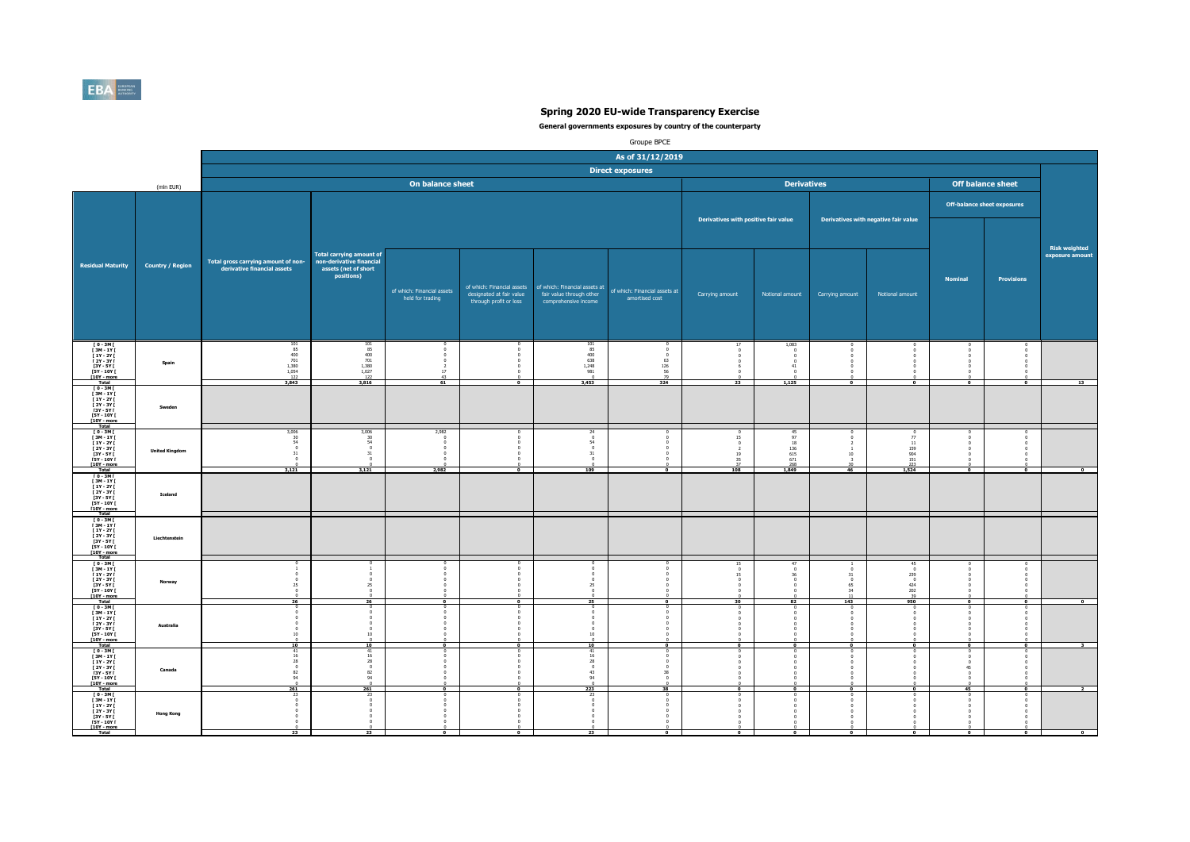# Spring 2020 EU-wide Transparency Exercise

**General governments exposures by country of the counterparty**

Groupe BPCE

| | | As of 31/12/2019 | | | | | | | | | | | | |
|---|---|---|---|---|---|---|---|---|---|---|---|---|---|---|
| | | Direct exposures | | | | | | | | | | | | |
| | (mln EUR) | On balance sheet | | | | | | Derivatives | | | | Off balance sheet | | |
| | | | | | | | | Derivatives with positive fair value | | Derivatives with negative fair value | | Off-balance sheet exposures | | |
| Residual Maturity | Country / Region | Total gross carrying amount of non-derivative financial assets | Total carrying amount of non-derivative financial assets (net of short positions) | of which: Financial assets held for trading | of which: Financial assets designated at fair value through profit or loss | of which: Financial assets at fair value through other comprehensive income | of which: Financial assets at amortised cost | Carrying amount | Notional amount | Carrying amount | Notional amount | Nominal | Provisions | Risk weighted exposure amount |
| [ 0 - 3M [ | Spain | 101 | 101 | 0 | 0 | 101 | 0 | 17 | 1,083 | 0 | 0 | 0 | 0 | |
| [ 3M - 1Y [ | | 85 | 85 | 0 | 0 | 85 | 0 | 0 | 0 | 0 | 0 | 0 | 0 | |
| [ 1Y - 2Y [ | | 400 | 400 | 0 | 0 | 400 | 0 | 0 | 0 | 0 | 0 | 0 | 0 | |
| [ 2Y - 3Y [ | | 701 | 701 | 0 | 0 | 638 | 63 | 0 | 0 | 0 | 0 | 0 | 0 | |
| [3Y - 5Y [ | | 1,380 | 1,380 | 2 | 0 | 1,248 | 126 | 6 | 41 | 0 | 0 | 0 | 0 | |
| [5Y - 10Y [ | | 1,054 | 1,027 | 17 | 0 | 981 | 56 | 0 | 0 | 0 | 0 | 0 | 0 | |
| [10Y - more | | 122 | 122 | 43 | 0 | 0 | 79 | 0 | 0 | 0 | 0 | 0 | 0 | |
| Total | | 3,843 | 3,816 | 61 | 0 | 3,453 | 324 | 23 | 1,125 | 0 | 0 | 0 | 0 | 13 |
| [ 0 - 3M [ | Sweden | | | | | | | | | | | | | |
| [ 3M - 1Y [ | | | | | | | | | | | | | | |
| [ 1Y - 2Y [ | | | | | | | | | | | | | | |
| [ 2Y - 3Y [ | | | | | | | | | | | | | | |
| [3Y - 5Y [ | | | | | | | | | | | | | | |
| [5Y - 10Y [ | | | | | | | | | | | | | | |
| [10Y - more | | | | | | | | | | | | | | |
| Total | | | | | | | | | | | | | | |
| [ 0 - 3M [ | United Kingdom | 3,006 | 3,006 | 2,982 | 0 | 24 | 0 | 0 | 45 | 0 | 0 | 0 | 0 | |
| [ 3M - 1Y [ | | 30 | 30 | 0 | 0 | 0 | 0 | 15 | 97 | 0 | 77 | 0 | 0 | |
| [ 1Y - 2Y [ | | 54 | 54 | 0 | 0 | 54 | 0 | 0 | 18 | 2 | 11 | 0 | 0 | |
| [ 2Y - 3Y [ | | 0 | 0 | 0 | 0 | 0 | 0 | 2 | 136 | 1 | 159 | 0 | 0 | |
| [3Y - 5Y [ | | 31 | 31 | 0 | 0 | 31 | 0 | 19 | 615 | 10 | 904 | 0 | 0 | |
| [5Y - 10Y [ | | 0 | 0 | 0 | 0 | 0 | 0 | 35 | 671 | 3 | 151 | 0 | 0 | |
| [10Y - more | | 0 | 0 | 0 | 0 | 0 | 0 | 37 | 268 | 30 | 223 | 0 | 0 | |
| Total | | 3,121 | 3,121 | 2,982 | 0 | 109 | 0 | 108 | 1,849 | 46 | 1,524 | 0 | 0 | 0 |
| [ 0 - 3M [ | Iceland | | | | | | | | | | | | | |
| [ 3M - 1Y [ | | | | | | | | | | | | | | |
| [ 1Y - 2Y [ | | | | | | | | | | | | | | |
| [ 2Y - 3Y [ | | | | | | | | | | | | | | |
| [3Y - 5Y [ | | | | | | | | | | | | | | |
| [5Y - 10Y [ | | | | | | | | | | | | | | |
| [10Y - more | | | | | | | | | | | | | | |
| Total | | | | | | | | | | | | | | |
| [ 0 - 3M [ | Liechtenstein | | | | | | | | | | | | | |
| [ 3M - 1Y [ | | | | | | | | | | | | | | |
| [ 1Y - 2Y [ | | | | | | | | | | | | | | |
| [ 2Y - 3Y [ | | | | | | | | | | | | | | |
| [3Y - 5Y [ | | | | | | | | | | | | | | |
| [5Y - 10Y [ | | | | | | | | | | | | | | |
| [10Y - more | | | | | | | | | | | | | | |
| Total | | | | | | | | | | | | | | |
| [ 0 - 3M [ | Norway | 0 | 0 | 0 | 0 | 0 | 0 | 15 | 47 | 1 | 45 | 0 | 0 | |
| [ 3M - 1Y [ | | 1 | 1 | 0 | 0 | 0 | 0 | 0 | 0 | 0 | 0 | 0 | 0 | |
| [ 1Y - 2Y [ | | 0 | 0 | 0 | 0 | 0 | 0 | 15 | 36 | 31 | 239 | 0 | 0 | |
| [ 2Y - 3Y [ | | 0 | 0 | 0 | 0 | 0 | 0 | 0 | 0 | 0 | 0 | 0 | 0 | |
| [3Y - 5Y [ | | 25 | 25 | 0 | 0 | 25 | 0 | 0 | 0 | 65 | 424 | 0 | 0 | |
| [5Y - 10Y [ | | 0 | 0 | 0 | 0 | 0 | 0 | 0 | 0 | 34 | 202 | 0 | 0 | |
| [10Y - more | | 0 | 0 | 0 | 0 | 0 | 0 | 0 | 0 | 11 | 39 | 0 | 0 | |
| Total | | 26 | 26 | 0 | 0 | 25 | 0 | 30 | 82 | 143 | 950 | 0 | 0 | 0 |
| [ 0 - 3M [ | Australia | 0 | 0 | 0 | 0 | 0 | 0 | 0 | 0 | 0 | 0 | 0 | 0 | |
| [ 3M - 1Y [ | | 0 | 0 | 0 | 0 | 0 | 0 | 0 | 0 | 0 | 0 | 0 | 0 | |
| [ 1Y - 2Y [ | | 0 | 0 | 0 | 0 | 0 | 0 | 0 | 0 | 0 | 0 | 0 | 0 | |
| [ 2Y - 3Y [ | | 0 | 0 | 0 | 0 | 0 | 0 | 0 | 0 | 0 | 0 | 0 | 0 | |
| [3Y - 5Y [ | | 0 | 0 | 0 | 0 | 0 | 0 | 0 | 0 | 0 | 0 | 0 | 0 | |
| [5Y - 10Y [ | | 10 | 10 | 0 | 0 | 10 | 0 | 0 | 0 | 0 | 0 | 0 | 0 | |
| [10Y - more | | 0 | 0 | 0 | 0 | 0 | 0 | 0 | 0 | 0 | 0 | 0 | 0 | |
| Total | | 10 | 10 | 0 | 0 | 10 | 0 | 0 | 0 | 0 | 0 | 0 | 0 | 3 |
| [ 0 - 3M [ | Canada | 41 | 41 | 0 | 0 | 41 | 0 | 0 | 0 | 0 | 0 | 0 | 0 | |
| [ 3M - 1Y [ | | 16 | 16 | 0 | 0 | 16 | 0 | 0 | 0 | 0 | 0 | 0 | 0 | |
| [ 1Y - 2Y [ | | 28 | 28 | 0 | 0 | 28 | 0 | 0 | 0 | 0 | 0 | 0 | 0 | |
| [ 2Y - 3Y [ | | 0 | 0 | 0 | 0 | 0 | 0 | 0 | 0 | 0 | 0 | 45 | 0 | |
| [3Y - 5Y [ | | 82 | 82 | 0 | 0 | 43 | 38 | 0 | 0 | 0 | 0 | 0 | 0 | |
| [5Y - 10Y [ | | 94 | 94 | 0 | 0 | 94 | 0 | 0 | 0 | 0 | 0 | 0 | 0 | |
| [10Y - more | | 0 | 0 | 0 | 0 | 0 | 0 | 0 | 0 | 0 | 0 | 0 | 0 | |
| Total | | 261 | 261 | 0 | 0 | 223 | 38 | 0 | 0 | 0 | 0 | 45 | 0 | 2 |
| [ 0 - 3M [ | Hong Kong | 23 | 23 | 0 | 0 | 23 | 0 | 0 | 0 | 0 | 0 | 0 | 0 | |
| [ 3M - 1Y [ | | 0 | 0 | 0 | 0 | 0 | 0 | 0 | 0 | 0 | 0 | 0 | 0 | |
| [ 1Y - 2Y [ | | 0 | 0 | 0 | 0 | 0 | 0 | 0 | 0 | 0 | 0 | 0 | 0 | |
| [ 2Y - 3Y [ | | 0 | 0 | 0 | 0 | 0 | 0 | 0 | 0 | 0 | 0 | 0 | 0 | |
| [3Y - 5Y [ | | 0 | 0 | 0 | 0 | 0 | 0 | 0 | 0 | 0 | 0 | 0 | 0 | |
| [5Y - 10Y [ | | 0 | 0 | 0 | 0 | 0 | 0 | 0 | 0 | 0 | 0 | 0 | 0 | |
| [10Y - more | | 0 | 0 | 0 | 0 | 0 | 0 | 0 | 0 | 0 | 0 | 0 | 0 | |
| Total | | 23 | 23 | 0 | 0 | 23 | 0 | 0 | 0 | 0 | 0 | 0 | 0 | 0 |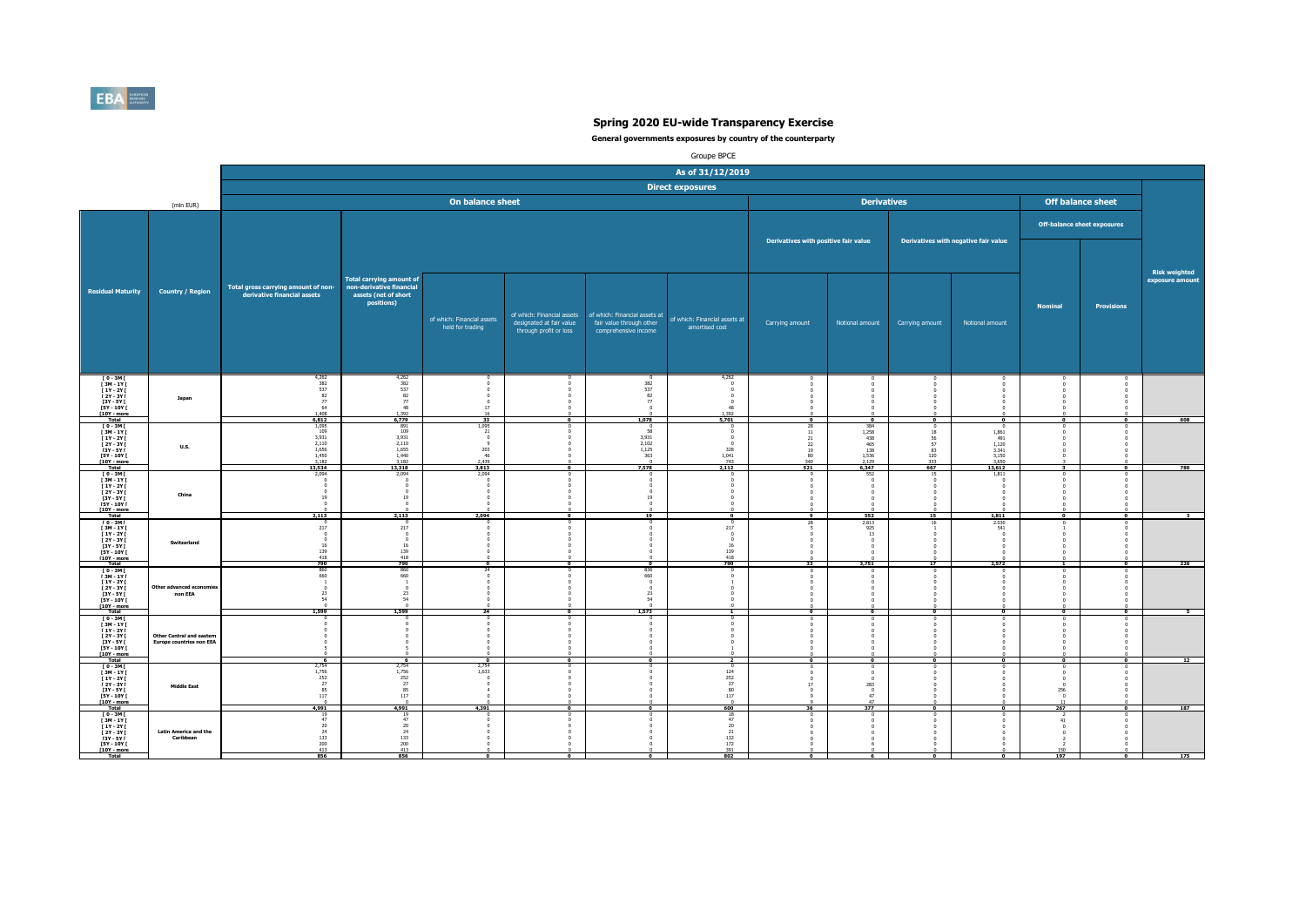# Spring 2020 EU-wide Transparency Exercise

**General governments exposures by country of the counterparty**

Groupe BPCE

| Residual Maturity | Country / Region | Total gross carrying amount of non-derivative financial assets | Total carrying amount of non-derivative financial assets (net of short positions) | of which: Financial assets held for trading | of which: Financial assets designated at fair value through profit or loss | of which: Financial assets at fair value through other comprehensive income | of which: Financial assets at amortised cost | Derivatives with positive fair value: Carrying amount | Derivatives with positive fair value: Notional amount | Derivatives with negative fair value: Carrying amount | Derivatives with negative fair value: Notional amount | Off-balance sheet exposures: Nominal | Off-balance sheet exposures: Provisions | Risk weighted exposure amount |
|---|---|---|---|---|---|---|---|---|---|---|---|---|---|---|
| | | As of 31/12/2019 | | | | | | | | | | | | |
| | (mln EUR) | Direct exposures: On balance sheet | | | | | | Derivatives | | | | Off balance sheet | | |
| [ 0 - 3M [ | Japan | 4,262 | 4,262 | 0 | 0 | 0 | 4,262 | 0 | 0 | 0 | 0 | 0 | 0 | |
| [ 3M - 1Y [ | | 382 | 382 | 0 | 0 | 382 | 0 | 0 | 0 | 0 | 0 | 0 | 0 | |
| [ 1Y - 2Y [ | | 537 | 537 | 0 | 0 | 537 | 0 | 0 | 0 | 0 | 0 | 0 | 0 | |
| [ 2Y - 3Y [ | | 82 | 82 | 0 | 0 | 82 | 0 | 0 | 0 | 0 | 0 | 0 | 0 | |
| [3Y - 5Y [ | | 77 | 77 | 0 | 0 | 77 | 0 | 0 | 0 | 0 | 0 | 0 | 0 | |
| [5Y - 10Y [ | | 64 | 48 | 17 | 0 | 0 | 48 | 0 | 0 | 0 | 0 | 0 | 0 | |
| [10Y - more | | 1,408 | 1,392 | 16 | 0 | 0 | 1,392 | 0 | 0 | 0 | 0 | 0 | 0 | |
| Total | | 6,812 | 6,779 | 33 | 0 | 1,078 | 5,701 | 0 | 0 | 0 | 0 | 0 | 0 | 608 |
| [ 0 - 3M [ | U.S. | 1,095 | 891 | 1,095 | 0 | 0 | 0 | 28 | 384 | 0 | 0 | 0 | 0 | |
| [ 3M - 1Y [ | | 109 | 109 | 21 | 0 | 58 | 0 | 11 | 1,258 | 18 | 1,861 | 0 | 0 | |
| [ 1Y - 2Y [ | | 3,931 | 3,931 | 0 | 0 | 3,931 | 0 | 21 | 438 | 56 | 491 | 0 | 0 | |
| [ 2Y - 3Y [ | | 2,110 | 2,110 | 9 | 0 | 2,102 | 0 | 22 | 465 | 57 | 1,120 | 0 | 0 | |
| [3Y - 5Y [ | | 1,656 | 1,655 | 203 | 0 | 1,125 | 328 | 19 | 138 | 83 | 3,341 | 0 | 0 | |
| [5Y - 10Y [ | | 1,450 | 1,440 | 46 | 0 | 363 | 1,041 | 80 | 1,536 | 120 | 3,150 | 0 | 0 | |
| [10Y - more | | 3,182 | 3,182 | 2,439 | 0 | 0 | 743 | 340 | 2,129 | 333 | 3,650 | 3 | 0 | |
| Total | | 13,534 | 13,318 | 3,813 | 0 | 7,578 | 2,112 | 521 | 6,347 | 667 | 13,612 | 3 | 0 | 780 |
| [ 0 - 3M [ | China | 2,094 | 2,094 | 2,094 | 0 | 0 | 0 | 9 | 552 | 15 | 1,811 | 0 | 0 | |
| [ 3M - 1Y [ | | 0 | 0 | 0 | 0 | 0 | 0 | 0 | 0 | 0 | 0 | 0 | 0 | |
| [ 1Y - 2Y [ | | 0 | 0 | 0 | 0 | 0 | 0 | 0 | 0 | 0 | 0 | 0 | 0 | |
| [ 2Y - 3Y [ | | 0 | 0 | 0 | 0 | 0 | 0 | 0 | 0 | 0 | 0 | 0 | 0 | |
| [3Y - 5Y [ | | 19 | 19 | 0 | 0 | 19 | 0 | 0 | 0 | 0 | 0 | 0 | 0 | |
| [5Y - 10Y [ | | 0 | 0 | 0 | 0 | 0 | 0 | 0 | 0 | 0 | 0 | 0 | 0 | |
| [10Y - more | | 0 | 0 | 0 | 0 | 0 | 0 | 0 | 0 | 0 | 0 | 0 | 0 | |
| Total | | 2,113 | 2,113 | 2,094 | 0 | 19 | 0 | 9 | 552 | 15 | 1,811 | 0 | 0 | 3 |
| [ 0 - 3M [ | Switzerland | 0 | 0 | 0 | 0 | 0 | 0 | 28 | 2,813 | 16 | 2,030 | 0 | 0 | |
| [ 3M - 1Y [ | | 217 | 217 | 0 | 0 | 0 | 217 | 5 | 925 | 1 | 541 | 1 | 0 | |
| [ 1Y - 2Y [ | | 0 | 0 | 0 | 0 | 0 | 0 | 0 | 13 | 0 | 0 | 0 | 0 | |
| [ 2Y - 3Y [ | | 0 | 0 | 0 | 0 | 0 | 0 | 0 | 0 | 0 | 0 | 0 | 0 | |
| [3Y - 5Y [ | | 16 | 16 | 0 | 0 | 0 | 16 | 0 | 0 | 0 | 0 | 0 | 0 | |
| [5Y - 10Y [ | | 139 | 139 | 0 | 0 | 0 | 139 | 0 | 0 | 0 | 0 | 0 | 0 | |
| [10Y - more | | 418 | 418 | 0 | 0 | 0 | 418 | 0 | 0 | 0 | 0 | 0 | 0 | |
| Total | | 790 | 790 | 0 | 0 | 0 | 790 | 33 | 3,751 | 17 | 2,572 | 1 | 0 | 226 |
| [ 0 - 3M [ | Other advanced economies non EEA | 860 | 860 | 24 | 0 | 836 | 0 | 0 | 0 | 0 | 0 | 0 | 0 | |
| [ 3M - 1Y [ | | 660 | 660 | 0 | 0 | 660 | 0 | 0 | 0 | 0 | 0 | 0 | 0 | |
| [ 1Y - 2Y [ | | 1 | 1 | 0 | 0 | 0 | 1 | 0 | 0 | 0 | 0 | 0 | 0 | |
| [ 2Y - 3Y [ | | 0 | 0 | 0 | 0 | 0 | 0 | 0 | 0 | 0 | 0 | 0 | 0 | |
| [3Y - 5Y [ | | 23 | 23 | 0 | 0 | 23 | 0 | 0 | 0 | 0 | 0 | 0 | 0 | |
| [5Y - 10Y [ | | 54 | 54 | 0 | 0 | 54 | 0 | 0 | 0 | 0 | 0 | 0 | 0 | |
| [10Y - more | | 0 | 0 | 0 | 0 | 0 | 0 | 0 | 0 | 0 | 0 | 0 | 0 | |
| Total | | 1,599 | 1,599 | 24 | 0 | 1,573 | 1 | 0 | 0 | 0 | 0 | 0 | 0 | 5 |
| [ 0 - 3M [ | Other Central and eastern Europe countries non EEA | 0 | 0 | 0 | 0 | 0 | 0 | 0 | 0 | 0 | 0 | 0 | 0 | |
| [ 3M - 1Y [ | | 0 | 0 | 0 | 0 | 0 | 0 | 0 | 0 | 0 | 0 | 0 | 0 | |
| [ 1Y - 2Y [ | | 0 | 0 | 0 | 0 | 0 | 0 | 0 | 0 | 0 | 0 | 0 | 0 | |
| [ 2Y - 3Y [ | | 0 | 0 | 0 | 0 | 0 | 0 | 0 | 0 | 0 | 0 | 0 | 0 | |
| [3Y - 5Y [ | | 0 | 0 | 0 | 0 | 0 | 0 | 0 | 0 | 0 | 0 | 0 | 0 | |
| [5Y - 10Y [ | | 5 | 5 | 0 | 0 | 0 | 1 | 0 | 0 | 0 | 0 | 0 | 0 | |
| [10Y - more | | 0 | 0 | 0 | 0 | 0 | 0 | 0 | 0 | 0 | 0 | 0 | 0 | |
| Total | | 6 | 6 | 0 | 0 | 0 | 2 | 0 | 0 | 0 | 0 | 0 | 0 | 12 |
| [ 0 - 3M [ | Middle East | 2,754 | 2,754 | 2,754 | 0 | 0 | 0 | 0 | 0 | 0 | 0 | 0 | 0 | |
| [ 3M - 1Y [ | | 1,756 | 1,756 | 1,633 | 0 | 0 | 124 | 0 | 0 | 0 | 0 | 0 | 0 | |
| [ 1Y - 2Y [ | | 252 | 252 | 0 | 0 | 0 | 252 | 0 | 0 | 0 | 0 | 0 | 0 | |
| [ 2Y - 3Y [ | | 27 | 27 | 0 | 0 | 0 | 27 | 17 | 283 | 0 | 0 | 0 | 0 | |
| [3Y - 5Y [ | | 85 | 85 | 4 | 0 | 0 | 80 | 0 | 0 | 0 | 0 | 256 | 0 | |
| [5Y - 10Y [ | | 117 | 117 | 0 | 0 | 0 | 117 | 9 | 47 | 0 | 0 | 0 | 0 | |
| [10Y - more | | 0 | 0 | 0 | 0 | 0 | 0 | 9 | 47 | 0 | 0 | 11 | 0 | |
| Total | | 4,991 | 4,991 | 4,391 | 0 | 0 | 600 | 36 | 377 | 0 | 0 | 267 | 0 | 187 |
| [ 0 - 3M [ | Latin America and the Caribbean | 19 | 19 | 0 | 0 | 0 | 18 | 0 | 0 | 0 | 0 | 2 | 0 | |
| [ 3M - 1Y [ | | 47 | 47 | 0 | 0 | 0 | 47 | 0 | 0 | 0 | 0 | 41 | 0 | |
| [ 1Y - 2Y [ | | 20 | 20 | 0 | 0 | 0 | 20 | 0 | 0 | 0 | 0 | 0 | 0 | |
| [ 2Y - 3Y [ | | 24 | 24 | 0 | 0 | 0 | 21 | 0 | 0 | 0 | 0 | 0 | 0 | |
| [3Y - 5Y [ | | 133 | 133 | 0 | 0 | 0 | 132 | 0 | 0 | 0 | 0 | 2 | 0 | |
| [5Y - 10Y [ | | 200 | 200 | 0 | 0 | 0 | 172 | 0 | 6 | 0 | 0 | 2 | 0 | |
| [10Y - more | | 413 | 413 | 0 | 0 | 0 | 391 | 0 | 0 | 0 | 0 | 150 | 0 | |
| Total | | 856 | 856 | 0 | 0 | 0 | 802 | 0 | 6 | 0 | 0 | 197 | 0 | 175 |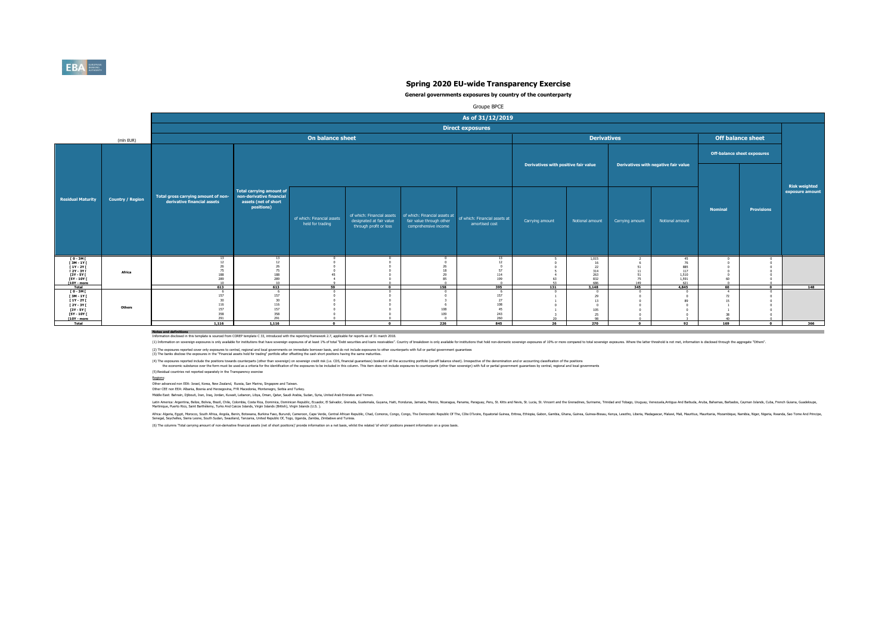# Spring 2020 EU-wide Transparency Exercise

**General governments exposures by country of the counterparty**

Groupe BPCE

| | | As of 31/12/2019 | | | | | | | | | | | | |
|---|---|---|---|---|---|---|---|---|---|---|---|---|---|---|
| | | Direct exposures | | | | | | | | | | | | |
| | (mln EUR) | On balance sheet | | | | | | Derivatives | | | | Off balance sheet | | |
| | | | | | | | | Derivatives with positive fair value | | Derivatives with negative fair value | | Off-balance sheet exposures | | |
| Residual Maturity | Country / Region | Total gross carrying amount of non-derivative financial assets | Total carrying amount of non-derivative financial assets (net of short positions) | of which: Financial assets held for trading | of which: Financial assets designated at fair value through profit or loss | of which: Financial assets at fair value through other comprehensive income | of which: Financial assets at amortised cost | Carrying amount | Notional amount | Carrying amount | Notional amount | Nominal | Provisions | Risk weighted exposure amount |
| [ 0 - 3M [ | Africa | 13 | 13 | 0 | 0 | 0 | 13 | 5 | 1,015 | 2 | 45 | 0 | 0 | |
| [ 3M - 1Y [ | | 12 | 12 | 0 | 0 | 0 | 12 | 0 | 16 | 6 | 76 | 0 | 0 | |
| [ 1Y - 2Y [ | | 26 | 26 | 0 | 0 | 26 | 0 | 0 | 22 | 51 | 885 | 0 | 0 | |
| [ 2Y - 3Y [ | | 75 | 75 | 0 | 0 | 18 | 57 | 5 | 314 | 11 | 117 | 0 | 0 | |
| [3Y - 5Y [ | | 188 | 188 | 45 | 0 | 29 | 114 | 4 | 263 | 51 | 1,510 | 0 | 0 | |
| [5Y - 10Y [ | | 289 | 289 | 4 | 0 | 85 | 199 | 63 | 832 | 75 | 1,591 | 60 | 0 | |
| [10Y - more | | 10 | 10 | 9 | 0 | 0 | 0 | 53 | 686 | 149 | 621 | 0 | 0 | |
| **Total** | | **613** | **613** | **59** | **0** | **158** | **395** | **131** | **3,148** | **345** | **4,845** | **60** | **0** | **148** |
| [ 0 - 3M [ | Others | 6 | 6 | 0 | 0 | 0 | 6 | 0 | 0 | 0 | 0 | 4 | 0 | |
| [ 3M - 1Y [ | | 157 | 157 | 0 | 0 | 0 | 157 | 1 | 29 | 0 | 0 | 72 | 0 | |
| [ 1Y - 2Y [ | | 30 | 30 | 0 | 0 | 3 | 27 | 1 | 13 | 0 | 89 | 15 | 0 | |
| [ 2Y - 3Y [ | | 116 | 116 | 0 | 0 | 6 | 108 | 0 | 0 | 0 | 0 | 1 | 0 | |
| [3Y - 5Y [ | | 157 | 157 | 0 | 0 | 108 | 45 | 1 | 105 | 0 | 0 | 1 | 0 | |
| [5Y - 10Y [ | | 358 | 358 | 0 | 0 | 109 | 243 | 3 | 25 | 0 | 0 | 38 | 0 | |
| [10Y - more | | 291 | 291 | 0 | 0 | 0 | 260 | 20 | 98 | 0 | 3 | 40 | 0 | |
| **Total** | | **1,116** | **1,116** | **0** | **0** | **226** | **845** | **26** | **270** | **0** | **92** | **169** | **0** | **366** |

**Notes and definitions**

Information disclosed in this template is sourced from COREP template C 33, introduced with the reporting framework 2.7, applicable for reports as of 31 march 2018.

(1) Information on sovereign exposures is only available for institutions that have sovereign exposures of at least 1% of total "Debt securities and loans receivables". Country of breakdown is only available for institutions that hold non-domestic sovereign exposures of 10% or more compared to total sovereign exposures. Where the latter threshold is not met, information is disclosed through the aggregate "Others".

(2) The exposures reported cover only exposures to central, regional and local governments on immediate borrower basis, and do not include exposures to other counterparts with full or partial government guarantees

(3) The banks disclose the exposures in the "Financial assets held for trading" portfolio after offsetting the cash short positions having the same maturities.

(4) The exposures reported include the positions towards counterparts (other than sovereign) on sovereign credit risk (i.e. CDS, financial guarantees) booked in all the accounting portfolio (on-off balance sheet). Irrespective of the denomination and or accounting classification of the positions the economic substance over the form must be used as a criteria for the identification of the exposures to be included in this column. This item does not include exposures to counterparts (other than sovereign) with full or partial government guarantees by central, regional and local governments

(5) Residual countries not reported separately in the Transparency exercise

Regions:

Other advanced non EEA: Israel, Korea, New Zealand, Russia, San Marino, Singapore and Taiwan.

Other CEE non EEA: Albania, Bosnia and Herzegovina, FYR Macedonia, Montenegro, Serbia and Turkey.

Middle East: Bahrain, Djibouti, Iran, Iraq, Jordan, Kuwait, Lebanon, Libya, Oman, Qatar, Saudi Arabia, Sudan, Syria, United Arab Emirates and Yemen.

Latin America: Argentina, Belize, Bolivia, Brazil, Chile, Colombia, Costa Rica, Dominica, Dominican Republic, Ecuador, El Salvador, Grenada, Guatemala, Guyana, Haiti, Honduras, Jamaica, Mexico, Nicaragua, Panama, Paraguay, Peru, St. Kitts and Nevis, St. Lucia, St. Vincent and the Grenadines, Suriname, Trinidad and Tobago, Uruguay, Venezuela, Antigua And Barbuda, Aruba, Bahamas, Barbados, Cayman Islands, Cuba, French Guiana, Guadeloupe, Martinique, Puerto Rico, Saint Barthélemy, Turks And Caicos Islands, Virgin Islands (British), Virgin Islands (U.S.).

Africa: Algeria, Egypt, Morocco, South Africa, Angola, Benin, Botswana, Burkina Faso, Burundi, Cameroon, Cape Verde, Central African Republic, Chad, Comoros, Congo, Congo, The Democratic Republic Of The, Côte D'Ivoire, Equatorial Guinea, Eritrea, Ethiopia, Gabon, Gambia, Ghana, Guinea, Guinea-Bissau, Kenya, Lesotho, Liberia, Madagascar, Malawi, Mali, Mauritius, Mauritania, Mozambique, Namibia, Niger, Nigeria, Rwanda, Sao Tome And Principe, Senegal, Seychelles, Sierra Leone, South Sudan, Swaziland, Tanzania, United Republic Of, Togo, Uganda, Zambia, Zimbabwe and Tunisia.

(6) The columns 'Total carrying amount of non-derivative financial assets (net of short positions)' provide information on a net basis, whilst the related 'of which' positions present information on a gross basis.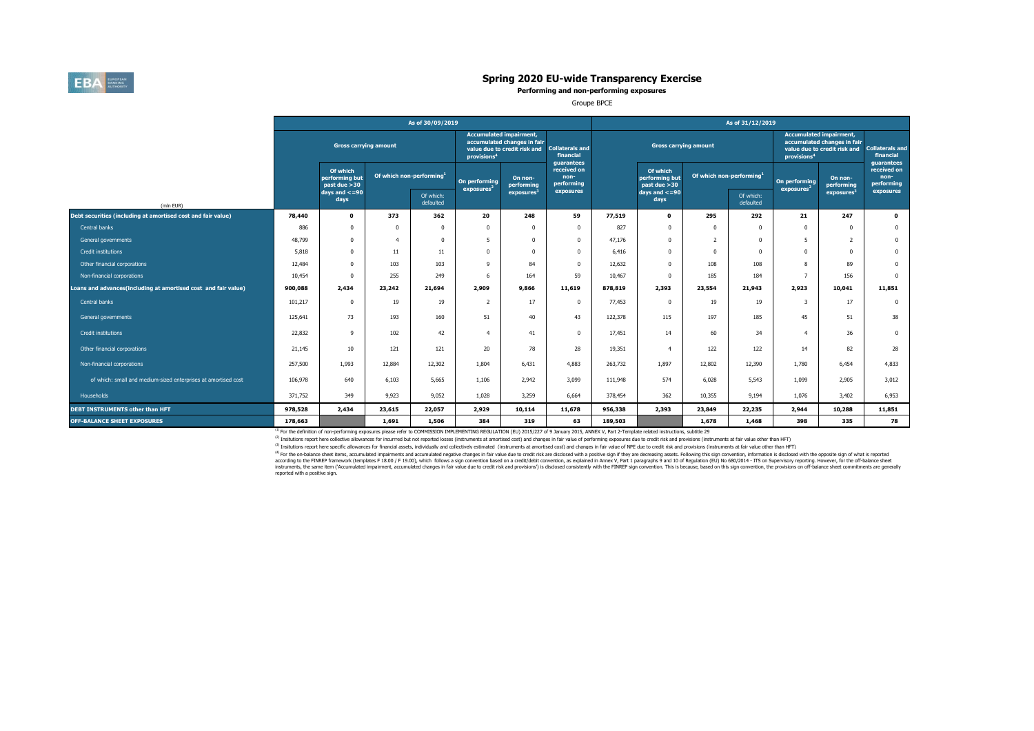# Spring 2020 EU-wide Transparency Exercise

**Performing and non-performing exposures**

Groupe BPCE

| (mln EUR) | As of 30/09/2019 | | | | | | | As of 31/12/2019 | | | | | | |
|---|---|---|---|---|---|---|---|---|---|---|---|---|---|---|
| | Gross carrying amount | | | | Accumulated impairment, accumulated changes in fair value due to credit risk and provisions[4] | | Collaterals and financial guarantees received on non-performing exposures | Gross carrying amount | | | | Accumulated impairment, accumulated changes in fair value due to credit risk and provisions[4] | | Collaterals and financial guarantees received on non-performing exposures |
| | | Of which performing but past due >30 days and <=90 days | Of which non-performing[1] | | On performing exposures[2] | On non-performing exposures[3] | | | Of which performing but past due >30 days and <=90 days | Of which non-performing[1] | | On performing exposures[2] | On non-performing exposures[3] | |
| | | | | Of which: defaulted | | | | | | | Of which: defaulted | | | |
| **Debt securities (including at amortised cost and fair value)** | **78,440** | **0** | **373** | **362** | **20** | **248** | **59** | **77,519** | **0** | **295** | **292** | **21** | **247** | **0** |
| Central banks | 886 | 0 | 0 | 0 | 0 | 0 | 0 | 827 | 0 | 0 | 0 | 0 | 0 | 0 |
| General governments | 48,799 | 0 | 4 | 0 | 5 | 0 | 0 | 47,176 | 0 | 2 | 0 | 5 | 2 | 0 |
| Credit institutions | 5,818 | 0 | 11 | 11 | 0 | 0 | 0 | 6,416 | 0 | 0 | 0 | 0 | 0 | 0 |
| Other financial corporations | 12,484 | 0 | 103 | 103 | 9 | 84 | 0 | 12,632 | 0 | 108 | 108 | 8 | 89 | 0 |
| Non-financial corporations | 10,454 | 0 | 255 | 249 | 6 | 164 | 59 | 10,467 | 0 | 185 | 184 | 7 | 156 | 0 |
| **Loans and advances(including at amortised cost and fair value)** | **900,088** | **2,434** | **23,242** | **21,694** | **2,909** | **9,866** | **11,619** | **878,819** | **2,393** | **23,554** | **21,943** | **2,923** | **10,041** | **11,851** |
| Central banks | 101,217 | 0 | 19 | 19 | 2 | 17 | 0 | 77,453 | 0 | 19 | 19 | 3 | 17 | 0 |
| General governments | 125,641 | 73 | 193 | 160 | 51 | 40 | 43 | 122,378 | 115 | 197 | 185 | 45 | 51 | 38 |
| Credit institutions | 22,832 | 9 | 102 | 42 | 4 | 41 | 0 | 17,451 | 14 | 60 | 34 | 4 | 36 | 0 |
| Other financial corporations | 21,145 | 10 | 121 | 121 | 20 | 78 | 28 | 19,351 | 4 | 122 | 122 | 14 | 82 | 28 |
| Non-financial corporations | 257,500 | 1,993 | 12,884 | 12,302 | 1,804 | 6,431 | 4,883 | 263,732 | 1,897 | 12,802 | 12,390 | 1,780 | 6,454 | 4,833 |
| of which: small and medium-sized enterprises at amortised cost | 106,978 | 640 | 6,103 | 5,665 | 1,106 | 2,942 | 3,099 | 111,948 | 574 | 6,028 | 5,543 | 1,099 | 2,905 | 3,012 |
| Households | 371,752 | 349 | 9,923 | 9,052 | 1,028 | 3,259 | 6,664 | 378,454 | 362 | 10,355 | 9,194 | 1,076 | 3,402 | 6,953 |
| **DEBT INSTRUMENTS other than HFT** | **978,528** | **2,434** | **23,615** | **22,057** | **2,929** | **10,114** | **11,678** | **956,338** | **2,393** | **23,849** | **22,235** | **2,944** | **10,288** | **11,851** |
| **OFF-BALANCE SHEET EXPOSURES** | **178,663** | | **1,691** | **1,506** | **384** | **319** | **63** | **189,503** | | **1,678** | **1,468** | **398** | **335** | **78** |

[1] For the definition of non-performing exposures please refer to COMMISSION IMPLEMENTING REGULATION (EU) 2015/227 of 9 January 2015, ANNEX V, Part 2-Template related instructions, subtitle 29

[2] Insitutions report here collective allowances for incurrred but not reported losses (instruments at amortised cost) and changes in fair value of performing exposures due to credit risk and provisions (instruments at fair value other than HFT)

[3] Insitutions report here specific allowances for financial assets, individually and collectively estimated (instruments at amortised cost) and changes in fair value of NPE due to credit risk and provisions (instruments at fair value other than HFT)

[4] For the on-balance sheet items, accumulated impairments and accumulated negative changes in fair value due to credit risk are disclosed with a positive sign if they are decreasing assets. Following this sign convention, information is disclosed with the opposite sign of what is reported according to the FINREP framework (templates F 18.00 / F 19.00), which follows a sign convention based on a credit/debit convention, as explained in Annex V, Part 1 paragraphs 9 and 10 of Regulation (EU) No 680/2014 - ITS on Supervisory reporting. However, for the off-balance sheet instruments, the same item ('Accumulated impairment, accumulated changes in fair value due to credit risk and provisions') is disclosed consistently with the FINREP sign convention. This is because, based on this sign convention, the provisions on off-balance sheet commitments are generally reported with a positive sign.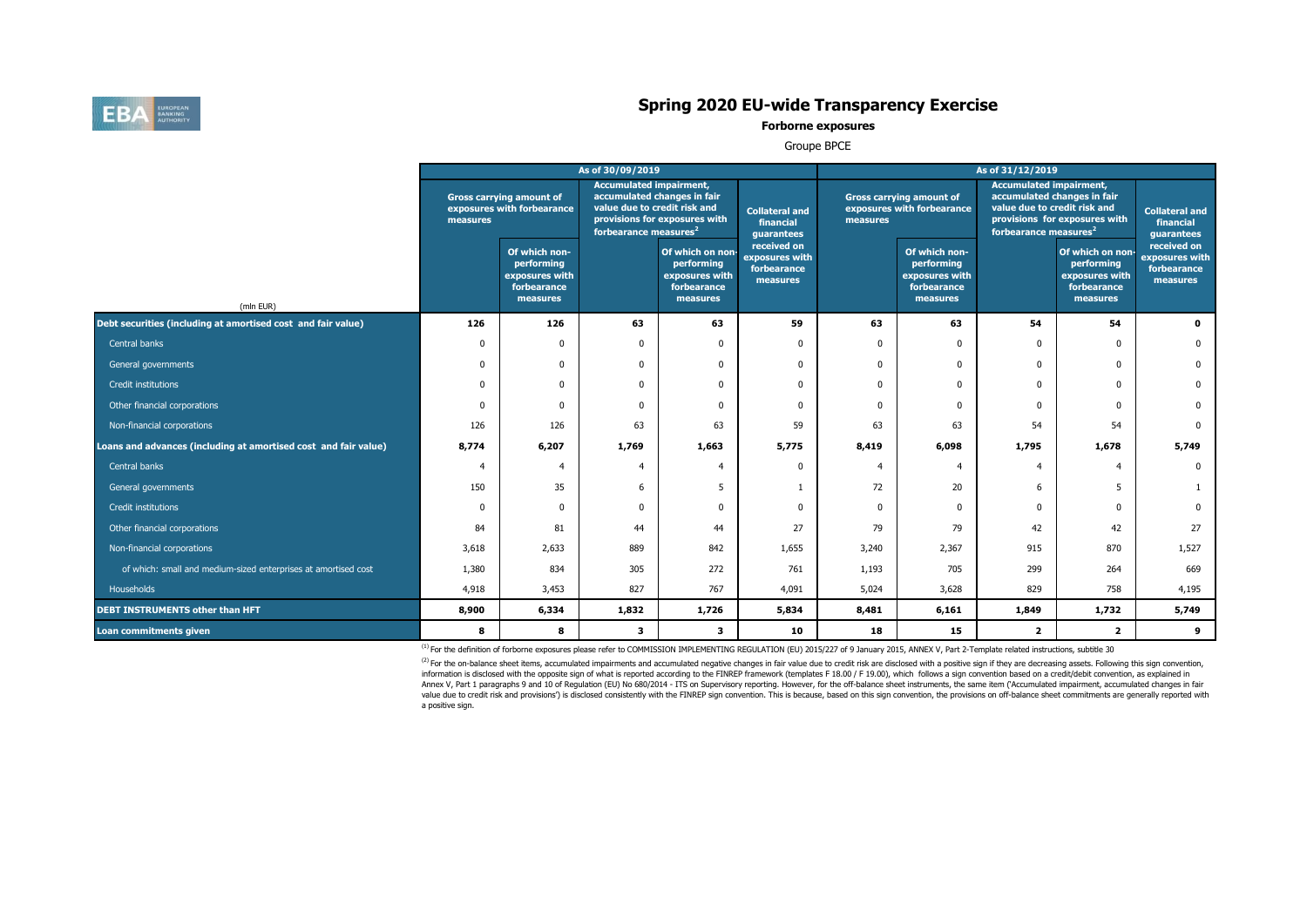# Spring 2020 EU-wide Transparency Exercise

## Forborne exposures

Groupe BPCE

| (mln EUR) | As of 30/09/2019 | | | | | As of 31/12/2019 | | | | |
|---|---|---|---|---|---|---|---|---|---|---|
| | Gross carrying amount of exposures with forbearance measures | | Accumulated impairment, accumulated changes in fair value due to credit risk and provisions for exposures with forbearance measures[2] | | Collateral and financial guarantees received on exposures with forbearance measures | Gross carrying amount of exposures with forbearance measures | | Accumulated impairment, accumulated changes in fair value due to credit risk and provisions for exposures with forbearance measures[2] | | Collateral and financial guarantees received on exposures with forbearance measures |
| | | Of which non-performing exposures with forbearance measures | | Of which on non-performing exposures with forbearance measures | | | Of which non-performing exposures with forbearance measures | | Of which on non-performing exposures with forbearance measures | |
| **Debt securities (including at amortised cost and fair value)** | **126** | **126** | **63** | **63** | **59** | **63** | **63** | **54** | **54** | **0** |
| Central banks | 0 | 0 | 0 | 0 | 0 | 0 | 0 | 0 | 0 | 0 |
| General governments | 0 | 0 | 0 | 0 | 0 | 0 | 0 | 0 | 0 | 0 |
| Credit institutions | 0 | 0 | 0 | 0 | 0 | 0 | 0 | 0 | 0 | 0 |
| Other financial corporations | 0 | 0 | 0 | 0 | 0 | 0 | 0 | 0 | 0 | 0 |
| Non-financial corporations | 126 | 126 | 63 | 63 | 59 | 63 | 63 | 54 | 54 | 0 |
| **Loans and advances (including at amortised cost and fair value)** | **8,774** | **6,207** | **1,769** | **1,663** | **5,775** | **8,419** | **6,098** | **1,795** | **1,678** | **5,749** |
| Central banks | 4 | 4 | 4 | 4 | 0 | 4 | 4 | 4 | 4 | 0 |
| General governments | 150 | 35 | 6 | 5 | 1 | 72 | 20 | 6 | 5 | 1 |
| Credit institutions | 0 | 0 | 0 | 0 | 0 | 0 | 0 | 0 | 0 | 0 |
| Other financial corporations | 84 | 81 | 44 | 44 | 27 | 79 | 79 | 42 | 42 | 27 |
| Non-financial corporations | 3,618 | 2,633 | 889 | 842 | 1,655 | 3,240 | 2,367 | 915 | 870 | 1,527 |
| of which: small and medium-sized enterprises at amortised cost | 1,380 | 834 | 305 | 272 | 761 | 1,193 | 705 | 299 | 264 | 669 |
| Households | 4,918 | 3,453 | 827 | 767 | 4,091 | 5,024 | 3,628 | 829 | 758 | 4,195 |
| **DEBT INSTRUMENTS other than HFT** | **8,900** | **6,334** | **1,832** | **1,726** | **5,834** | **8,481** | **6,161** | **1,849** | **1,732** | **5,749** |
| **Loan commitments given** | **8** | **8** | **3** | **3** | **10** | **18** | **15** | **2** | **2** | **9** |

[1] For the definition of forborne exposures please refer to COMMISSION IMPLEMENTING REGULATION (EU) 2015/227 of 9 January 2015, ANNEX V, Part 2-Template related instructions, subtitle 30

[2] For the on-balance sheet items, accumulated impairments and accumulated negative changes in fair value due to credit risk are disclosed with a positive sign if they are decreasing assets. Following this sign convention, information is disclosed with the opposite sign of what is reported according to the FINREP framework (templates F 18.00 / F 19.00), which follows a sign convention based on a credit/debit convention, as explained in Annex V, Part 1 paragraphs 9 and 10 of Regulation (EU) No 680/2014 - ITS on Supervisory reporting. However, for the off-balance sheet instruments, the same item ('Accumulated impairment, accumulated changes in fair value due to credit risk and provisions') is disclosed consistently with the FINREP sign convention. This is because, based on this sign convention, the provisions on off-balance sheet commitments are generally reported with a positive sign.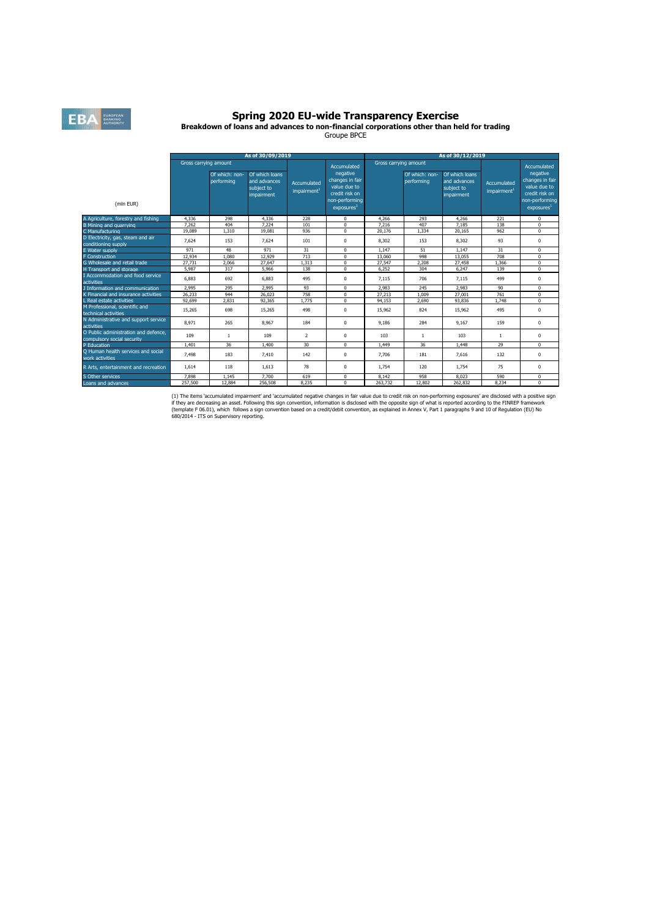# Spring 2020 EU-wide Transparency Exercise

**Breakdown of loans and advances to non-financial corporations other than held for trading**

Groupe BPCE

| (mln EUR) | As of 30/09/2019 | | | | | As of 30/12/2019 | | | | |
|---|---|---|---|---|---|---|---|---|---|---|
| | Gross carrying amount | | | Accumulated impairment[1] | Accumulated negative changes in fair value due to credit risk on non-performing exposures[1] | Gross carrying amount | | | Accumulated impairment[1] | Accumulated negative changes in fair value due to credit risk on non-performing exposures[1] |
| | | Of which: non-performing | Of which loans and advances subject to impairment | | | | Of which: non-performing | Of which loans and advances subject to impairment | | |
| A Agriculture, forestry and fishing | 4,336 | 298 | 4,336 | 228 | 0 | 4,266 | 293 | 4,266 | 221 | 0 |
| B Mining and quarrying | 7,262 | 404 | 7,224 | 101 | 0 | 7,216 | 407 | 7,185 | 138 | 0 |
| C Manufacturing | 19,089 | 1,310 | 19,081 | 936 | 0 | 20,176 | 1,334 | 20,165 | 962 | 0 |
| D Electricity, gas, steam and air conditioning supply | 7,624 | 153 | 7,624 | 101 | 0 | 8,302 | 153 | 8,302 | 93 | 0 |
| E Water supply | 971 | 48 | 971 | 31 | 0 | 1,147 | 51 | 1,147 | 31 | 0 |
| F Construction | 12,934 | 1,080 | 12,929 | 713 | 0 | 13,060 | 998 | 13,055 | 708 | 0 |
| G Wholesale and retail trade | 27,731 | 2,066 | 27,647 | 1,313 | 0 | 27,547 | 2,208 | 27,458 | 1,366 | 0 |
| H Transport and storage | 5,987 | 317 | 5,966 | 138 | 0 | 6,252 | 304 | 6,247 | 139 | 0 |
| I Accommodation and food service activities | 6,883 | 692 | 6,883 | 495 | 0 | 7,115 | 706 | 7,115 | 499 | 0 |
| J Information and communication | 2,995 | 295 | 2,995 | 93 | 0 | 2,983 | 245 | 2,983 | 90 | 0 |
| K Financial and insurance activities | 26,233 | 944 | 26,023 | 758 | 0 | 27,213 | 1,009 | 27,001 | 761 | 0 |
| L Real estate activities | 92,699 | 2,831 | 92,365 | 1,775 | 0 | 94,153 | 2,690 | 93,836 | 1,748 | 0 |
| M Professional, scientific and technical activities | 15,265 | 698 | 15,265 | 498 | 0 | 15,962 | 824 | 15,962 | 495 | 0 |
| N Administrative and support service activities | 8,971 | 265 | 8,967 | 184 | 0 | 9,186 | 284 | 9,167 | 159 | 0 |
| O Public administration and defence, compulsory social security | 109 | 1 | 109 | 2 | 0 | 103 | 1 | 103 | 1 | 0 |
| P Education | 1,401 | 36 | 1,400 | 30 | 0 | 1,449 | 36 | 1,448 | 29 | 0 |
| Q Human health services and social work activities | 7,498 | 183 | 7,410 | 142 | 0 | 7,706 | 181 | 7,616 | 132 | 0 |
| R Arts, entertainment and recreation | 1,614 | 118 | 1,613 | 78 | 0 | 1,754 | 120 | 1,754 | 75 | 0 |
| S Other services | 7,898 | 1,145 | 7,700 | 619 | 0 | 8,142 | 958 | 8,023 | 590 | 0 |
| Loans and advances | 257,500 | 12,884 | 256,508 | 8,235 | 0 | 263,732 | 12,802 | 262,832 | 8,234 | 0 |

(1) The items 'accumulated impairment' and 'accumulated negative changes in fair value due to credit risk on non-performing exposures' are disclosed with a positive sign if they are decreasing an asset. Following this sign convention, information is disclosed with the opposite sign of what is reported according to the FINREP framework (template F 06.01), which follows a sign convention based on a credit/debit convention, as explained in Annex V, Part 1 paragraphs 9 and 10 of Regulation (EU) No 680/2014 - ITS on Supervisory reporting.